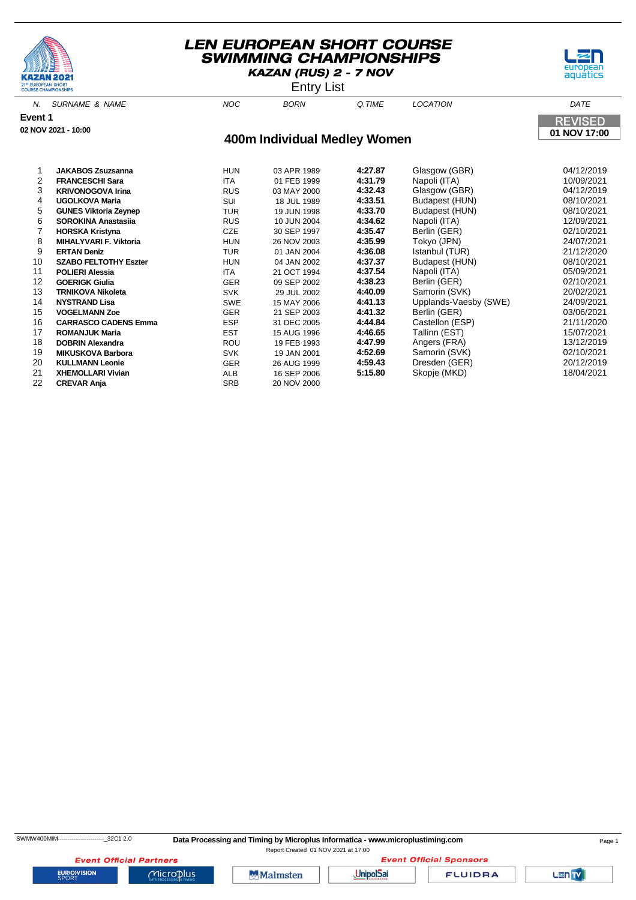# LEN EUROPEAN SHORT COURSE SWIMMING CHAMPIONSHIPS

**KAZAN (RUS) 2 - 7 NOV**

Entry List

**Event 1**

**02 NOV 2021 - 10:00**

REVISED
**01 NOV 17:00**

## 400m Individual Medley Women

| N. | SURNAME & NAME | NOC | BORN | Q.TIME | LOCATION | DATE |
|---|---|---|---|---|---|---|
| 1 | **JAKABOS Zsuzsanna** | HUN | 03 APR 1989 | **4:27.87** | Glasgow (GBR) | 04/12/2019 |
| 2 | **FRANCESCHI Sara** | ITA | 01 FEB 1999 | **4:31.79** | Napoli (ITA) | 10/09/2021 |
| 3 | **KRIVONOGOVA Irina** | RUS | 03 MAY 2000 | **4:32.43** | Glasgow (GBR) | 04/12/2019 |
| 4 | **UGOLKOVA Maria** | SUI | 18 JUL 1989 | **4:33.51** | Budapest (HUN) | 08/10/2021 |
| 5 | **GUNES Viktoria Zeynep** | TUR | 19 JUN 1998 | **4:33.70** | Budapest (HUN) | 08/10/2021 |
| 6 | **SOROKINA Anastasiia** | RUS | 10 JUN 2004 | **4:34.62** | Napoli (ITA) | 12/09/2021 |
| 7 | **HORSKA Kristyna** | CZE | 30 SEP 1997 | **4:35.47** | Berlin (GER) | 02/10/2021 |
| 8 | **MIHALYVARI F. Viktoria** | HUN | 26 NOV 2003 | **4:35.99** | Tokyo (JPN) | 24/07/2021 |
| 9 | **ERTAN Deniz** | TUR | 01 JAN 2004 | **4:36.08** | Istanbul (TUR) | 21/12/2020 |
| 10 | **SZABO FELTOTHY Eszter** | HUN | 04 JAN 2002 | **4:37.37** | Budapest (HUN) | 08/10/2021 |
| 11 | **POLIERI Alessia** | ITA | 21 OCT 1994 | **4:37.54** | Napoli (ITA) | 05/09/2021 |
| 12 | **GOERIGK Giulia** | GER | 09 SEP 2002 | **4:38.23** | Berlin (GER) | 02/10/2021 |
| 13 | **TRNIKOVA Nikoleta** | SVK | 29 JUL 2002 | **4:40.09** | Samorin (SVK) | 20/02/2021 |
| 14 | **NYSTRAND Lisa** | SWE | 15 MAY 2006 | **4:41.13** | Upplands-Vaesby (SWE) | 24/09/2021 |
| 15 | **VOGELMANN Zoe** | GER | 21 SEP 2003 | **4:41.32** | Berlin (GER) | 03/06/2021 |
| 16 | **CARRASCO CADENS Emma** | ESP | 31 DEC 2005 | **4:44.84** | Castellon (ESP) | 21/11/2020 |
| 17 | **ROMANJUK Maria** | EST | 15 AUG 1996 | **4:46.65** | Tallinn (EST) | 15/07/2021 |
| 18 | **DOBRIN Alexandra** | ROU | 19 FEB 1993 | **4:47.99** | Angers (FRA) | 13/12/2019 |
| 19 | **MIKUSKOVA Barbora** | SVK | 19 JAN 2001 | **4:52.69** | Samorin (SVK) | 02/10/2021 |
| 20 | **KULLMANN Leonie** | GER | 26 AUG 1999 | **4:59.43** | Dresden (GER) | 20/12/2019 |
| 21 | **XHEMOLLARI Vivian** | ALB | 16 SEP 2006 | **5:15.80** | Skopje (MKD) | 18/04/2021 |
| 22 | **CREVAR Anja** | SRB | 20 NOV 2000 | | | |

SWMW400MIM------------------------_32C1 2.0 **Data Processing and Timing by Microplus Informatica - www.microplustiming.com**

Report Created 01 NOV 2021 at 17:00

**Event Official Partners** **Event Official Sponsors**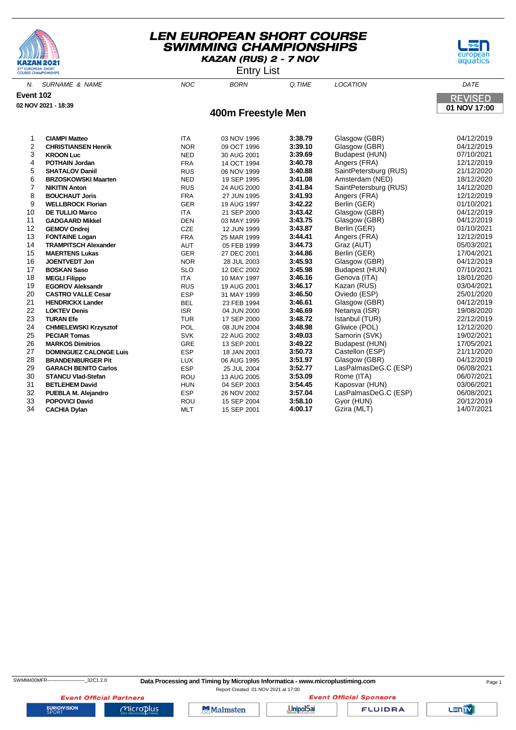# LEN EUROPEAN SHORT COURSE SWIMMING CHAMPIONSHIPS

**KAZAN (RUS) 2 - 7 NOV**

Entry List

**Event 102**

**02 NOV 2021 - 18:39**

**REVISED**
**01 NOV 17:00**

## 400m Freestyle Men

| N. | SURNAME & NAME | NOC | BORN | Q.TIME | LOCATION | DATE |
|---|---|---|---|---|---|---|
| 1 | **CIAMPI Matteo** | ITA | 03 NOV 1996 | **3:38.79** | Glasgow (GBR) | 04/12/2019 |
| 2 | **CHRISTIANSEN Henrik** | NOR | 09 OCT 1996 | **3:39.10** | Glasgow (GBR) | 04/12/2019 |
| 3 | **KROON Luc** | NED | 30 AUG 2001 | **3:39.69** | Budapest (HUN) | 07/10/2021 |
| 4 | **POTHAIN Jordan** | FRA | 14 OCT 1994 | **3:40.78** | Angers (FRA) | 12/12/2019 |
| 5 | **SHATALOV Daniil** | RUS | 06 NOV 1999 | **3:40.88** | SaintPetersburg (RUS) | 21/12/2020 |
| 6 | **BRZOSKOWSKI Maarten** | NED | 19 SEP 1995 | **3:41.08** | Amsterdam (NED) | 18/12/2020 |
| 7 | **NIKITIN Anton** | RUS | 24 AUG 2000 | **3:41.84** | SaintPetersburg (RUS) | 14/12/2020 |
| 8 | **BOUCHAUT Joris** | FRA | 27 JUN 1995 | **3:41.93** | Angers (FRA) | 12/12/2019 |
| 9 | **WELLBROCK Florian** | GER | 19 AUG 1997 | **3:42.22** | Berlin (GER) | 01/10/2021 |
| 10 | **DE TULLIO Marco** | ITA | 21 SEP 2000 | **3:43.42** | Glasgow (GBR) | 04/12/2019 |
| 11 | **GADGAARD Mikkel** | DEN | 03 MAY 1999 | **3:43.75** | Glasgow (GBR) | 04/12/2019 |
| 12 | **GEMOV Ondrej** | CZE | 12 JUN 1999 | **3:43.87** | Berlin (GER) | 01/10/2021 |
| 13 | **FONTAINE Logan** | FRA | 25 MAR 1999 | **3:44.41** | Angers (FRA) | 12/12/2019 |
| 14 | **TRAMPITSCH Alexander** | AUT | 05 FEB 1999 | **3:44.73** | Graz (AUT) | 05/03/2021 |
| 15 | **MAERTENS Lukas** | GER | 27 DEC 2001 | **3:44.86** | Berlin (GER) | 17/04/2021 |
| 16 | **JOENTVEDT Jon** | NOR | 28 JUL 2003 | **3:45.93** | Glasgow (GBR) | 04/12/2019 |
| 17 | **BOSKAN Saso** | SLO | 12 DEC 2002 | **3:45.98** | Budapest (HUN) | 07/10/2021 |
| 18 | **MEGLI Filippo** | ITA | 10 MAY 1997 | **3:46.16** | Genova (ITA) | 18/01/2020 |
| 19 | **EGOROV Aleksandr** | RUS | 19 AUG 2001 | **3:46.17** | Kazan (RUS) | 03/04/2021 |
| 20 | **CASTRO VALLE Cesar** | ESP | 31 MAY 1999 | **3:46.50** | Oviedo (ESP) | 25/01/2020 |
| 21 | **HENDRICKX Lander** | BEL | 23 FEB 1994 | **3:46.61** | Glasgow (GBR) | 04/12/2019 |
| 22 | **LOKTEV Denis** | ISR | 04 JUN 2000 | **3:46.69** | Netanya (ISR) | 19/08/2020 |
| 23 | **TURAN Efe** | TUR | 17 SEP 2000 | **3:48.72** | Istanbul (TUR) | 22/12/2019 |
| 24 | **CHMIELEWSKI Krzysztof** | POL | 08 JUN 2004 | **3:48.98** | Gliwice (POL) | 12/12/2020 |
| 25 | **PECIAR Tomas** | SVK | 22 AUG 2002 | **3:49.03** | Samorin (SVK) | 19/02/2021 |
| 26 | **MARKOS Dimitrios** | GRE | 13 SEP 2001 | **3:49.22** | Budapest (HUN) | 17/05/2021 |
| 27 | **DOMINGUEZ CALONGE Luis** | ESP | 18 JAN 2003 | **3:50.73** | Castellon (ESP) | 21/11/2020 |
| 28 | **BRANDENBURGER Pit** | LUX | 06 AUG 1995 | **3:51.97** | Glasgow (GBR) | 04/12/2019 |
| 29 | **GARACH BENITO Carlos** | ESP | 25 JUL 2004 | **3:52.77** | LasPalmasDeG.C (ESP) | 06/08/2021 |
| 30 | **STANCU Vlad-Stefan** | ROU | 13 AUG 2005 | **3:53.09** | Rome (ITA) | 06/07/2021 |
| 31 | **BETLEHEM David** | HUN | 04 SEP 2003 | **3:54.45** | Kaposvar (HUN) | 03/06/2021 |
| 32 | **PUEBLA M. Alejandro** | ESP | 26 NOV 2002 | **3:57.04** | LasPalmasDeG.C (ESP) | 06/08/2021 |
| 33 | **POPOVICI David** | ROU | 15 SEP 2004 | **3:58.10** | Gyor (HUN) | 20/12/2019 |
| 34 | **CACHIA Dylan** | MLT | 15 SEP 2001 | **4:00.17** | Gzira (MLT) | 14/07/2021 |

SWMM400MFR------------------------_32C1 2.0

**Data Processing and Timing by Microplus Informatica - www.microplustiming.com**

Report Created 01 NOV 2021 at 17:00

*Event Official Partners* — *Event Official Sponsors*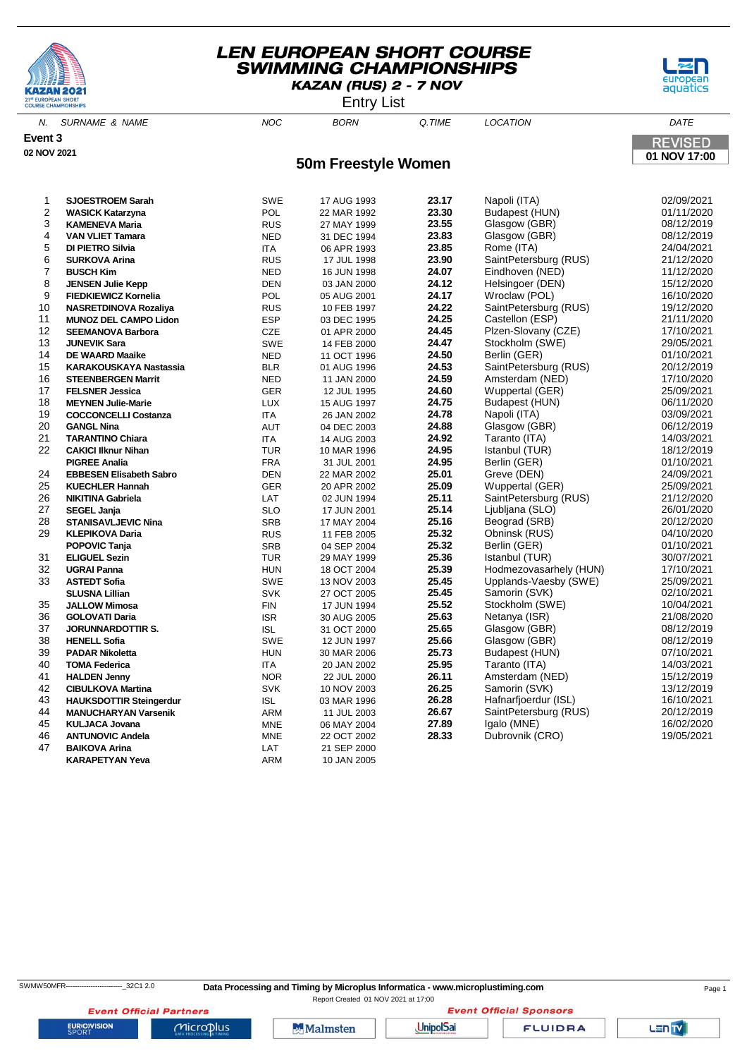# LEN EUROPEAN SHORT COURSE SWIMMING CHAMPIONSHIPS

**KAZAN (RUS) 2 - 7 NOV**

Entry List

**Event 3**

**02 NOV 2021**

REVISED **01 NOV 17:00**

## 50m Freestyle Women

| N. | SURNAME & NAME | NOC | BORN | Q.TIME | LOCATION | DATE |
|---|---|---|---|---|---|---|
| 1 | **SJOESTROEM Sarah** | SWE | 17 AUG 1993 | **23.17** | Napoli (ITA) | 02/09/2021 |
| 2 | **WASICK Katarzyna** | POL | 22 MAR 1992 | **23.30** | Budapest (HUN) | 01/11/2020 |
| 3 | **KAMENEVA Maria** | RUS | 27 MAY 1999 | **23.55** | Glasgow (GBR) | 08/12/2019 |
| 4 | **VAN VLIET Tamara** | NED | 31 DEC 1994 | **23.83** | Glasgow (GBR) | 08/12/2019 |
| 5 | **DI PIETRO Silvia** | ITA | 06 APR 1993 | **23.85** | Rome (ITA) | 24/04/2021 |
| 6 | **SURKOVA Arina** | RUS | 17 JUL 1998 | **23.90** | SaintPetersburg (RUS) | 21/12/2020 |
| 7 | **BUSCH Kim** | NED | 16 JUN 1998 | **24.07** | Eindhoven (NED) | 11/12/2020 |
| 8 | **JENSEN Julie Kepp** | DEN | 03 JAN 2000 | **24.12** | Helsingoer (DEN) | 15/12/2020 |
| 9 | **FIEDKIEWICZ Kornelia** | POL | 05 AUG 2001 | **24.17** | Wroclaw (POL) | 16/10/2020 |
| 10 | **NASRETDINOVA Rozaliya** | RUS | 10 FEB 1997 | **24.22** | SaintPetersburg (RUS) | 19/12/2020 |
| 11 | **MUNOZ DEL CAMPO Lidon** | ESP | 03 DEC 1995 | **24.25** | Castellon (ESP) | 21/11/2020 |
| 12 | **SEEMANOVA Barbora** | CZE | 01 APR 2000 | **24.45** | Plzen-Slovany (CZE) | 17/10/2021 |
| 13 | **JUNEVIK Sara** | SWE | 14 FEB 2000 | **24.47** | Stockholm (SWE) | 29/05/2021 |
| 14 | **DE WAARD Maaike** | NED | 11 OCT 1996 | **24.50** | Berlin (GER) | 01/10/2021 |
| 15 | **KARAKOUSKAYA Nastassia** | BLR | 01 AUG 1996 | **24.53** | SaintPetersburg (RUS) | 20/12/2019 |
| 16 | **STEENBERGEN Marrit** | NED | 11 JAN 2000 | **24.59** | Amsterdam (NED) | 17/10/2020 |
| 17 | **FELSNER Jessica** | GER | 12 JUL 1995 | **24.60** | Wuppertal (GER) | 25/09/2021 |
| 18 | **MEYNEN Julie-Marie** | LUX | 15 AUG 1997 | **24.75** | Budapest (HUN) | 06/11/2020 |
| 19 | **COCCONCELLI Costanza** | ITA | 26 JAN 2002 | **24.78** | Napoli (ITA) | 03/09/2021 |
| 20 | **GANGL Nina** | AUT | 04 DEC 2003 | **24.88** | Glasgow (GBR) | 06/12/2019 |
| 21 | **TARANTINO Chiara** | ITA | 14 AUG 2003 | **24.92** | Taranto (ITA) | 14/03/2021 |
| 22 | **CAKICI Ilknur Nihan** | TUR | 10 MAR 1996 | **24.95** | Istanbul (TUR) | 18/12/2019 |
| | **PIGREE Analia** | FRA | 31 JUL 2001 | **24.95** | Berlin (GER) | 01/10/2021 |
| 24 | **EBBESEN Elisabeth Sabro** | DEN | 22 MAR 2002 | **25.01** | Greve (DEN) | 24/09/2021 |
| 25 | **KUECHLER Hannah** | GER | 20 APR 2002 | **25.09** | Wuppertal (GER) | 25/09/2021 |
| 26 | **NIKITINA Gabriela** | LAT | 02 JUN 1994 | **25.11** | SaintPetersburg (RUS) | 21/12/2020 |
| 27 | **SEGEL Janja** | SLO | 17 JUN 2001 | **25.14** | Ljubljana (SLO) | 26/01/2020 |
| 28 | **STANISAVLJEVIC Nina** | SRB | 17 MAY 2004 | **25.16** | Beograd (SRB) | 20/12/2020 |
| 29 | **KLEPIKOVA Daria** | RUS | 11 FEB 2005 | **25.32** | Obninsk (RUS) | 04/10/2020 |
| | **POPOVIC Tanja** | SRB | 04 SEP 2004 | **25.32** | Berlin (GER) | 01/10/2021 |
| 31 | **ELIGUEL Sezin** | TUR | 29 MAY 1999 | **25.36** | Istanbul (TUR) | 30/07/2021 |
| 32 | **UGRAI Panna** | HUN | 18 OCT 2004 | **25.39** | Hodmezovasarhely (HUN) | 17/10/2021 |
| 33 | **ASTEDT Sofia** | SWE | 13 NOV 2003 | **25.45** | Upplands-Vaesby (SWE) | 25/09/2021 |
| | **SLUSNA Lillian** | SVK | 27 OCT 2005 | **25.45** | Samorin (SVK) | 02/10/2021 |
| 35 | **JALLOW Mimosa** | FIN | 17 JUN 1994 | **25.52** | Stockholm (SWE) | 10/04/2021 |
| 36 | **GOLOVATI Daria** | ISR | 30 AUG 2005 | **25.63** | Netanya (ISR) | 21/08/2020 |
| 37 | **JORUNNARDOTTIR S.** | ISL | 31 OCT 2000 | **25.65** | Glasgow (GBR) | 08/12/2019 |
| 38 | **HENELL Sofia** | SWE | 12 JUN 1997 | **25.66** | Glasgow (GBR) | 08/12/2019 |
| 39 | **PADAR Nikoletta** | HUN | 30 MAR 2006 | **25.73** | Budapest (HUN) | 07/10/2021 |
| 40 | **TOMA Federica** | ITA | 20 JAN 2002 | **25.95** | Taranto (ITA) | 14/03/2021 |
| 41 | **HALDEN Jenny** | NOR | 22 JUL 2000 | **26.11** | Amsterdam (NED) | 15/12/2019 |
| 42 | **CIBULKOVA Martina** | SVK | 10 NOV 2003 | **26.25** | Samorin (SVK) | 13/12/2019 |
| 43 | **HAUKSDOTTIR Steingerdur** | ISL | 03 MAR 1996 | **26.28** | Hafnarfjoerdur (ISL) | 16/10/2021 |
| 44 | **MANUCHARYAN Varsenik** | ARM | 11 JUL 2003 | **26.67** | SaintPetersburg (RUS) | 20/12/2019 |
| 45 | **KULJACA Jovana** | MNE | 06 MAY 2004 | **27.89** | Igalo (MNE) | 16/02/2020 |
| 46 | **ANTUNOVIC Andela** | MNE | 22 OCT 2002 | **28.33** | Dubrovnik (CRO) | 19/05/2021 |
| 47 | **BAIKOVA Arina** | LAT | 21 SEP 2000 | | | |
| | **KARAPETYAN Yeva** | ARM | 10 JAN 2005 | | | |

SWMW50MFR------------------------_32C1 2.0 **Data Processing and Timing by Microplus Informatica - www.microplustiming.com**

Report Created 01 NOV 2021 at 17:00

*Event Official Partners* *Event Official Sponsors*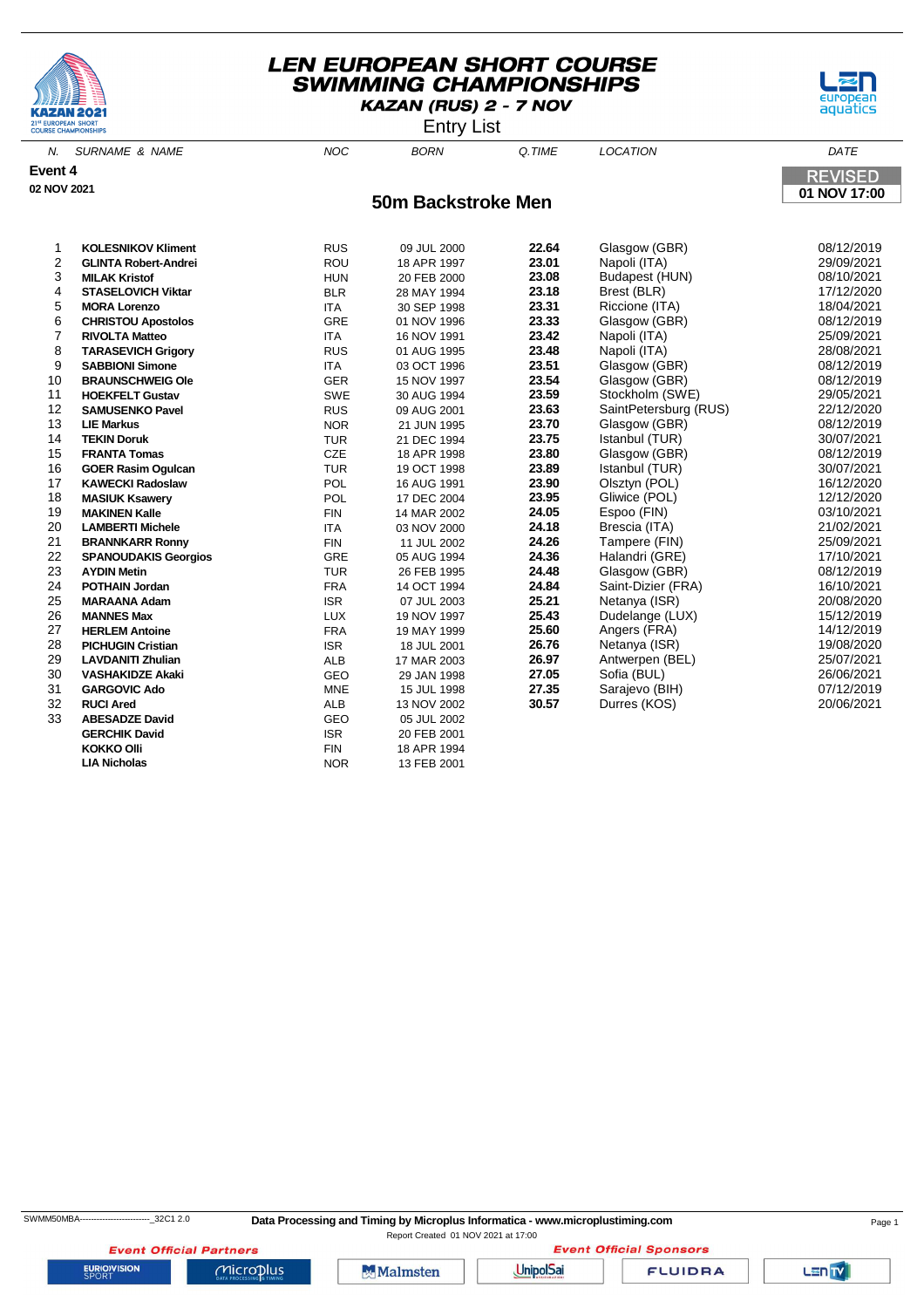# LEN EUROPEAN SHORT COURSE SWIMMING CHAMPIONSHIPS

**KAZAN (RUS) 2 - 7 NOV**

Entry List

**Event 4**

**02 NOV 2021**

REVISED
**01 NOV 17:00**

## 50m Backstroke Men

| N. | SURNAME & NAME | NOC | BORN | Q.TIME | LOCATION | DATE |
|---|---|---|---|---|---|---|
| 1 | **KOLESNIKOV Kliment** | RUS | 09 JUL 2000 | **22.64** | Glasgow (GBR) | 08/12/2019 |
| 2 | **GLINTA Robert-Andrei** | ROU | 18 APR 1997 | **23.01** | Napoli (ITA) | 29/09/2021 |
| 3 | **MILAK Kristof** | HUN | 20 FEB 2000 | **23.08** | Budapest (HUN) | 08/10/2021 |
| 4 | **STASELOVICH Viktar** | BLR | 28 MAY 1994 | **23.18** | Brest (BLR) | 17/12/2020 |
| 5 | **MORA Lorenzo** | ITA | 30 SEP 1998 | **23.31** | Riccione (ITA) | 18/04/2021 |
| 6 | **CHRISTOU Apostolos** | GRE | 01 NOV 1996 | **23.33** | Glasgow (GBR) | 08/12/2019 |
| 7 | **RIVOLTA Matteo** | ITA | 16 NOV 1991 | **23.42** | Napoli (ITA) | 25/09/2021 |
| 8 | **TARASEVICH Grigory** | RUS | 01 AUG 1995 | **23.48** | Napoli (ITA) | 28/08/2021 |
| 9 | **SABBIONI Simone** | ITA | 03 OCT 1996 | **23.51** | Glasgow (GBR) | 08/12/2019 |
| 10 | **BRAUNSCHWEIG Ole** | GER | 15 NOV 1997 | **23.54** | Glasgow (GBR) | 08/12/2019 |
| 11 | **HOEKFELT Gustav** | SWE | 30 AUG 1994 | **23.59** | Stockholm (SWE) | 29/05/2021 |
| 12 | **SAMUSENKO Pavel** | RUS | 09 AUG 2001 | **23.63** | SaintPetersburg (RUS) | 22/12/2020 |
| 13 | **LIE Markus** | NOR | 21 JUN 1995 | **23.70** | Glasgow (GBR) | 08/12/2019 |
| 14 | **TEKIN Doruk** | TUR | 21 DEC 1994 | **23.75** | Istanbul (TUR) | 30/07/2021 |
| 15 | **FRANTA Tomas** | CZE | 18 APR 1998 | **23.80** | Glasgow (GBR) | 08/12/2019 |
| 16 | **GOER Rasim Ogulcan** | TUR | 19 OCT 1998 | **23.89** | Istanbul (TUR) | 30/07/2021 |
| 17 | **KAWECKI Radoslaw** | POL | 16 AUG 1991 | **23.90** | Olsztyn (POL) | 16/12/2020 |
| 18 | **MASIUK Ksawery** | POL | 17 DEC 2004 | **23.95** | Gliwice (POL) | 12/12/2020 |
| 19 | **MAKINEN Kalle** | FIN | 14 MAR 2002 | **24.05** | Espoo (FIN) | 03/10/2021 |
| 20 | **LAMBERTI Michele** | ITA | 03 NOV 2000 | **24.18** | Brescia (ITA) | 21/02/2021 |
| 21 | **BRANNKARR Ronny** | FIN | 11 JUL 2002 | **24.26** | Tampere (FIN) | 25/09/2021 |
| 22 | **SPANOUDAKIS Georgios** | GRE | 05 AUG 1994 | **24.36** | Halandri (GRE) | 17/10/2021 |
| 23 | **AYDIN Metin** | TUR | 26 FEB 1995 | **24.48** | Glasgow (GBR) | 08/12/2019 |
| 24 | **POTHAIN Jordan** | FRA | 14 OCT 1994 | **24.84** | Saint-Dizier (FRA) | 16/10/2021 |
| 25 | **MARAANA Adam** | ISR | 07 JUL 2003 | **25.21** | Netanya (ISR) | 20/08/2020 |
| 26 | **MANNES Max** | LUX | 19 NOV 1997 | **25.43** | Dudelange (LUX) | 15/12/2019 |
| 27 | **HERLEM Antoine** | FRA | 19 MAY 1999 | **25.60** | Angers (FRA) | 14/12/2019 |
| 28 | **PICHUGIN Cristian** | ISR | 18 JUL 2001 | **26.76** | Netanya (ISR) | 19/08/2020 |
| 29 | **LAVDANITI Zhulian** | ALB | 17 MAR 2003 | **26.97** | Antwerpen (BEL) | 25/07/2021 |
| 30 | **VASHAKIDZE Akaki** | GEO | 29 JAN 1998 | **27.05** | Sofia (BUL) | 26/06/2021 |
| 31 | **GARGOVIC Ado** | MNE | 15 JUL 1998 | **27.35** | Sarajevo (BIH) | 07/12/2019 |
| 32 | **RUCI Ared** | ALB | 13 NOV 2002 | **30.57** | Durres (KOS) | 20/06/2021 |
| 33 | **ABESADZE David** | GEO | 05 JUL 2002 | | | |
| | **GERCHIK David** | ISR | 20 FEB 2001 | | | |
| | **KOKKO Olli** | FIN | 18 APR 1994 | | | |
| | **LIA Nicholas** | NOR | 13 FEB 2001 | | | |

SWMM50MBA--------------------------_32C1 2.0 **Data Processing and Timing by Microplus Informatica - www.microplustiming.com**

Report Created 01 NOV 2021 at 17:00

*Event Official Partners* — *Event Official Sponsors*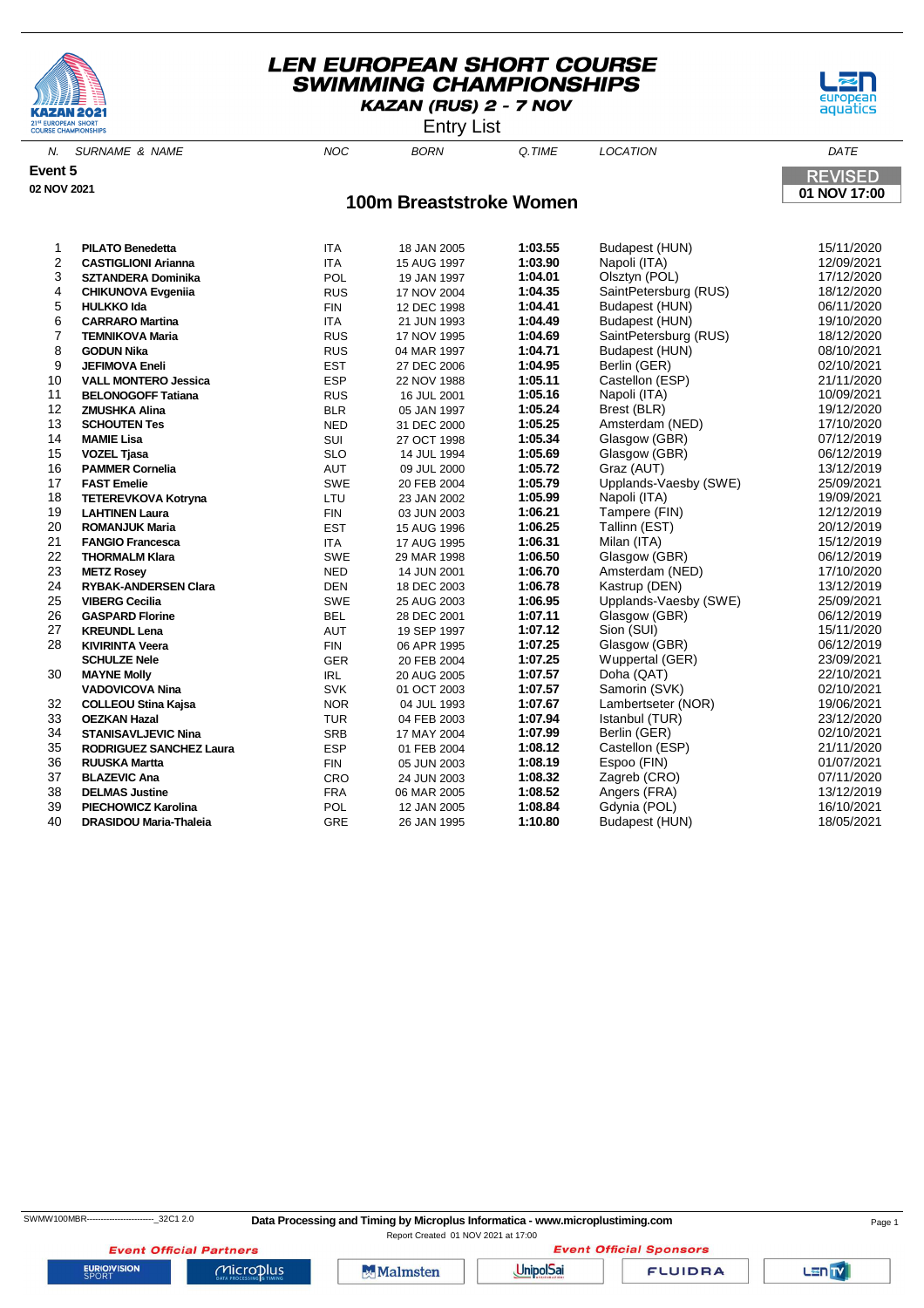# LEN EUROPEAN SHORT COURSE SWIMMING CHAMPIONSHIPS

**KAZAN (RUS) 2 - 7 NOV**

Entry List

**Event 5**

**02 NOV 2021**

REVISED **01 NOV 17:00**

## 100m Breaststroke Women

| N. | SURNAME & NAME | NOC | BORN | Q.TIME | LOCATION | DATE |
|---|---|---|---|---|---|---|
| 1 | **PILATO Benedetta** | ITA | 18 JAN 2005 | **1:03.55** | Budapest (HUN) | 15/11/2020 |
| 2 | **CASTIGLIONI Arianna** | ITA | 15 AUG 1997 | **1:03.90** | Napoli (ITA) | 12/09/2021 |
| 3 | **SZTANDERA Dominika** | POL | 19 JAN 1997 | **1:04.01** | Olsztyn (POL) | 17/12/2020 |
| 4 | **CHIKUNOVA Evgeniia** | RUS | 17 NOV 2004 | **1:04.35** | SaintPetersburg (RUS) | 18/12/2020 |
| 5 | **HULKKO Ida** | FIN | 12 DEC 1998 | **1:04.41** | Budapest (HUN) | 06/11/2020 |
| 6 | **CARRARO Martina** | ITA | 21 JUN 1993 | **1:04.49** | Budapest (HUN) | 19/10/2020 |
| 7 | **TEMNIKOVA Maria** | RUS | 17 NOV 1995 | **1:04.69** | SaintPetersburg (RUS) | 18/12/2020 |
| 8 | **GODUN Nika** | RUS | 04 MAR 1997 | **1:04.71** | Budapest (HUN) | 08/10/2021 |
| 9 | **JEFIMOVA Eneli** | EST | 27 DEC 2006 | **1:04.95** | Berlin (GER) | 02/10/2021 |
| 10 | **VALL MONTERO Jessica** | ESP | 22 NOV 1988 | **1:05.11** | Castellon (ESP) | 21/11/2020 |
| 11 | **BELONOGOFF Tatiana** | RUS | 16 JUL 2001 | **1:05.16** | Napoli (ITA) | 10/09/2021 |
| 12 | **ZMUSHKA Alina** | BLR | 05 JAN 1997 | **1:05.24** | Brest (BLR) | 19/12/2020 |
| 13 | **SCHOUTEN Tes** | NED | 31 DEC 2000 | **1:05.25** | Amsterdam (NED) | 17/10/2020 |
| 14 | **MAMIE Lisa** | SUI | 27 OCT 1998 | **1:05.34** | Glasgow (GBR) | 07/12/2019 |
| 15 | **VOZEL Tjasa** | SLO | 14 JUL 1994 | **1:05.69** | Glasgow (GBR) | 06/12/2019 |
| 16 | **PAMMER Cornelia** | AUT | 09 JUL 2000 | **1:05.72** | Graz (AUT) | 13/12/2019 |
| 17 | **FAST Emelie** | SWE | 20 FEB 2004 | **1:05.79** | Upplands-Vaesby (SWE) | 25/09/2021 |
| 18 | **TETEREVKOVA Kotryna** | LTU | 23 JAN 2002 | **1:05.99** | Napoli (ITA) | 19/09/2021 |
| 19 | **LAHTINEN Laura** | FIN | 03 JUN 2003 | **1:06.21** | Tampere (FIN) | 12/12/2019 |
| 20 | **ROMANJUK Maria** | EST | 15 AUG 1996 | **1:06.25** | Tallinn (EST) | 20/12/2019 |
| 21 | **FANGIO Francesca** | ITA | 17 AUG 1995 | **1:06.31** | Milan (ITA) | 15/12/2019 |
| 22 | **THORMALM Klara** | SWE | 29 MAR 1998 | **1:06.50** | Glasgow (GBR) | 06/12/2019 |
| 23 | **METZ Rosey** | NED | 14 JUN 2001 | **1:06.70** | Amsterdam (NED) | 17/10/2020 |
| 24 | **RYBAK-ANDERSEN Clara** | DEN | 18 DEC 2003 | **1:06.78** | Kastrup (DEN) | 13/12/2019 |
| 25 | **VIBERG Cecilia** | SWE | 25 AUG 2003 | **1:06.95** | Upplands-Vaesby (SWE) | 25/09/2021 |
| 26 | **GASPARD Florine** | BEL | 28 DEC 2001 | **1:07.11** | Glasgow (GBR) | 06/12/2019 |
| 27 | **KREUNDL Lena** | AUT | 19 SEP 1997 | **1:07.12** | Sion (SUI) | 15/11/2020 |
| 28 | **KIVIRINTA Veera** | FIN | 06 APR 1995 | **1:07.25** | Glasgow (GBR) | 06/12/2019 |
| | **SCHULZE Nele** | GER | 20 FEB 2004 | **1:07.25** | Wuppertal (GER) | 23/09/2021 |
| 30 | **MAYNE Molly** | IRL | 20 AUG 2005 | **1:07.57** | Doha (QAT) | 22/10/2021 |
| | **VADOVICOVA Nina** | SVK | 01 OCT 2003 | **1:07.57** | Samorin (SVK) | 02/10/2021 |
| 32 | **COLLEOU Stina Kajsa** | NOR | 04 JUL 1993 | **1:07.67** | Lambertseter (NOR) | 19/06/2021 |
| 33 | **OEZKAN Hazal** | TUR | 04 FEB 2003 | **1:07.94** | Istanbul (TUR) | 23/12/2020 |
| 34 | **STANISAVLJEVIC Nina** | SRB | 17 MAY 2004 | **1:07.99** | Berlin (GER) | 02/10/2021 |
| 35 | **RODRIGUEZ SANCHEZ Laura** | ESP | 01 FEB 2004 | **1:08.12** | Castellon (ESP) | 21/11/2020 |
| 36 | **RUUSKA Martta** | FIN | 05 JUN 2003 | **1:08.19** | Espoo (FIN) | 01/07/2021 |
| 37 | **BLAZEVIC Ana** | CRO | 24 JUN 2003 | **1:08.32** | Zagreb (CRO) | 07/11/2020 |
| 38 | **DELMAS Justine** | FRA | 06 MAR 2005 | **1:08.52** | Angers (FRA) | 13/12/2019 |
| 39 | **PIECHOWICZ Karolina** | POL | 12 JAN 2005 | **1:08.84** | Gdynia (POL) | 16/10/2021 |
| 40 | **DRASIDOU Maria-Thaleia** | GRE | 26 JAN 1995 | **1:10.80** | Budapest (HUN) | 18/05/2021 |

SWMW100MBR------------------------_32C1 2.0 **Data Processing and Timing by Microplus Informatica - www.microplustiming.com**

Report Created 01 NOV 2021 at 17:00

Event Official Partners — Event Official Sponsors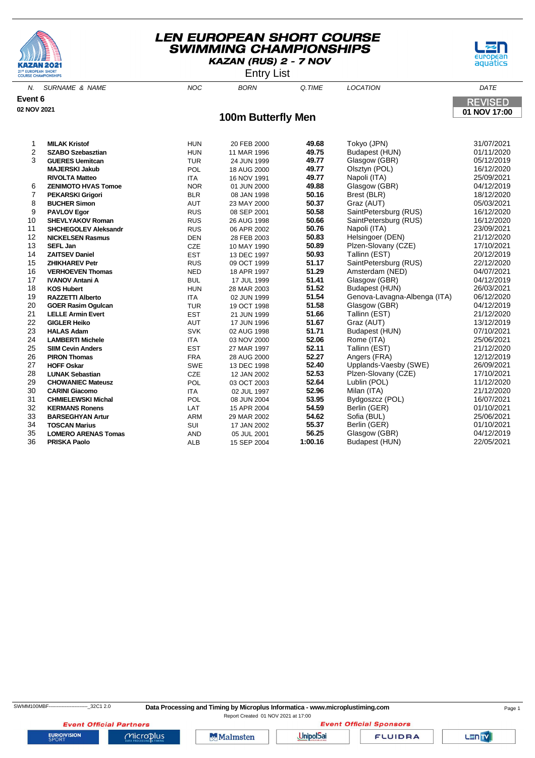# LEN EUROPEAN SHORT COURSE SWIMMING CHAMPIONSHIPS

**KAZAN (RUS) 2 - 7 NOV**

Entry List

**Event 6**

**02 NOV 2021**

REVISED **01 NOV 17:00**

## 100m Butterfly Men

| N. | SURNAME & NAME | NOC | BORN | Q.TIME | LOCATION | DATE |
|---|---|---|---|---|---|---|
| 1 | **MILAK Kristof** | HUN | 20 FEB 2000 | **49.68** | Tokyo (JPN) | 31/07/2021 |
| 2 | **SZABO Szebasztian** | HUN | 11 MAR 1996 | **49.75** | Budapest (HUN) | 01/11/2020 |
| 3 | **GUERES Uemitcan** | TUR | 24 JUN 1999 | **49.77** | Glasgow (GBR) | 05/12/2019 |
| | **MAJERSKI Jakub** | POL | 18 AUG 2000 | **49.77** | Olsztyn (POL) | 16/12/2020 |
| | **RIVOLTA Matteo** | ITA | 16 NOV 1991 | **49.77** | Napoli (ITA) | 25/09/2021 |
| 6 | **ZENIMOTO HVAS Tomoe** | NOR | 01 JUN 2000 | **49.88** | Glasgow (GBR) | 04/12/2019 |
| 7 | **PEKARSKI Grigori** | BLR | 08 JAN 1998 | **50.16** | Brest (BLR) | 18/12/2020 |
| 8 | **BUCHER Simon** | AUT | 23 MAY 2000 | **50.37** | Graz (AUT) | 05/03/2021 |
| 9 | **PAVLOV Egor** | RUS | 08 SEP 2001 | **50.58** | SaintPetersburg (RUS) | 16/12/2020 |
| 10 | **SHEVLYAKOV Roman** | RUS | 26 AUG 1998 | **50.66** | SaintPetersburg (RUS) | 16/12/2020 |
| 11 | **SHCHEGOLEV Aleksandr** | RUS | 06 APR 2002 | **50.76** | Napoli (ITA) | 23/09/2021 |
| 12 | **NICKELSEN Rasmus** | DEN | 28 FEB 2003 | **50.83** | Helsingoer (DEN) | 21/12/2020 |
| 13 | **SEFL Jan** | CZE | 10 MAY 1990 | **50.89** | Plzen-Slovany (CZE) | 17/10/2021 |
| 14 | **ZAITSEV Daniel** | EST | 13 DEC 1997 | **50.93** | Tallinn (EST) | 20/12/2019 |
| 15 | **ZHIKHAREV Petr** | RUS | 09 OCT 1999 | **51.17** | SaintPetersburg (RUS) | 22/12/2020 |
| 16 | **VERHOEVEN Thomas** | NED | 18 APR 1997 | **51.29** | Amsterdam (NED) | 04/07/2021 |
| 17 | **IVANOV Antani A** | BUL | 17 JUL 1999 | **51.41** | Glasgow (GBR) | 04/12/2019 |
| 18 | **KOS Hubert** | HUN | 28 MAR 2003 | **51.52** | Budapest (HUN) | 26/03/2021 |
| 19 | **RAZZETTI Alberto** | ITA | 02 JUN 1999 | **51.54** | Genova-Lavagna-Albenga (ITA) | 06/12/2020 |
| 20 | **GOER Rasim Ogulcan** | TUR | 19 OCT 1998 | **51.58** | Glasgow (GBR) | 04/12/2019 |
| 21 | **LELLE Armin Evert** | EST | 21 JUN 1999 | **51.66** | Tallinn (EST) | 21/12/2020 |
| 22 | **GIGLER Heiko** | AUT | 17 JUN 1996 | **51.67** | Graz (AUT) | 13/12/2019 |
| 23 | **HALAS Adam** | SVK | 02 AUG 1998 | **51.71** | Budapest (HUN) | 07/10/2021 |
| 24 | **LAMBERTI Michele** | ITA | 03 NOV 2000 | **52.06** | Rome (ITA) | 25/06/2021 |
| 25 | **SIIM Cevin Anders** | EST | 27 MAR 1997 | **52.11** | Tallinn (EST) | 21/12/2020 |
| 26 | **PIRON Thomas** | FRA | 28 AUG 2000 | **52.27** | Angers (FRA) | 12/12/2019 |
| 27 | **HOFF Oskar** | SWE | 13 DEC 1998 | **52.40** | Upplands-Vaesby (SWE) | 26/09/2021 |
| 28 | **LUNAK Sebastian** | CZE | 12 JAN 2002 | **52.53** | Plzen-Slovany (CZE) | 17/10/2021 |
| 29 | **CHOWANIEC Mateusz** | POL | 03 OCT 2003 | **52.64** | Lublin (POL) | 11/12/2020 |
| 30 | **CARINI Giacomo** | ITA | 02 JUL 1997 | **52.96** | Milan (ITA) | 21/12/2020 |
| 31 | **CHMIELEWSKI Michal** | POL | 08 JUN 2004 | **53.95** | Bydgoszcz (POL) | 16/07/2021 |
| 32 | **KERMANS Ronens** | LAT | 15 APR 2004 | **54.59** | Berlin (GER) | 01/10/2021 |
| 33 | **BARSEGHYAN Artur** | ARM | 29 MAR 2002 | **54.62** | Sofia (BUL) | 25/06/2021 |
| 34 | **TOSCAN Marius** | SUI | 17 JAN 2002 | **55.37** | Berlin (GER) | 01/10/2021 |
| 35 | **LOMERO ARENAS Tomas** | AND | 05 JUL 2001 | **56.25** | Glasgow (GBR) | 04/12/2019 |
| 36 | **PRISKA Paolo** | ALB | 15 SEP 2004 | **1:00.16** | Budapest (HUN) | 22/05/2021 |

SWMM100MBF------------------------_32C1 2.0 **Data Processing and Timing by Microplus Informatica - www.microplustiming.com**

Report Created 01 NOV 2021 at 17:00

**Event Official Partners** **Event Official Sponsors**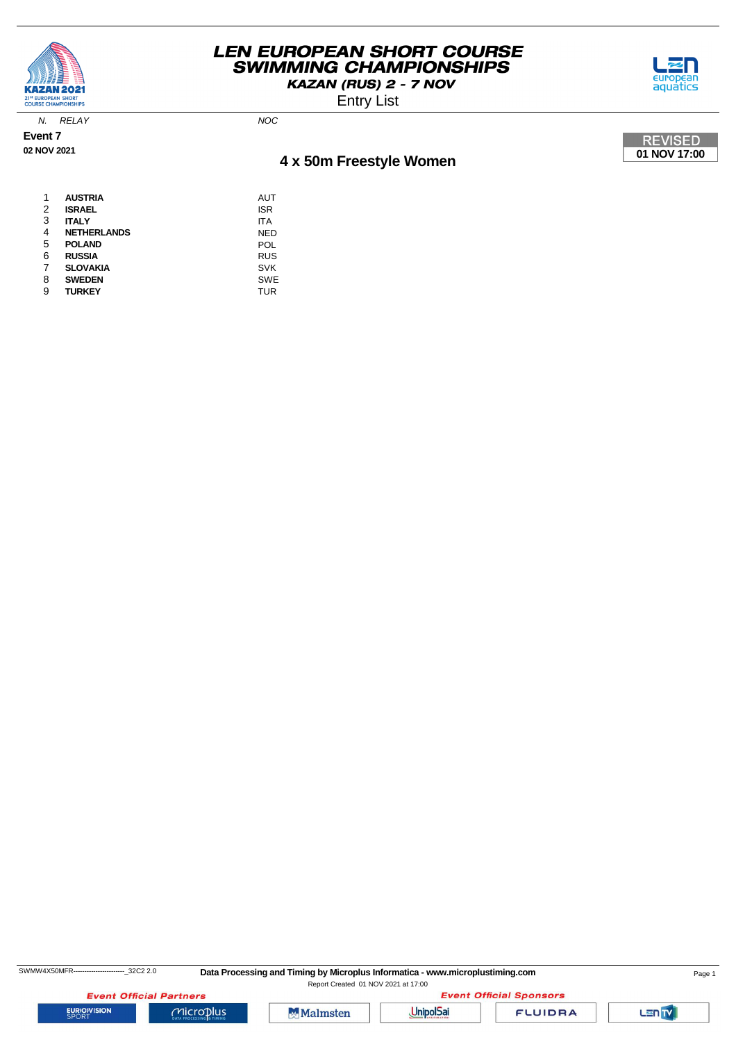# LEN EUROPEAN SHORT COURSE SWIMMING CHAMPIONSHIPS

**KAZAN (RUS) 2 - 7 NOV**

Entry List

**Event 7**

**02 NOV 2021**

**REVISED**
**01 NOV 17:00**

## 4 x 50m Freestyle Women

| N. | RELAY | NOC |
|---|---|---|
| 1 | **AUSTRIA** | AUT |
| 2 | **ISRAEL** | ISR |
| 3 | **ITALY** | ITA |
| 4 | **NETHERLANDS** | NED |
| 5 | **POLAND** | POL |
| 6 | **RUSSIA** | RUS |
| 7 | **SLOVAKIA** | SVK |
| 8 | **SWEDEN** | SWE |
| 9 | **TURKEY** | TUR |

SWMW4X50MFR-----------------------_32C2 2.0

**Data Processing and Timing by Microplus Informatica - www.microplustiming.com**

Report Created 01 NOV 2021 at 17:00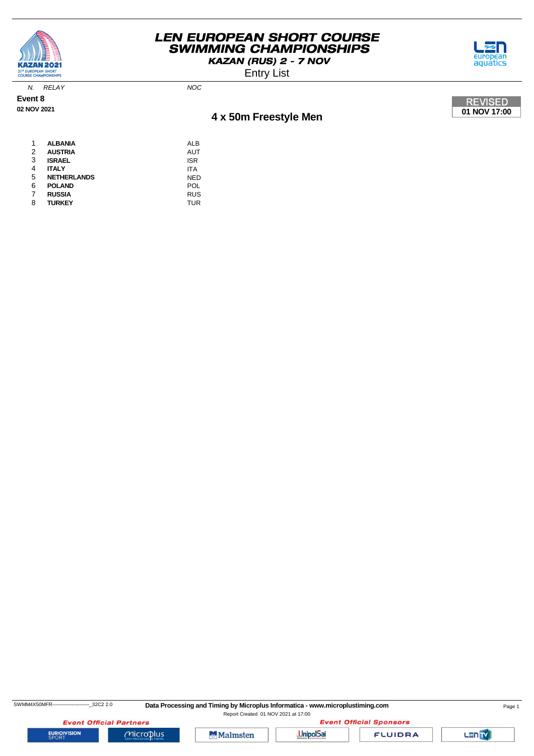# LEN EUROPEAN SHORT COURSE SWIMMING CHAMPIONSHIPS

**KAZAN (RUS) 2 - 7 NOV**

Entry List

**Event 8**

**02 NOV 2021**

REVISED
**01 NOV 17:00**

## 4 x 50m Freestyle Men

| N. | RELAY | NOC |
|---|---|---|
| 1 | **ALBANIA** | ALB |
| 2 | **AUSTRIA** | AUT |
| 3 | **ISRAEL** | ISR |
| 4 | **ITALY** | ITA |
| 5 | **NETHERLANDS** | NED |
| 6 | **POLAND** | POL |
| 7 | **RUSSIA** | RUS |
| 8 | **TURKEY** | TUR |

SWMM4X50MFR------------------------_32C2 2.0

**Data Processing and Timing by Microplus Informatica - www.microplustiming.com**

Report Created 01 NOV 2021 at 17:00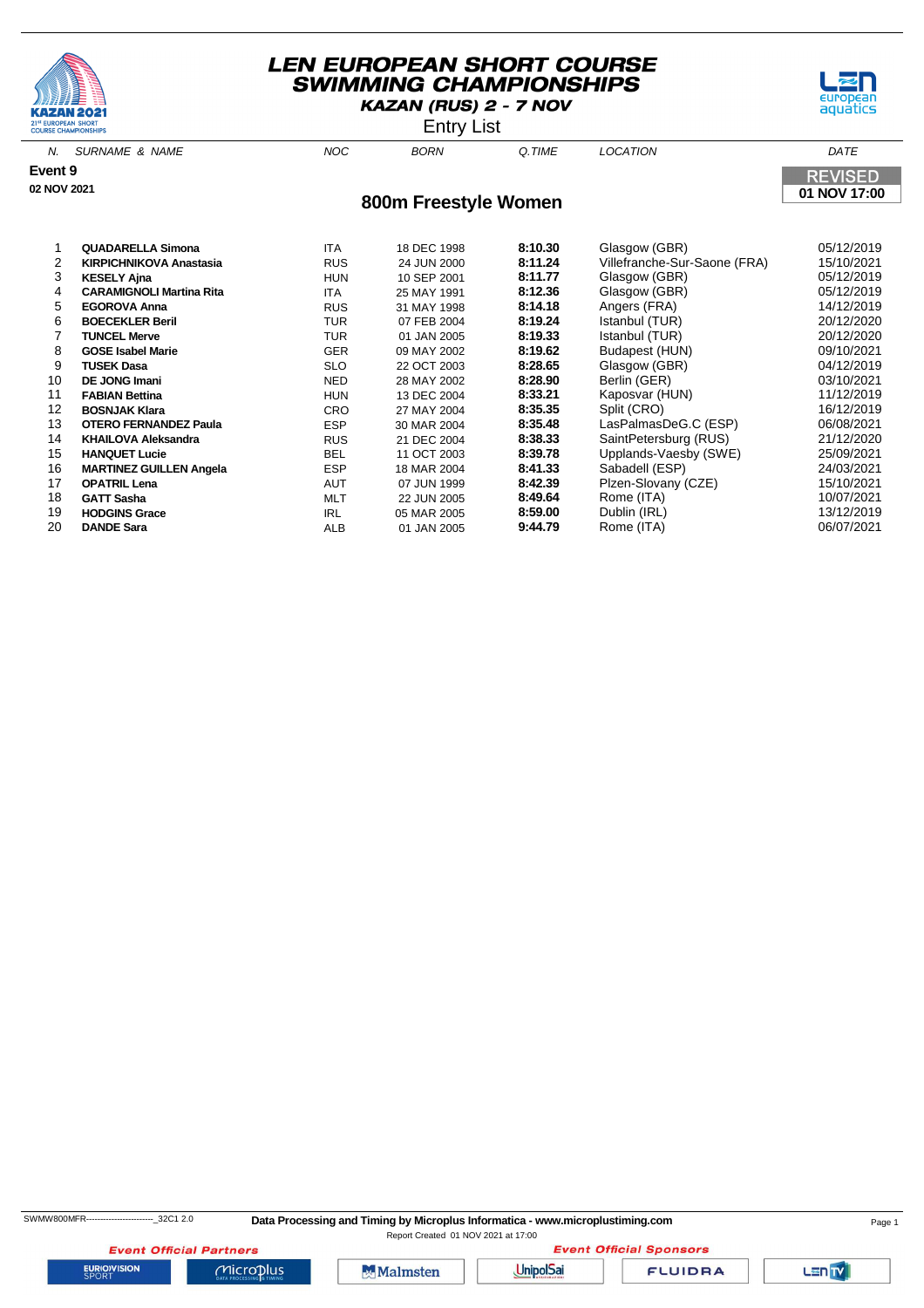# LEN EUROPEAN SHORT COURSE SWIMMING CHAMPIONSHIPS

**KAZAN (RUS) 2 - 7 NOV**

Entry List

**Event 9**

**02 NOV 2021**

REVISED
**01 NOV 17:00**

## 800m Freestyle Women

| N. | SURNAME & NAME | NOC | BORN | Q.TIME | LOCATION | DATE |
|---|---|---|---|---|---|---|
| 1 | **QUADARELLA Simona** | ITA | 18 DEC 1998 | **8:10.30** | Glasgow (GBR) | 05/12/2019 |
| 2 | **KIRPICHNIKOVA Anastasia** | RUS | 24 JUN 2000 | **8:11.24** | Villefranche-Sur-Saone (FRA) | 15/10/2021 |
| 3 | **KESELY Ajna** | HUN | 10 SEP 2001 | **8:11.77** | Glasgow (GBR) | 05/12/2019 |
| 4 | **CARAMIGNOLI Martina Rita** | ITA | 25 MAY 1991 | **8:12.36** | Glasgow (GBR) | 05/12/2019 |
| 5 | **EGOROVA Anna** | RUS | 31 MAY 1998 | **8:14.18** | Angers (FRA) | 14/12/2019 |
| 6 | **BOECEKLER Beril** | TUR | 07 FEB 2004 | **8:19.24** | Istanbul (TUR) | 20/12/2020 |
| 7 | **TUNCEL Merve** | TUR | 01 JAN 2005 | **8:19.33** | Istanbul (TUR) | 20/12/2020 |
| 8 | **GOSE Isabel Marie** | GER | 09 MAY 2002 | **8:19.62** | Budapest (HUN) | 09/10/2021 |
| 9 | **TUSEK Dasa** | SLO | 22 OCT 2003 | **8:28.65** | Glasgow (GBR) | 04/12/2019 |
| 10 | **DE JONG Imani** | NED | 28 MAY 2002 | **8:28.90** | Berlin (GER) | 03/10/2021 |
| 11 | **FABIAN Bettina** | HUN | 13 DEC 2004 | **8:33.21** | Kaposvar (HUN) | 11/12/2019 |
| 12 | **BOSNJAK Klara** | CRO | 27 MAY 2004 | **8:35.35** | Split (CRO) | 16/12/2019 |
| 13 | **OTERO FERNANDEZ Paula** | ESP | 30 MAR 2004 | **8:35.48** | LasPalmasDeG.C (ESP) | 06/08/2021 |
| 14 | **KHAILOVA Aleksandra** | RUS | 21 DEC 2004 | **8:38.33** | SaintPetersburg (RUS) | 21/12/2020 |
| 15 | **HANQUET Lucie** | BEL | 11 OCT 2003 | **8:39.78** | Upplands-Vaesby (SWE) | 25/09/2021 |
| 16 | **MARTINEZ GUILLEN Angela** | ESP | 18 MAR 2004 | **8:41.33** | Sabadell (ESP) | 24/03/2021 |
| 17 | **OPATRIL Lena** | AUT | 07 JUN 1999 | **8:42.39** | Plzen-Slovany (CZE) | 15/10/2021 |
| 18 | **GATT Sasha** | MLT | 22 JUN 2005 | **8:49.64** | Rome (ITA) | 10/07/2021 |
| 19 | **HODGINS Grace** | IRL | 05 MAR 2005 | **8:59.00** | Dublin (IRL) | 13/12/2019 |
| 20 | **DANDE Sara** | ALB | 01 JAN 2005 | **9:44.79** | Rome (ITA) | 06/07/2021 |

SWMW800MFR------------------------_32C1 2.0

**Data Processing and Timing by Microplus Informatica - www.microplustiming.com**

Report Created 01 NOV 2021 at 17:00

*Event Official Partners* *Event Official Sponsors*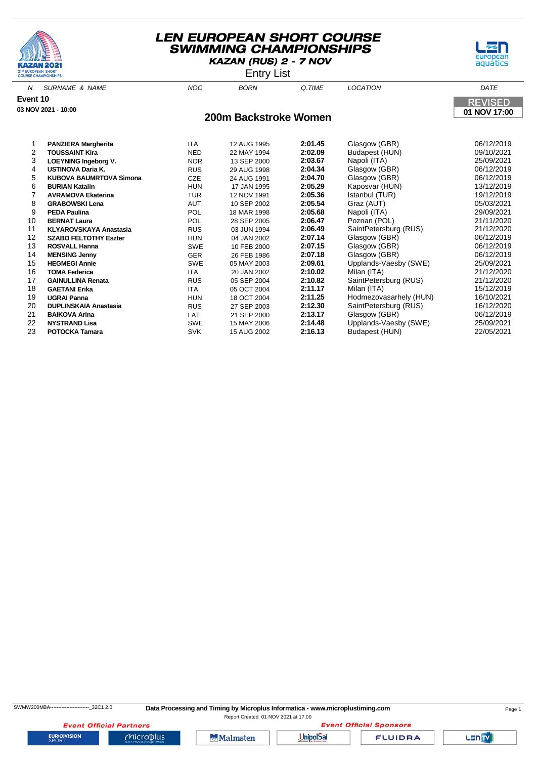# LEN EUROPEAN SHORT COURSE SWIMMING CHAMPIONSHIPS

**KAZAN (RUS) 2 - 7 NOV**

Entry List

**Event 10**

**03 NOV 2021 - 10:00**

REVISED **01 NOV 17:00**

## 200m Backstroke Women

| N. | SURNAME & NAME | NOC | BORN | Q.TIME | LOCATION | DATE |
|---|---|---|---|---|---|---|
| 1 | **PANZIERA Margherita** | ITA | 12 AUG 1995 | **2:01.45** | Glasgow (GBR) | 06/12/2019 |
| 2 | **TOUSSAINT Kira** | NED | 22 MAY 1994 | **2:02.09** | Budapest (HUN) | 09/10/2021 |
| 3 | **LOEYNING Ingeborg V.** | NOR | 13 SEP 2000 | **2:03.67** | Napoli (ITA) | 25/09/2021 |
| 4 | **USTINOVA Daria K.** | RUS | 29 AUG 1998 | **2:04.34** | Glasgow (GBR) | 06/12/2019 |
| 5 | **KUBOVA BAUMRTOVA Simona** | CZE | 24 AUG 1991 | **2:04.70** | Glasgow (GBR) | 06/12/2019 |
| 6 | **BURIAN Katalin** | HUN | 17 JAN 1995 | **2:05.29** | Kaposvar (HUN) | 13/12/2019 |
| 7 | **AVRAMOVA Ekaterina** | TUR | 12 NOV 1991 | **2:05.36** | Istanbul (TUR) | 19/12/2019 |
| 8 | **GRABOWSKI Lena** | AUT | 10 SEP 2002 | **2:05.54** | Graz (AUT) | 05/03/2021 |
| 9 | **PEDA Paulina** | POL | 18 MAR 1998 | **2:05.68** | Napoli (ITA) | 29/09/2021 |
| 10 | **BERNAT Laura** | POL | 28 SEP 2005 | **2:06.47** | Poznan (POL) | 21/11/2020 |
| 11 | **KLYAROVSKAYA Anastasia** | RUS | 03 JUN 1994 | **2:06.49** | SaintPetersburg (RUS) | 21/12/2020 |
| 12 | **SZABO FELTOTHY Eszter** | HUN | 04 JAN 2002 | **2:07.14** | Glasgow (GBR) | 06/12/2019 |
| 13 | **ROSVALL Hanna** | SWE | 10 FEB 2000 | **2:07.15** | Glasgow (GBR) | 06/12/2019 |
| 14 | **MENSING Jenny** | GER | 26 FEB 1986 | **2:07.18** | Glasgow (GBR) | 06/12/2019 |
| 15 | **HEGMEGI Annie** | SWE | 05 MAY 2003 | **2:09.61** | Upplands-Vaesby (SWE) | 25/09/2021 |
| 16 | **TOMA Federica** | ITA | 20 JAN 2002 | **2:10.02** | Milan (ITA) | 21/12/2020 |
| 17 | **GAINULLINA Renata** | RUS | 05 SEP 2004 | **2:10.82** | SaintPetersburg (RUS) | 21/12/2020 |
| 18 | **GAETANI Erika** | ITA | 05 OCT 2004 | **2:11.17** | Milan (ITA) | 15/12/2019 |
| 19 | **UGRAI Panna** | HUN | 18 OCT 2004 | **2:11.25** | Hodmezovasarhely (HUN) | 16/10/2021 |
| 20 | **DUPLINSKAIA Anastasia** | RUS | 27 SEP 2003 | **2:12.30** | SaintPetersburg (RUS) | 16/12/2020 |
| 21 | **BAIKOVA Arina** | LAT | 21 SEP 2000 | **2:13.17** | Glasgow (GBR) | 06/12/2019 |
| 22 | **NYSTRAND Lisa** | SWE | 15 MAY 2006 | **2:14.48** | Upplands-Vaesby (SWE) | 25/09/2021 |
| 23 | **POTOCKA Tamara** | SVK | 15 AUG 2002 | **2:16.13** | Budapest (HUN) | 22/05/2021 |

SWMW200MBA------------------------_32C1 2.0

**Data Processing and Timing by Microplus Informatica - www.microplustiming.com**

Report Created 01 NOV 2021 at 17:00

*Event Official Partners* — *Event Official Sponsors*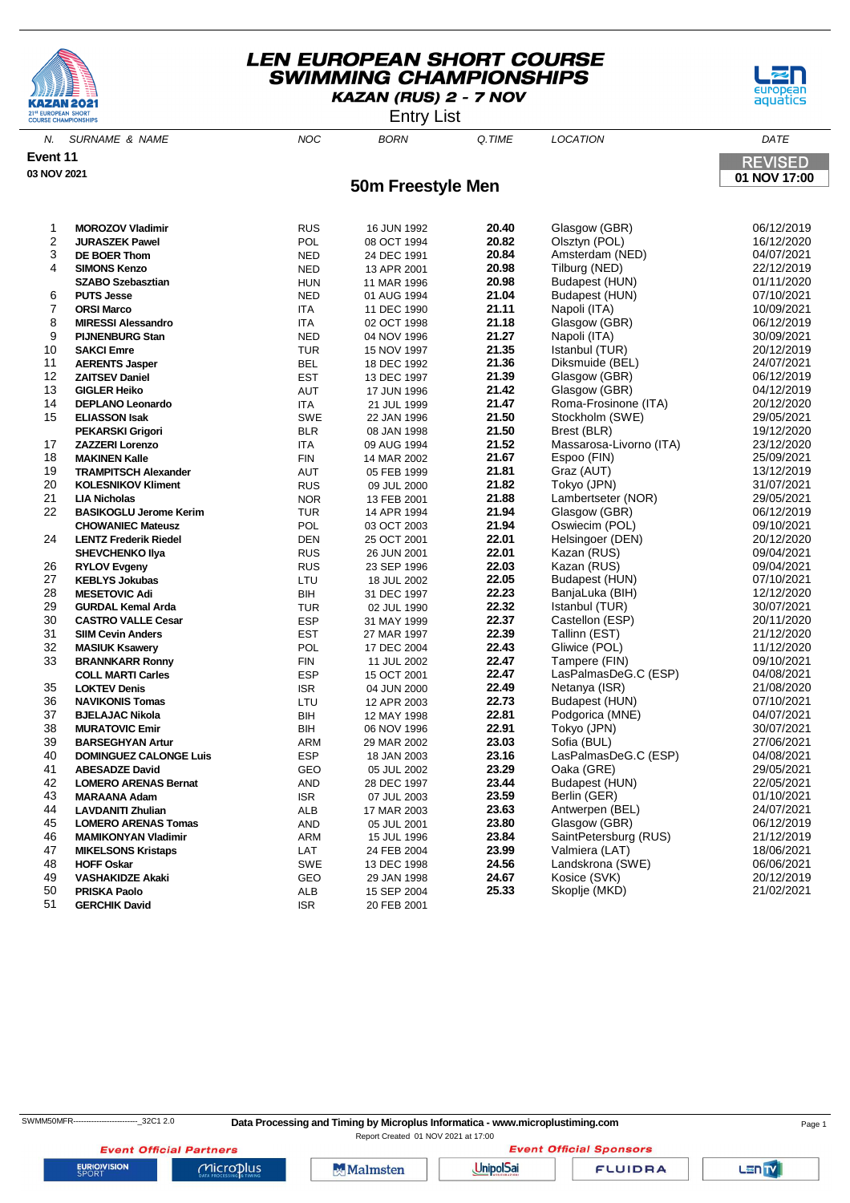# LEN EUROPEAN SHORT COURSE SWIMMING CHAMPIONSHIPS

**KAZAN (RUS) 2 - 7 NOV**

Entry List

**Event 11**

**03 NOV 2021**

REVISED
**01 NOV 17:00**

## 50m Freestyle Men

| N. | SURNAME & NAME | NOC | BORN | Q.TIME | LOCATION | DATE |
|---|---|---|---|---|---|---|
| 1 | **MOROZOV Vladimir** | RUS | 16 JUN 1992 | **20.40** | Glasgow (GBR) | 06/12/2019 |
| 2 | **JURASZEK Pawel** | POL | 08 OCT 1994 | **20.82** | Olsztyn (POL) | 16/12/2020 |
| 3 | **DE BOER Thom** | NED | 24 DEC 1991 | **20.84** | Amsterdam (NED) | 04/07/2021 |
| 4 | **SIMONS Kenzo** | NED | 13 APR 2001 | **20.98** | Tilburg (NED) | 22/12/2019 |
| | **SZABO Szebasztian** | HUN | 11 MAR 1996 | **20.98** | Budapest (HUN) | 01/11/2020 |
| 6 | **PUTS Jesse** | NED | 01 AUG 1994 | **21.04** | Budapest (HUN) | 07/10/2021 |
| 7 | **ORSI Marco** | ITA | 11 DEC 1990 | **21.11** | Napoli (ITA) | 10/09/2021 |
| 8 | **MIRESSI Alessandro** | ITA | 02 OCT 1998 | **21.18** | Glasgow (GBR) | 06/12/2019 |
| 9 | **PIJNENBURG Stan** | NED | 04 NOV 1996 | **21.27** | Napoli (ITA) | 30/09/2021 |
| 10 | **SAKCI Emre** | TUR | 15 NOV 1997 | **21.35** | Istanbul (TUR) | 20/12/2019 |
| 11 | **AERENTS Jasper** | BEL | 18 DEC 1992 | **21.36** | Diksmuide (BEL) | 24/07/2021 |
| 12 | **ZAITSEV Daniel** | EST | 13 DEC 1997 | **21.39** | Glasgow (GBR) | 06/12/2019 |
| 13 | **GIGLER Heiko** | AUT | 17 JUN 1996 | **21.42** | Glasgow (GBR) | 04/12/2019 |
| 14 | **DEPLANO Leonardo** | ITA | 21 JUL 1999 | **21.47** | Roma-Frosinone (ITA) | 20/12/2020 |
| 15 | **ELIASSON Isak** | SWE | 22 JAN 1996 | **21.50** | Stockholm (SWE) | 29/05/2021 |
| | **PEKARSKI Grigori** | BLR | 08 JAN 1998 | **21.50** | Brest (BLR) | 19/12/2020 |
| 17 | **ZAZZERI Lorenzo** | ITA | 09 AUG 1994 | **21.52** | Massarosa-Livorno (ITA) | 23/12/2020 |
| 18 | **MAKINEN Kalle** | FIN | 14 MAR 2002 | **21.67** | Espoo (FIN) | 25/09/2021 |
| 19 | **TRAMPITSCH Alexander** | AUT | 05 FEB 1999 | **21.81** | Graz (AUT) | 13/12/2019 |
| 20 | **KOLESNIKOV Kliment** | RUS | 09 JUL 2000 | **21.82** | Tokyo (JPN) | 31/07/2021 |
| 21 | **LIA Nicholas** | NOR | 13 FEB 2001 | **21.88** | Lambertseter (NOR) | 29/05/2021 |
| 22 | **BASIKOGLU Jerome Kerim** | TUR | 14 APR 1994 | **21.94** | Glasgow (GBR) | 06/12/2019 |
| | **CHOWANIEC Mateusz** | POL | 03 OCT 2003 | **21.94** | Oswiecim (POL) | 09/10/2021 |
| 24 | **LENTZ Frederik Riedel** | DEN | 25 OCT 2001 | **22.01** | Helsingoer (DEN) | 20/12/2020 |
| | **SHEVCHENKO Ilya** | RUS | 26 JUN 2001 | **22.01** | Kazan (RUS) | 09/04/2021 |
| 26 | **RYLOV Evgeny** | RUS | 23 SEP 1996 | **22.03** | Kazan (RUS) | 09/04/2021 |
| 27 | **KEBLYS Jokubas** | LTU | 18 JUL 2002 | **22.05** | Budapest (HUN) | 07/10/2021 |
| 28 | **MESETOVIC Adi** | BIH | 31 DEC 1997 | **22.23** | BanjaLuka (BIH) | 12/12/2020 |
| 29 | **GURDAL Kemal Arda** | TUR | 02 JUL 1990 | **22.32** | Istanbul (TUR) | 30/07/2021 |
| 30 | **CASTRO VALLE Cesar** | ESP | 31 MAY 1999 | **22.37** | Castellon (ESP) | 20/11/2020 |
| 31 | **SIIM Cevin Anders** | EST | 27 MAR 1997 | **22.39** | Tallinn (EST) | 21/12/2020 |
| 32 | **MASIUK Ksawery** | POL | 17 DEC 2004 | **22.43** | Gliwice (POL) | 11/12/2020 |
| 33 | **BRANNKARR Ronny** | FIN | 11 JUL 2002 | **22.47** | Tampere (FIN) | 09/10/2021 |
| | **COLL MARTI Carles** | ESP | 15 OCT 2001 | **22.47** | LasPalmasDeG.C (ESP) | 04/08/2021 |
| 35 | **LOKTEV Denis** | ISR | 04 JUN 2000 | **22.49** | Netanya (ISR) | 21/08/2020 |
| 36 | **NAVIKONIS Tomas** | LTU | 12 APR 2003 | **22.73** | Budapest (HUN) | 07/10/2021 |
| 37 | **BJELAJAC Nikola** | BIH | 12 MAY 1998 | **22.81** | Podgorica (MNE) | 04/07/2021 |
| 38 | **MURATOVIC Emir** | BIH | 06 NOV 1996 | **22.91** | Tokyo (JPN) | 30/07/2021 |
| 39 | **BARSEGHYAN Artur** | ARM | 29 MAR 2002 | **23.03** | Sofia (BUL) | 27/06/2021 |
| 40 | **DOMINGUEZ CALONGE Luis** | ESP | 18 JAN 2003 | **23.16** | LasPalmasDeG.C (ESP) | 04/08/2021 |
| 41 | **ABESADZE David** | GEO | 05 JUL 2002 | **23.29** | Oaka (GRE) | 29/05/2021 |
| 42 | **LOMERO ARENAS Bernat** | AND | 28 DEC 1997 | **23.44** | Budapest (HUN) | 22/05/2021 |
| 43 | **MARAANA Adam** | ISR | 07 JUL 2003 | **23.59** | Berlin (GER) | 01/10/2021 |
| 44 | **LAVDANITI Zhulian** | ALB | 17 MAR 2003 | **23.63** | Antwerpen (BEL) | 24/07/2021 |
| 45 | **LOMERO ARENAS Tomas** | AND | 05 JUL 2001 | **23.80** | Glasgow (GBR) | 06/12/2019 |
| 46 | **MAMIKONYAN Vladimir** | ARM | 15 JUL 1996 | **23.84** | SaintPetersburg (RUS) | 21/12/2019 |
| 47 | **MIKELSONS Kristaps** | LAT | 24 FEB 2004 | **23.99** | Valmiera (LAT) | 18/06/2021 |
| 48 | **HOFF Oskar** | SWE | 13 DEC 1998 | **24.56** | Landskrona (SWE) | 06/06/2021 |
| 49 | **VASHAKIDZE Akaki** | GEO | 29 JAN 1998 | **24.67** | Kosice (SVK) | 20/12/2019 |
| 50 | **PRISKA Paolo** | ALB | 15 SEP 2004 | **25.33** | Skoplje (MKD) | 21/02/2021 |
| 51 | **GERCHIK David** | ISR | 20 FEB 2001 | | | |

SWMM50MFR-------------------------_32C1 2.0

**Data Processing and Timing by Microplus Informatica - www.microplustiming.com**

Report Created 01 NOV 2021 at 17:00

*Event Official Partners* — *Event Official Sponsors*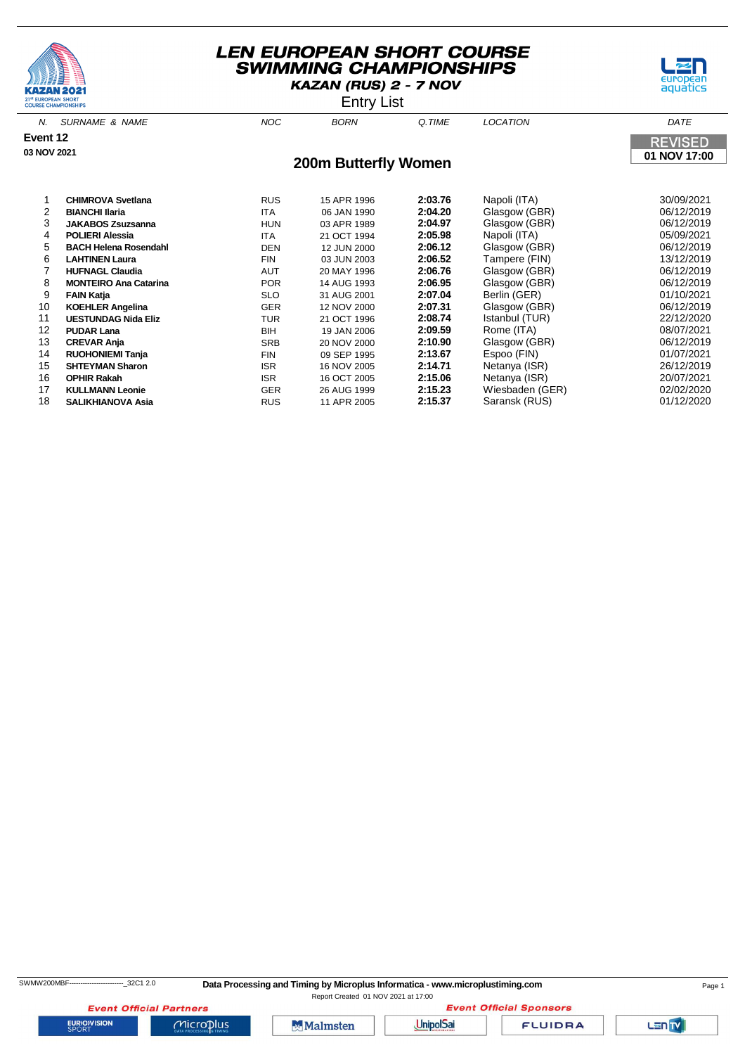# LEN EUROPEAN SHORT COURSE SWIMMING CHAMPIONSHIPS

**KAZAN (RUS) 2 - 7 NOV**

Entry List

**Event 12**

**03 NOV 2021**

REVISED
**01 NOV 17:00**

## 200m Butterfly Women

| N. | SURNAME & NAME | NOC | BORN | Q.TIME | LOCATION | DATE |
|---|---|---|---|---|---|---|
| 1 | **CHIMROVA Svetlana** | RUS | 15 APR 1996 | **2:03.76** | Napoli (ITA) | 30/09/2021 |
| 2 | **BIANCHI Ilaria** | ITA | 06 JAN 1990 | **2:04.20** | Glasgow (GBR) | 06/12/2019 |
| 3 | **JAKABOS Zsuzsanna** | HUN | 03 APR 1989 | **2:04.97** | Glasgow (GBR) | 06/12/2019 |
| 4 | **POLIERI Alessia** | ITA | 21 OCT 1994 | **2:05.98** | Napoli (ITA) | 05/09/2021 |
| 5 | **BACH Helena Rosendahl** | DEN | 12 JUN 2000 | **2:06.12** | Glasgow (GBR) | 06/12/2019 |
| 6 | **LAHTINEN Laura** | FIN | 03 JUN 2003 | **2:06.52** | Tampere (FIN) | 13/12/2019 |
| 7 | **HUFNAGL Claudia** | AUT | 20 MAY 1996 | **2:06.76** | Glasgow (GBR) | 06/12/2019 |
| 8 | **MONTEIRO Ana Catarina** | POR | 14 AUG 1993 | **2:06.95** | Glasgow (GBR) | 06/12/2019 |
| 9 | **FAIN Katja** | SLO | 31 AUG 2001 | **2:07.04** | Berlin (GER) | 01/10/2021 |
| 10 | **KOEHLER Angelina** | GER | 12 NOV 2000 | **2:07.31** | Glasgow (GBR) | 06/12/2019 |
| 11 | **UESTUNDAG Nida Eliz** | TUR | 21 OCT 1996 | **2:08.74** | Istanbul (TUR) | 22/12/2020 |
| 12 | **PUDAR Lana** | BIH | 19 JAN 2006 | **2:09.59** | Rome (ITA) | 08/07/2021 |
| 13 | **CREVAR Anja** | SRB | 20 NOV 2000 | **2:10.90** | Glasgow (GBR) | 06/12/2019 |
| 14 | **RUOHONIEMI Tanja** | FIN | 09 SEP 1995 | **2:13.67** | Espoo (FIN) | 01/07/2021 |
| 15 | **SHTEYMAN Sharon** | ISR | 16 NOV 2005 | **2:14.71** | Netanya (ISR) | 26/12/2019 |
| 16 | **OPHIR Rakah** | ISR | 16 OCT 2005 | **2:15.06** | Netanya (ISR) | 20/07/2021 |
| 17 | **KULLMANN Leonie** | GER | 26 AUG 1999 | **2:15.23** | Wiesbaden (GER) | 02/02/2020 |
| 18 | **SALIKHIANOVA Asia** | RUS | 11 APR 2005 | **2:15.37** | Saransk (RUS) | 01/12/2020 |

SWMW200MBF------------------------_32C1 2.0 **Data Processing and Timing by Microplus Informatica - www.microplustiming.com**

Report Created 01 NOV 2021 at 17:00

*Event Official Partners* *Event Official Sponsors*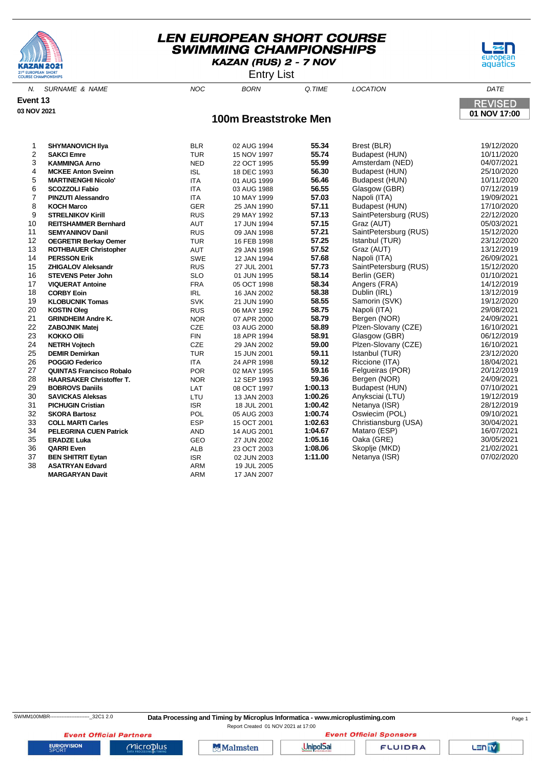# LEN EUROPEAN SHORT COURSE SWIMMING CHAMPIONSHIPS

**KAZAN (RUS) 2 - 7 NOV**

Entry List

**Event 13**

**03 NOV 2021**

REVISED
**01 NOV 17:00**

## 100m Breaststroke Men

| N. | SURNAME & NAME | NOC | BORN | Q.TIME | LOCATION | DATE |
|---|---|---|---|---|---|---|
| 1 | **SHYMANOVICH Ilya** | BLR | 02 AUG 1994 | **55.34** | Brest (BLR) | 19/12/2020 |
| 2 | **SAKCI Emre** | TUR | 15 NOV 1997 | **55.74** | Budapest (HUN) | 10/11/2020 |
| 3 | **KAMMINGA Arno** | NED | 22 OCT 1995 | **55.99** | Amsterdam (NED) | 04/07/2021 |
| 4 | **MCKEE Anton Sveinn** | ISL | 18 DEC 1993 | **56.30** | Budapest (HUN) | 25/10/2020 |
| 5 | **MARTINENGHI Nicolo'** | ITA | 01 AUG 1999 | **56.46** | Budapest (HUN) | 10/11/2020 |
| 6 | **SCOZZOLI Fabio** | ITA | 03 AUG 1988 | **56.55** | Glasgow (GBR) | 07/12/2019 |
| 7 | **PINZUTI Alessandro** | ITA | 10 MAY 1999 | **57.03** | Napoli (ITA) | 19/09/2021 |
| 8 | **KOCH Marco** | GER | 25 JAN 1990 | **57.11** | Budapest (HUN) | 17/10/2020 |
| 9 | **STRELNIKOV Kirill** | RUS | 29 MAY 1992 | **57.13** | SaintPetersburg (RUS) | 22/12/2020 |
| 10 | **REITSHAMMER Bernhard** | AUT | 17 JUN 1994 | **57.15** | Graz (AUT) | 05/03/2021 |
| 11 | **SEMYANINOV Danil** | RUS | 09 JAN 1998 | **57.21** | SaintPetersburg (RUS) | 15/12/2020 |
| 12 | **OEGRETIR Berkay Oemer** | TUR | 16 FEB 1998 | **57.25** | Istanbul (TUR) | 23/12/2020 |
| 13 | **ROTHBAUER Christopher** | AUT | 29 JAN 1998 | **57.52** | Graz (AUT) | 13/12/2019 |
| 14 | **PERSSON Erik** | SWE | 12 JAN 1994 | **57.68** | Napoli (ITA) | 26/09/2021 |
| 15 | **ZHIGALOV Aleksandr** | RUS | 27 JUL 2001 | **57.73** | SaintPetersburg (RUS) | 15/12/2020 |
| 16 | **STEVENS Peter John** | SLO | 01 JUN 1995 | **58.14** | Berlin (GER) | 01/10/2021 |
| 17 | **VIQUERAT Antoine** | FRA | 05 OCT 1998 | **58.34** | Angers (FRA) | 14/12/2019 |
| 18 | **CORBY Eoin** | IRL | 16 JAN 2002 | **58.38** | Dublin (IRL) | 13/12/2019 |
| 19 | **KLOBUCNIK Tomas** | SVK | 21 JUN 1990 | **58.55** | Samorin (SVK) | 19/12/2020 |
| 20 | **KOSTIN Oleg** | RUS | 06 MAY 1992 | **58.75** | Napoli (ITA) | 29/08/2021 |
| 21 | **GRINDHEIM Andre K.** | NOR | 07 APR 2000 | **58.79** | Bergen (NOR) | 24/09/2021 |
| 22 | **ZABOJNIK Matej** | CZE | 03 AUG 2000 | **58.89** | Plzen-Slovany (CZE) | 16/10/2021 |
| 23 | **KOKKO Olli** | FIN | 18 APR 1994 | **58.91** | Glasgow (GBR) | 06/12/2019 |
| 24 | **NETRH Vojtech** | CZE | 29 JAN 2002 | **59.00** | Plzen-Slovany (CZE) | 16/10/2021 |
| 25 | **DEMIR Demirkan** | TUR | 15 JUN 2001 | **59.11** | Istanbul (TUR) | 23/12/2020 |
| 26 | **POGGIO Federico** | ITA | 24 APR 1998 | **59.12** | Riccione (ITA) | 18/04/2021 |
| 27 | **QUINTAS Francisco Robalo** | POR | 02 MAY 1995 | **59.16** | Felgueiras (POR) | 20/12/2019 |
| 28 | **HAARSAKER Christoffer T.** | NOR | 12 SEP 1993 | **59.36** | Bergen (NOR) | 24/09/2021 |
| 29 | **BOBROVS Daniils** | LAT | 08 OCT 1997 | **1:00.13** | Budapest (HUN) | 07/10/2021 |
| 30 | **SAVICKAS Aleksas** | LTU | 13 JAN 2003 | **1:00.26** | Anyksciai (LTU) | 19/12/2019 |
| 31 | **PICHUGIN Cristian** | ISR | 18 JUL 2001 | **1:00.42** | Netanya (ISR) | 28/12/2019 |
| 32 | **SKORA Bartosz** | POL | 05 AUG 2003 | **1:00.74** | Oswiecim (POL) | 09/10/2021 |
| 33 | **COLL MARTI Carles** | ESP | 15 OCT 2001 | **1:02.63** | Christiansburg (USA) | 30/04/2021 |
| 34 | **PELEGRINA CUEN Patrick** | AND | 14 AUG 2001 | **1:04.67** | Mataro (ESP) | 16/07/2021 |
| 35 | **ERADZE Luka** | GEO | 27 JUN 2002 | **1:05.16** | Oaka (GRE) | 30/05/2021 |
| 36 | **QARRI Even** | ALB | 23 OCT 2003 | **1:08.06** | Skopje (MKD) | 21/02/2021 |
| 37 | **BEN SHITRIT Eytan** | ISR | 02 JUN 2003 | **1:11.00** | Netanya (ISR) | 07/02/2020 |
| 38 | **ASATRYAN Edvard** | ARM | 19 JUL 2005 | | | |
| | **MARGARYAN Davit** | ARM | 17 JAN 2007 | | | |

SWMM100MBR------------------------_32C1 2.0

**Data Processing and Timing by Microplus Informatica - www.microplustiming.com**

Report Created 01 NOV 2021 at 17:00

*Event Official Partners* — *Event Official Sponsors*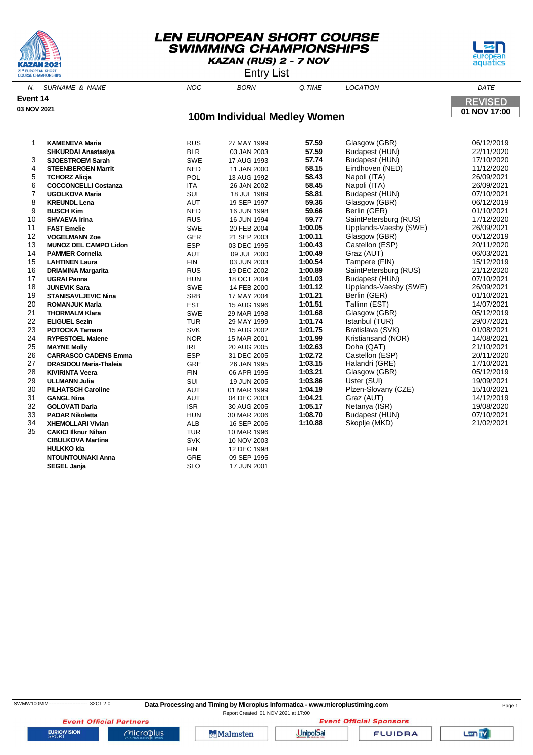# LEN EUROPEAN SHORT COURSE SWIMMING CHAMPIONSHIPS

**KAZAN (RUS) 2 - 7 NOV**

Entry List

**Event 14**

**03 NOV 2021**

## 100m Individual Medley Women

REVISED
**01 NOV 17:00**

| N. | SURNAME & NAME | NOC | BORN | Q.TIME | LOCATION | DATE |
|---|---|---|---|---|---|---|
| 1 | **KAMENEVA Maria** | RUS | 27 MAY 1999 | **57.59** | Glasgow (GBR) | 06/12/2019 |
| | **SHKURDAI Anastasiya** | BLR | 03 JAN 2003 | **57.59** | Budapest (HUN) | 22/11/2020 |
| 3 | **SJOESTROEM Sarah** | SWE | 17 AUG 1993 | **57.74** | Budapest (HUN) | 17/10/2020 |
| 4 | **STEENBERGEN Marrit** | NED | 11 JAN 2000 | **58.15** | Eindhoven (NED) | 11/12/2020 |
| 5 | **TCHORZ Alicja** | POL | 13 AUG 1992 | **58.43** | Napoli (ITA) | 26/09/2021 |
| 6 | **COCCONCELLI Costanza** | ITA | 26 JAN 2002 | **58.45** | Napoli (ITA) | 26/09/2021 |
| 7 | **UGOLKOVA Maria** | SUI | 18 JUL 1989 | **58.81** | Budapest (HUN) | 07/10/2021 |
| 8 | **KREUNDL Lena** | AUT | 19 SEP 1997 | **59.36** | Glasgow (GBR) | 06/12/2019 |
| 9 | **BUSCH Kim** | NED | 16 JUN 1998 | **59.66** | Berlin (GER) | 01/10/2021 |
| 10 | **SHVAEVA Irina** | RUS | 16 JUN 1994 | **59.77** | SaintPetersburg (RUS) | 17/12/2020 |
| 11 | **FAST Emelie** | SWE | 20 FEB 2004 | **1:00.05** | Upplands-Vaesby (SWE) | 26/09/2021 |
| 12 | **VOGELMANN Zoe** | GER | 21 SEP 2003 | **1:00.11** | Glasgow (GBR) | 05/12/2019 |
| 13 | **MUNOZ DEL CAMPO Lidon** | ESP | 03 DEC 1995 | **1:00.43** | Castellon (ESP) | 20/11/2020 |
| 14 | **PAMMER Cornelia** | AUT | 09 JUL 2000 | **1:00.49** | Graz (AUT) | 06/03/2021 |
| 15 | **LAHTINEN Laura** | FIN | 03 JUN 2003 | **1:00.54** | Tampere (FIN) | 15/12/2019 |
| 16 | **DRIAMINA Margarita** | RUS | 19 DEC 2002 | **1:00.89** | SaintPetersburg (RUS) | 21/12/2020 |
| 17 | **UGRAI Panna** | HUN | 18 OCT 2004 | **1:01.03** | Budapest (HUN) | 07/10/2021 |
| 18 | **JUNEVIK Sara** | SWE | 14 FEB 2000 | **1:01.12** | Upplands-Vaesby (SWE) | 26/09/2021 |
| 19 | **STANISAVLJEVIC Nina** | SRB | 17 MAY 2004 | **1:01.21** | Berlin (GER) | 01/10/2021 |
| 20 | **ROMANJUK Maria** | EST | 15 AUG 1996 | **1:01.51** | Tallinn (EST) | 14/07/2021 |
| 21 | **THORMALM Klara** | SWE | 29 MAR 1998 | **1:01.68** | Glasgow (GBR) | 05/12/2019 |
| 22 | **ELIGUEL Sezin** | TUR | 29 MAY 1999 | **1:01.74** | Istanbul (TUR) | 29/07/2021 |
| 23 | **POTOCKA Tamara** | SVK | 15 AUG 2002 | **1:01.75** | Bratislava (SVK) | 01/08/2021 |
| 24 | **RYPESTOEL Malene** | NOR | 15 MAR 2001 | **1:01.99** | Kristiansand (NOR) | 14/08/2021 |
| 25 | **MAYNE Molly** | IRL | 20 AUG 2005 | **1:02.63** | Doha (QAT) | 21/10/2021 |
| 26 | **CARRASCO CADENS Emma** | ESP | 31 DEC 2005 | **1:02.72** | Castellon (ESP) | 20/11/2020 |
| 27 | **DRASIDOU Maria-Thaleia** | GRE | 26 JAN 1995 | **1:03.15** | Halandri (GRE) | 17/10/2021 |
| 28 | **KIVIRINTA Veera** | FIN | 06 APR 1995 | **1:03.21** | Glasgow (GBR) | 05/12/2019 |
| 29 | **ULLMANN Julia** | SUI | 19 JUN 2005 | **1:03.86** | Uster (SUI) | 19/09/2021 |
| 30 | **PILHATSCH Caroline** | AUT | 01 MAR 1999 | **1:04.19** | Plzen-Slovany (CZE) | 15/10/2021 |
| 31 | **GANGL Nina** | AUT | 04 DEC 2003 | **1:04.21** | Graz (AUT) | 14/12/2019 |
| 32 | **GOLOVATI Daria** | ISR | 30 AUG 2005 | **1:05.17** | Netanya (ISR) | 19/08/2020 |
| 33 | **PADAR Nikoletta** | HUN | 30 MAR 2006 | **1:08.70** | Budapest (HUN) | 07/10/2021 |
| 34 | **XHEMOLLARI Vivian** | ALB | 16 SEP 2006 | **1:10.88** | Skoplje (MKD) | 21/02/2021 |
| 35 | **CAKICI Ilknur Nihan** | TUR | 10 MAR 1996 | | | |
| | **CIBULKOVA Martina** | SVK | 10 NOV 2003 | | | |
| | **HULKKO Ida** | FIN | 12 DEC 1998 | | | |
| | **NTOUNTOUNAKI Anna** | GRE | 09 SEP 1995 | | | |
| | **SEGEL Janja** | SLO | 17 JUN 2001 | | | |

SWMW100MIM------------------------_32C1 2.0 **Data Processing and Timing by Microplus Informatica - www.microplustiming.com**

Report Created 01 NOV 2021 at 17:00

*Event Official Partners* — EUROVISION SPORT, Microplus
*Event Official Sponsors* — Malmsten, UnipolSai, FLUIDRA, LEN TV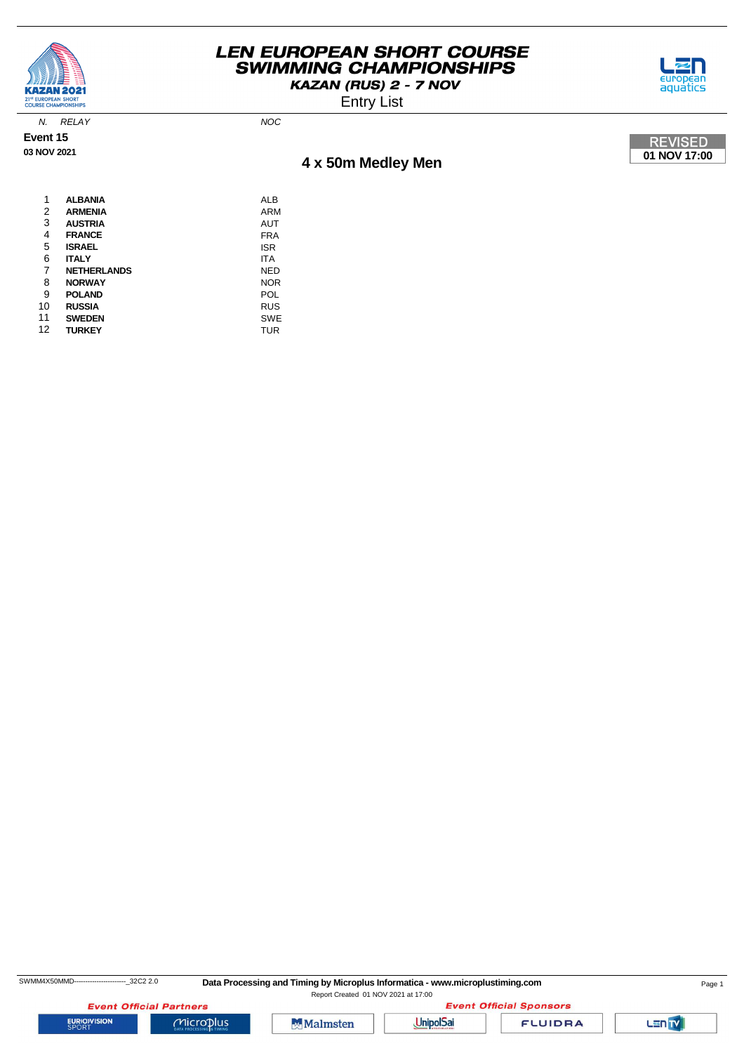# LEN EUROPEAN SHORT COURSE SWIMMING CHAMPIONSHIPS

**KAZAN (RUS) 2 - 7 NOV**

Entry List

**Event 15**

**03 NOV 2021**

## 4 x 50m Medley Men

**REVISED**
**01 NOV 17:00**

| N. | RELAY | NOC |
|---|---|---|
| 1 | **ALBANIA** | ALB |
| 2 | **ARMENIA** | ARM |
| 3 | **AUSTRIA** | AUT |
| 4 | **FRANCE** | FRA |
| 5 | **ISRAEL** | ISR |
| 6 | **ITALY** | ITA |
| 7 | **NETHERLANDS** | NED |
| 8 | **NORWAY** | NOR |
| 9 | **POLAND** | POL |
| 10 | **RUSSIA** | RUS |
| 11 | **SWEDEN** | SWE |
| 12 | **TURKEY** | TUR |

SWMM4X50MMD------------------------_32C2 2.0 **Data Processing and Timing by Microplus Informatica - www.microplustiming.com**

Report Created 01 NOV 2021 at 17:00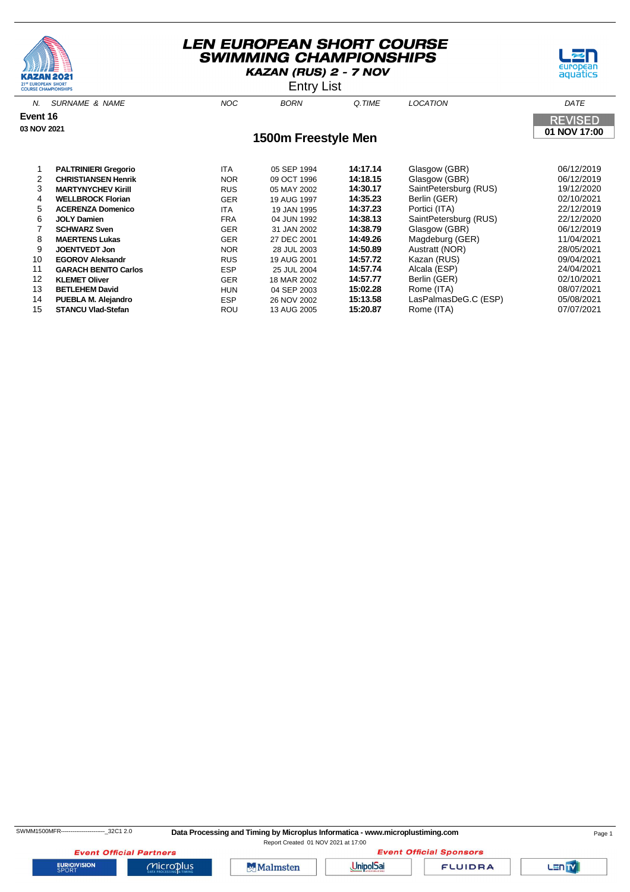# LEN EUROPEAN SHORT COURSE SWIMMING CHAMPIONSHIPS

**KAZAN (RUS) 2 - 7 NOV**

Entry List

**Event 16**

**03 NOV 2021**

REVISED
**01 NOV 17:00**

## 1500m Freestyle Men

| N. | SURNAME & NAME | NOC | BORN | Q.TIME | LOCATION | DATE |
|---|---|---|---|---|---|---|
| 1 | **PALTRINIERI Gregorio** | ITA | 05 SEP 1994 | **14:17.14** | Glasgow (GBR) | 06/12/2019 |
| 2 | **CHRISTIANSEN Henrik** | NOR | 09 OCT 1996 | **14:18.15** | Glasgow (GBR) | 06/12/2019 |
| 3 | **MARTYNYCHEV Kirill** | RUS | 05 MAY 2002 | **14:30.17** | SaintPetersburg (RUS) | 19/12/2020 |
| 4 | **WELLBROCK Florian** | GER | 19 AUG 1997 | **14:35.23** | Berlin (GER) | 02/10/2021 |
| 5 | **ACERENZA Domenico** | ITA | 19 JAN 1995 | **14:37.23** | Portici (ITA) | 22/12/2019 |
| 6 | **JOLY Damien** | FRA | 04 JUN 1992 | **14:38.13** | SaintPetersburg (RUS) | 22/12/2020 |
| 7 | **SCHWARZ Sven** | GER | 31 JAN 2002 | **14:38.79** | Glasgow (GBR) | 06/12/2019 |
| 8 | **MAERTENS Lukas** | GER | 27 DEC 2001 | **14:49.26** | Magdeburg (GER) | 11/04/2021 |
| 9 | **JOENTVEDT Jon** | NOR | 28 JUL 2003 | **14:50.89** | Austratt (NOR) | 28/05/2021 |
| 10 | **EGOROV Aleksandr** | RUS | 19 AUG 2001 | **14:57.72** | Kazan (RUS) | 09/04/2021 |
| 11 | **GARACH BENITO Carlos** | ESP | 25 JUL 2004 | **14:57.74** | Alcala (ESP) | 24/04/2021 |
| 12 | **KLEMET Oliver** | GER | 18 MAR 2002 | **14:57.77** | Berlin (GER) | 02/10/2021 |
| 13 | **BETLEHEM David** | HUN | 04 SEP 2003 | **15:02.28** | Rome (ITA) | 08/07/2021 |
| 14 | **PUEBLA M. Alejandro** | ESP | 26 NOV 2002 | **15:13.58** | LasPalmasDeG.C (ESP) | 05/08/2021 |
| 15 | **STANCU Vlad-Stefan** | ROU | 13 AUG 2005 | **15:20.87** | Rome (ITA) | 07/07/2021 |

SWMM1500MFR------------------------_32C1 2.0

**Data Processing and Timing by Microplus Informatica - www.microplustiming.com**

Report Created 01 NOV 2021 at 17:00

*Event Official Partners* — *Event Official Sponsors*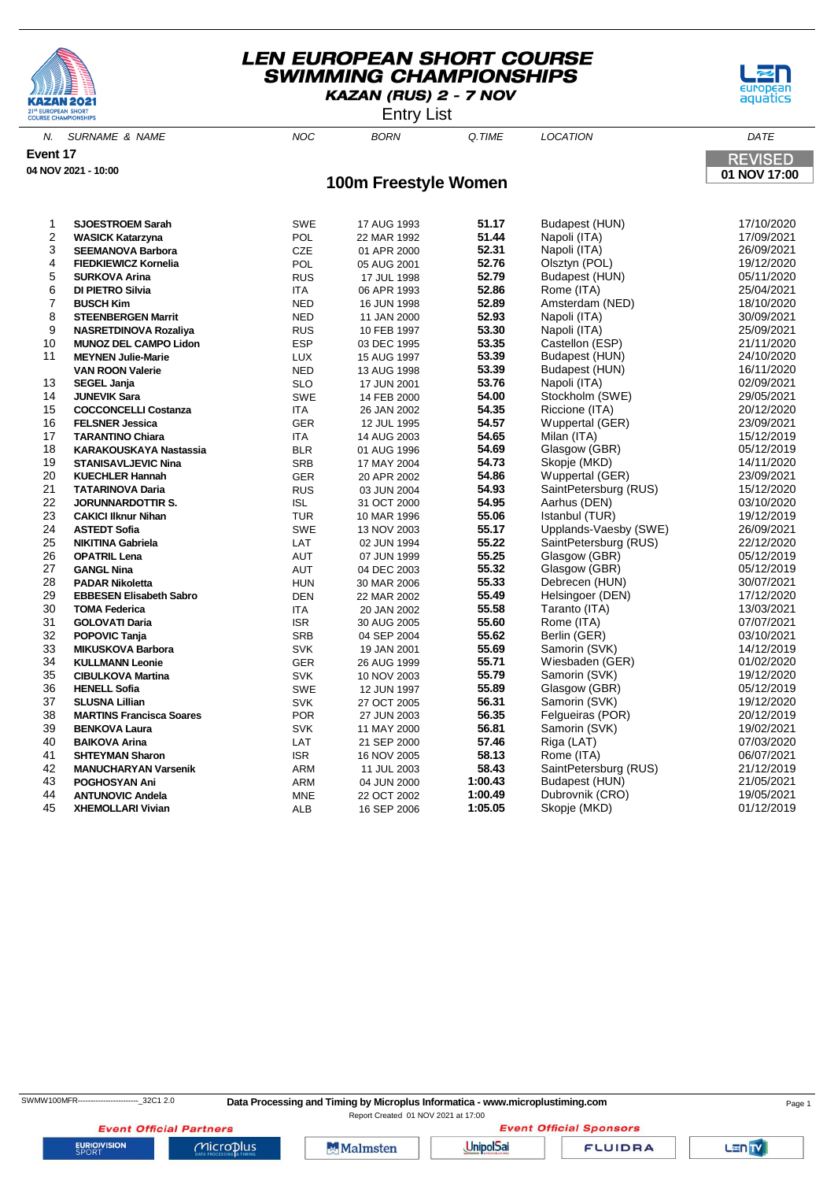# LEN EUROPEAN SHORT COURSE SWIMMING CHAMPIONSHIPS

**KAZAN (RUS) 2 - 7 NOV**

Entry List

**Event 17**

**04 NOV 2021 - 10:00**

## 100m Freestyle Women

REVISED
**01 NOV 17:00**

| N. | SURNAME & NAME | NOC | BORN | Q.TIME | LOCATION | DATE |
|---|---|---|---|---|---|---|
| 1 | **SJOESTROEM Sarah** | SWE | 17 AUG 1993 | **51.17** | Budapest (HUN) | 17/10/2020 |
| 2 | **WASICK Katarzyna** | POL | 22 MAR 1992 | **51.44** | Napoli (ITA) | 17/09/2021 |
| 3 | **SEEMANOVA Barbora** | CZE | 01 APR 2000 | **52.31** | Napoli (ITA) | 26/09/2021 |
| 4 | **FIEDKIEWICZ Kornelia** | POL | 05 AUG 2001 | **52.76** | Olsztyn (POL) | 19/12/2020 |
| 5 | **SURKOVA Arina** | RUS | 17 JUL 1998 | **52.79** | Budapest (HUN) | 05/11/2020 |
| 6 | **DI PIETRO Silvia** | ITA | 06 APR 1993 | **52.86** | Rome (ITA) | 25/04/2021 |
| 7 | **BUSCH Kim** | NED | 16 JUN 1998 | **52.89** | Amsterdam (NED) | 18/10/2020 |
| 8 | **STEENBERGEN Marrit** | NED | 11 JAN 2000 | **52.93** | Napoli (ITA) | 30/09/2021 |
| 9 | **NASRETDINOVA Rozaliya** | RUS | 10 FEB 1997 | **53.30** | Napoli (ITA) | 25/09/2021 |
| 10 | **MUNOZ DEL CAMPO Lidon** | ESP | 03 DEC 1995 | **53.35** | Castellon (ESP) | 21/11/2020 |
| 11 | **MEYNEN Julie-Marie** | LUX | 15 AUG 1997 | **53.39** | Budapest (HUN) | 24/10/2020 |
| | **VAN ROON Valerie** | NED | 13 AUG 1998 | **53.39** | Budapest (HUN) | 16/11/2020 |
| 13 | **SEGEL Janja** | SLO | 17 JUN 2001 | **53.76** | Napoli (ITA) | 02/09/2021 |
| 14 | **JUNEVIK Sara** | SWE | 14 FEB 2000 | **54.00** | Stockholm (SWE) | 29/05/2021 |
| 15 | **COCCONCELLI Costanza** | ITA | 26 JAN 2002 | **54.35** | Riccione (ITA) | 20/12/2020 |
| 16 | **FELSNER Jessica** | GER | 12 JUL 1995 | **54.57** | Wuppertal (GER) | 23/09/2021 |
| 17 | **TARANTINO Chiara** | ITA | 14 AUG 2003 | **54.65** | Milan (ITA) | 15/12/2019 |
| 18 | **KARAKOUSKAYA Nastassia** | BLR | 01 AUG 1996 | **54.69** | Glasgow (GBR) | 05/12/2019 |
| 19 | **STANISAVLJEVIC Nina** | SRB | 17 MAY 2004 | **54.73** | Skopje (MKD) | 14/11/2020 |
| 20 | **KUECHLER Hannah** | GER | 20 APR 2002 | **54.86** | Wuppertal (GER) | 23/09/2021 |
| 21 | **TATARINOVA Daria** | RUS | 03 JUN 2004 | **54.93** | SaintPetersburg (RUS) | 15/12/2020 |
| 22 | **JORUNNARDOTTIR S.** | ISL | 31 OCT 2000 | **54.95** | Aarhus (DEN) | 03/10/2020 |
| 23 | **CAKICI Ilknur Nihan** | TUR | 10 MAR 1996 | **55.06** | Istanbul (TUR) | 19/12/2019 |
| 24 | **ASTEDT Sofia** | SWE | 13 NOV 2003 | **55.17** | Upplands-Vaesby (SWE) | 26/09/2021 |
| 25 | **NIKITINA Gabriela** | LAT | 02 JUN 1994 | **55.22** | SaintPetersburg (RUS) | 22/12/2020 |
| 26 | **OPATRIL Lena** | AUT | 07 JUN 1999 | **55.25** | Glasgow (GBR) | 05/12/2019 |
| 27 | **GANGL Nina** | AUT | 04 DEC 2003 | **55.32** | Glasgow (GBR) | 05/12/2019 |
| 28 | **PADAR Nikoletta** | HUN | 30 MAR 2006 | **55.33** | Debrecen (HUN) | 30/07/2021 |
| 29 | **EBBESEN Elisabeth Sabro** | DEN | 22 MAR 2002 | **55.49** | Helsingoer (DEN) | 17/12/2020 |
| 30 | **TOMA Federica** | ITA | 20 JAN 2002 | **55.58** | Taranto (ITA) | 13/03/2021 |
| 31 | **GOLOVATI Daria** | ISR | 30 AUG 2005 | **55.60** | Rome (ITA) | 07/07/2021 |
| 32 | **POPOVIC Tanja** | SRB | 04 SEP 2004 | **55.62** | Berlin (GER) | 03/10/2021 |
| 33 | **MIKUSKOVA Barbora** | SVK | 19 JAN 2001 | **55.69** | Samorin (SVK) | 14/12/2019 |
| 34 | **KULLMANN Leonie** | GER | 26 AUG 1999 | **55.71** | Wiesbaden (GER) | 01/02/2020 |
| 35 | **CIBULKOVA Martina** | SVK | 10 NOV 2003 | **55.79** | Samorin (SVK) | 19/12/2020 |
| 36 | **HENELL Sofia** | SWE | 12 JUN 1997 | **55.89** | Glasgow (GBR) | 05/12/2019 |
| 37 | **SLUSNA Lillian** | SVK | 27 OCT 2005 | **56.31** | Samorin (SVK) | 19/12/2020 |
| 38 | **MARTINS Francisca Soares** | POR | 27 JUN 2003 | **56.35** | Felgueiras (POR) | 20/12/2019 |
| 39 | **BENKOVA Laura** | SVK | 11 MAY 2000 | **56.81** | Samorin (SVK) | 19/02/2021 |
| 40 | **BAIKOVA Arina** | LAT | 21 SEP 2000 | **57.46** | Riga (LAT) | 07/03/2020 |
| 41 | **SHTEYMAN Sharon** | ISR | 16 NOV 2005 | **58.13** | Rome (ITA) | 06/07/2021 |
| 42 | **MANUCHARYAN Varsenik** | ARM | 11 JUL 2003 | **58.43** | SaintPetersburg (RUS) | 21/12/2019 |
| 43 | **POGHOSYAN Ani** | ARM | 04 JUN 2000 | **1:00.43** | Budapest (HUN) | 21/05/2021 |
| 44 | **ANTUNOVIC Andela** | MNE | 22 OCT 2002 | **1:00.49** | Dubrovnik (CRO) | 19/05/2021 |
| 45 | **XHEMOLLARI Vivian** | ALB | 16 SEP 2006 | **1:05.05** | Skopje (MKD) | 01/12/2019 |

SWMW100MFR------------------------_32C1 2.0 **Data Processing and Timing by Microplus Informatica - www.microplustiming.com**

Report Created 01 NOV 2021 at 17:00

**Event Official Partners** **Event Official Sponsors**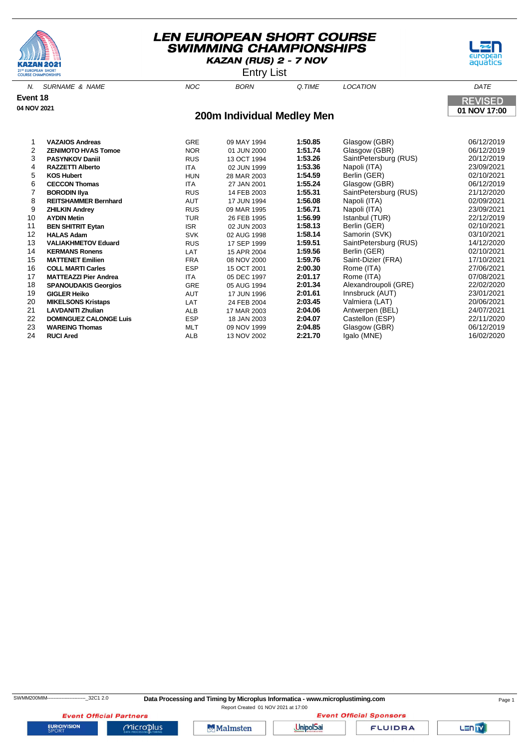# LEN EUROPEAN SHORT COURSE SWIMMING CHAMPIONSHIPS

**KAZAN (RUS) 2 - 7 NOV**

Entry List

**Event 18**

**04 NOV 2021**

REVISED
**01 NOV 17:00**

## 200m Individual Medley Men

| N. | SURNAME & NAME | NOC | BORN | Q.TIME | LOCATION | DATE |
|---|---|---|---|---|---|---|
| 1 | **VAZAIOS Andreas** | GRE | 09 MAY 1994 | **1:50.85** | Glasgow (GBR) | 06/12/2019 |
| 2 | **ZENIMOTO HVAS Tomoe** | NOR | 01 JUN 2000 | **1:51.74** | Glasgow (GBR) | 06/12/2019 |
| 3 | **PASYNKOV Daniil** | RUS | 13 OCT 1994 | **1:53.26** | SaintPetersburg (RUS) | 20/12/2019 |
| 4 | **RAZZETTI Alberto** | ITA | 02 JUN 1999 | **1:53.36** | Napoli (ITA) | 23/09/2021 |
| 5 | **KOS Hubert** | HUN | 28 MAR 2003 | **1:54.59** | Berlin (GER) | 02/10/2021 |
| 6 | **CECCON Thomas** | ITA | 27 JAN 2001 | **1:55.24** | Glasgow (GBR) | 06/12/2019 |
| 7 | **BORODIN Ilya** | RUS | 14 FEB 2003 | **1:55.31** | SaintPetersburg (RUS) | 21/12/2020 |
| 8 | **REITSHAMMER Bernhard** | AUT | 17 JUN 1994 | **1:56.08** | Napoli (ITA) | 02/09/2021 |
| 9 | **ZHILKIN Andrey** | RUS | 09 MAR 1995 | **1:56.71** | Napoli (ITA) | 23/09/2021 |
| 10 | **AYDIN Metin** | TUR | 26 FEB 1995 | **1:56.99** | Istanbul (TUR) | 22/12/2019 |
| 11 | **BEN SHITRIT Eytan** | ISR | 02 JUN 2003 | **1:58.13** | Berlin (GER) | 02/10/2021 |
| 12 | **HALAS Adam** | SVK | 02 AUG 1998 | **1:58.14** | Samorin (SVK) | 03/10/2021 |
| 13 | **VALIAKHMETOV Eduard** | RUS | 17 SEP 1999 | **1:59.51** | SaintPetersburg (RUS) | 14/12/2020 |
| 14 | **KERMANS Ronens** | LAT | 15 APR 2004 | **1:59.56** | Berlin (GER) | 02/10/2021 |
| 15 | **MATTENET Emilien** | FRA | 08 NOV 2000 | **1:59.76** | Saint-Dizier (FRA) | 17/10/2021 |
| 16 | **COLL MARTI Carles** | ESP | 15 OCT 2001 | **2:00.30** | Rome (ITA) | 27/06/2021 |
| 17 | **MATTEAZZI Pier Andrea** | ITA | 05 DEC 1997 | **2:01.17** | Rome (ITA) | 07/08/2021 |
| 18 | **SPANOUDAKIS Georgios** | GRE | 05 AUG 1994 | **2:01.34** | Alexandroupoli (GRE) | 22/02/2020 |
| 19 | **GIGLER Heiko** | AUT | 17 JUN 1996 | **2:01.61** | Innsbruck (AUT) | 23/01/2021 |
| 20 | **MIKELSONS Kristaps** | LAT | 24 FEB 2004 | **2:03.45** | Valmiera (LAT) | 20/06/2021 |
| 21 | **LAVDANITI Zhulian** | ALB | 17 MAR 2003 | **2:04.06** | Antwerpen (BEL) | 24/07/2021 |
| 22 | **DOMINGUEZ CALONGE Luis** | ESP | 18 JAN 2003 | **2:04.07** | Castellon (ESP) | 22/11/2020 |
| 23 | **WAREING Thomas** | MLT | 09 NOV 1999 | **2:04.85** | Glasgow (GBR) | 06/12/2019 |
| 24 | **RUCI Ared** | ALB | 13 NOV 2002 | **2:21.70** | Igalo (MNE) | 16/02/2020 |

SWMM200MIM------------------------_32C1 2.0

**Data Processing and Timing by Microplus Informatica - www.microplustiming.com**

Report Created 01 NOV 2021 at 17:00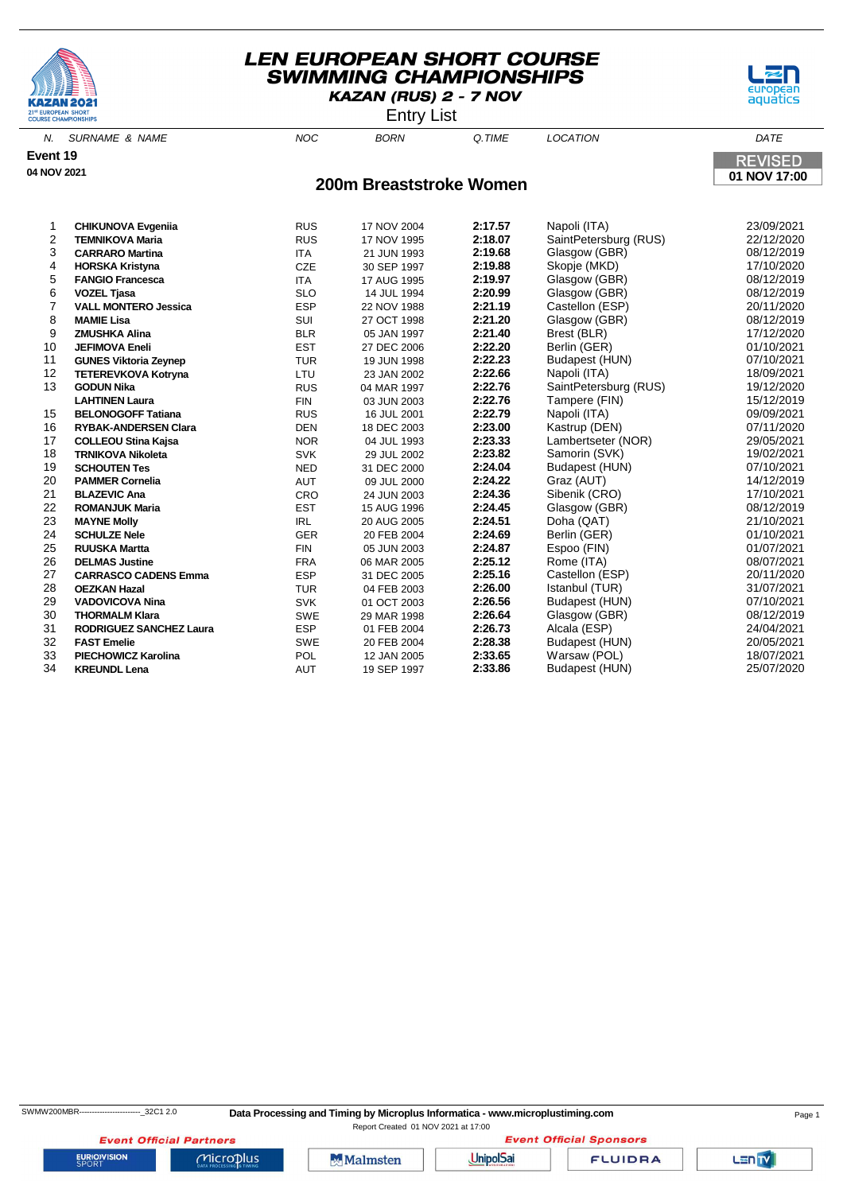# LEN EUROPEAN SHORT COURSE SWIMMING CHAMPIONSHIPS

**KAZAN (RUS) 2 - 7 NOV**

Entry List

**Event 19**

**04 NOV 2021**

## 200m Breaststroke Women

**REVISED 01 NOV 17:00**

| N. | SURNAME & NAME | NOC | BORN | Q.TIME | LOCATION | DATE |
|---|---|---|---|---|---|---|
| 1 | **CHIKUNOVA Evgeniia** | RUS | 17 NOV 2004 | **2:17.57** | Napoli (ITA) | 23/09/2021 |
| 2 | **TEMNIKOVA Maria** | RUS | 17 NOV 1995 | **2:18.07** | SaintPetersburg (RUS) | 22/12/2020 |
| 3 | **CARRARO Martina** | ITA | 21 JUN 1993 | **2:19.68** | Glasgow (GBR) | 08/12/2019 |
| 4 | **HORSKA Kristyna** | CZE | 30 SEP 1997 | **2:19.88** | Skopje (MKD) | 17/10/2020 |
| 5 | **FANGIO Francesca** | ITA | 17 AUG 1995 | **2:19.97** | Glasgow (GBR) | 08/12/2019 |
| 6 | **VOZEL Tjasa** | SLO | 14 JUL 1994 | **2:20.99** | Glasgow (GBR) | 08/12/2019 |
| 7 | **VALL MONTERO Jessica** | ESP | 22 NOV 1988 | **2:21.19** | Castellon (ESP) | 20/11/2020 |
| 8 | **MAMIE Lisa** | SUI | 27 OCT 1998 | **2:21.20** | Glasgow (GBR) | 08/12/2019 |
| 9 | **ZMUSHKA Alina** | BLR | 05 JAN 1997 | **2:21.40** | Brest (BLR) | 17/12/2020 |
| 10 | **JEFIMOVA Eneli** | EST | 27 DEC 2006 | **2:22.20** | Berlin (GER) | 01/10/2021 |
| 11 | **GUNES Viktoria Zeynep** | TUR | 19 JUN 1998 | **2:22.23** | Budapest (HUN) | 07/10/2021 |
| 12 | **TETEREVKOVA Kotryna** | LTU | 23 JAN 2002 | **2:22.66** | Napoli (ITA) | 18/09/2021 |
| 13 | **GODUN Nika** | RUS | 04 MAR 1997 | **2:22.76** | SaintPetersburg (RUS) | 19/12/2020 |
| | **LAHTINEN Laura** | FIN | 03 JUN 2003 | **2:22.76** | Tampere (FIN) | 15/12/2019 |
| 15 | **BELONOGOFF Tatiana** | RUS | 16 JUL 2001 | **2:22.79** | Napoli (ITA) | 09/09/2021 |
| 16 | **RYBAK-ANDERSEN Clara** | DEN | 18 DEC 2003 | **2:23.00** | Kastrup (DEN) | 07/11/2020 |
| 17 | **COLLEOU Stina Kajsa** | NOR | 04 JUL 1993 | **2:23.33** | Lambertseter (NOR) | 29/05/2021 |
| 18 | **TRNIKOVA Nikoleta** | SVK | 29 JUL 2002 | **2:23.82** | Samorin (SVK) | 19/02/2021 |
| 19 | **SCHOUTEN Tes** | NED | 31 DEC 2000 | **2:24.04** | Budapest (HUN) | 07/10/2021 |
| 20 | **PAMMER Cornelia** | AUT | 09 JUL 2000 | **2:24.22** | Graz (AUT) | 14/12/2019 |
| 21 | **BLAZEVIC Ana** | CRO | 24 JUN 2003 | **2:24.36** | Sibenik (CRO) | 17/10/2021 |
| 22 | **ROMANJUK Maria** | EST | 15 AUG 1996 | **2:24.45** | Glasgow (GBR) | 08/12/2019 |
| 23 | **MAYNE Molly** | IRL | 20 AUG 2005 | **2:24.51** | Doha (QAT) | 21/10/2021 |
| 24 | **SCHULZE Nele** | GER | 20 FEB 2004 | **2:24.69** | Berlin (GER) | 01/10/2021 |
| 25 | **RUUSKA Martta** | FIN | 05 JUN 2003 | **2:24.87** | Espoo (FIN) | 01/07/2021 |
| 26 | **DELMAS Justine** | FRA | 06 MAR 2005 | **2:25.12** | Rome (ITA) | 08/07/2021 |
| 27 | **CARRASCO CADENS Emma** | ESP | 31 DEC 2005 | **2:25.16** | Castellon (ESP) | 20/11/2020 |
| 28 | **OEZKAN Hazal** | TUR | 04 FEB 2003 | **2:26.00** | Istanbul (TUR) | 31/07/2021 |
| 29 | **VADOVICOVA Nina** | SVK | 01 OCT 2003 | **2:26.56** | Budapest (HUN) | 07/10/2021 |
| 30 | **THORMALM Klara** | SWE | 29 MAR 1998 | **2:26.64** | Glasgow (GBR) | 08/12/2019 |
| 31 | **RODRIGUEZ SANCHEZ Laura** | ESP | 01 FEB 2004 | **2:26.73** | Alcala (ESP) | 24/04/2021 |
| 32 | **FAST Emelie** | SWE | 20 FEB 2004 | **2:28.38** | Budapest (HUN) | 20/05/2021 |
| 33 | **PIECHOWICZ Karolina** | POL | 12 JAN 2005 | **2:33.65** | Warsaw (POL) | 18/07/2021 |
| 34 | **KREUNDL Lena** | AUT | 19 SEP 1997 | **2:33.86** | Budapest (HUN) | 25/07/2020 |

SWMW200MBR------------------------_32C1 2.0

**Data Processing and Timing by Microplus Informatica - www.microplustiming.com**

Report Created 01 NOV 2021 at 17:00

*Event Official Partners* — *Event Official Sponsors*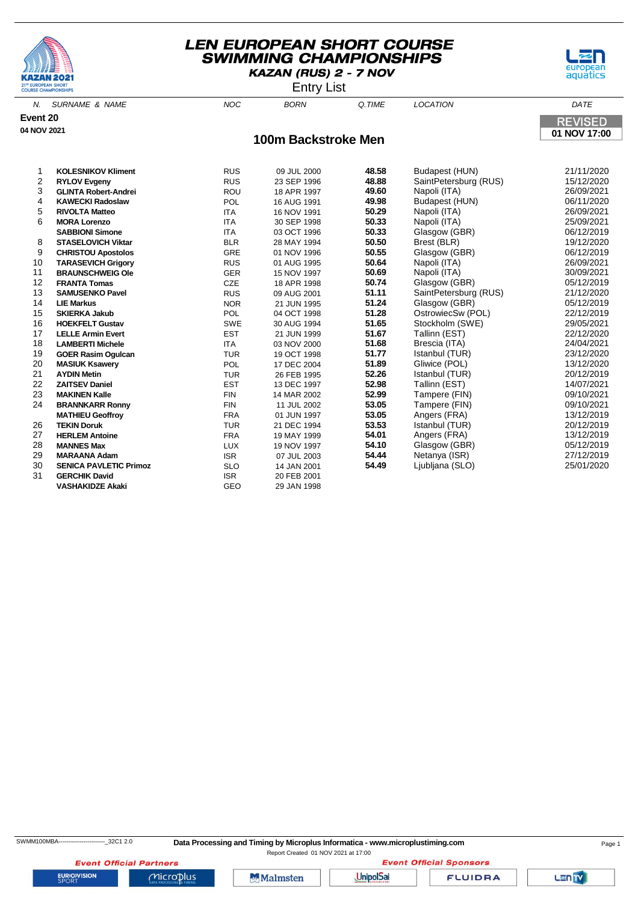# LEN EUROPEAN SHORT COURSE SWIMMING CHAMPIONSHIPS

**KAZAN (RUS) 2 - 7 NOV**

Entry List

**Event 20**

**04 NOV 2021**

**REVISED**
**01 NOV 17:00**

## 100m Backstroke Men

| N. | SURNAME & NAME | NOC | BORN | Q.TIME | LOCATION | DATE |
|---|---|---|---|---|---|---|
| 1 | **KOLESNIKOV Kliment** | RUS | 09 JUL 2000 | **48.58** | Budapest (HUN) | 21/11/2020 |
| 2 | **RYLOV Evgeny** | RUS | 23 SEP 1996 | **48.88** | SaintPetersburg (RUS) | 15/12/2020 |
| 3 | **GLINTA Robert-Andrei** | ROU | 18 APR 1997 | **49.60** | Napoli (ITA) | 26/09/2021 |
| 4 | **KAWECKI Radoslaw** | POL | 16 AUG 1991 | **49.98** | Budapest (HUN) | 06/11/2020 |
| 5 | **RIVOLTA Matteo** | ITA | 16 NOV 1991 | **50.29** | Napoli (ITA) | 26/09/2021 |
| 6 | **MORA Lorenzo** | ITA | 30 SEP 1998 | **50.33** | Napoli (ITA) | 25/09/2021 |
| | **SABBIONI Simone** | ITA | 03 OCT 1996 | **50.33** | Glasgow (GBR) | 06/12/2019 |
| 8 | **STASELOVICH Viktar** | BLR | 28 MAY 1994 | **50.50** | Brest (BLR) | 19/12/2020 |
| 9 | **CHRISTOU Apostolos** | GRE | 01 NOV 1996 | **50.55** | Glasgow (GBR) | 06/12/2019 |
| 10 | **TARASEVICH Grigory** | RUS | 01 AUG 1995 | **50.64** | Napoli (ITA) | 26/09/2021 |
| 11 | **BRAUNSCHWEIG Ole** | GER | 15 NOV 1997 | **50.69** | Napoli (ITA) | 30/09/2021 |
| 12 | **FRANTA Tomas** | CZE | 18 APR 1998 | **50.74** | Glasgow (GBR) | 05/12/2019 |
| 13 | **SAMUSENKO Pavel** | RUS | 09 AUG 2001 | **51.11** | SaintPetersburg (RUS) | 21/12/2020 |
| 14 | **LIE Markus** | NOR | 21 JUN 1995 | **51.24** | Glasgow (GBR) | 05/12/2019 |
| 15 | **SKIERKA Jakub** | POL | 04 OCT 1998 | **51.28** | OstrowiecSw (POL) | 22/12/2019 |
| 16 | **HOEKFELT Gustav** | SWE | 30 AUG 1994 | **51.65** | Stockholm (SWE) | 29/05/2021 |
| 17 | **LELLE Armin Evert** | EST | 21 JUN 1999 | **51.67** | Tallinn (EST) | 22/12/2020 |
| 18 | **LAMBERTI Michele** | ITA | 03 NOV 2000 | **51.68** | Brescia (ITA) | 24/04/2021 |
| 19 | **GOER Rasim Ogulcan** | TUR | 19 OCT 1998 | **51.77** | Istanbul (TUR) | 23/12/2020 |
| 20 | **MASIUK Ksawery** | POL | 17 DEC 2004 | **51.89** | Gliwice (POL) | 13/12/2020 |
| 21 | **AYDIN Metin** | TUR | 26 FEB 1995 | **52.26** | Istanbul (TUR) | 20/12/2019 |
| 22 | **ZAITSEV Daniel** | EST | 13 DEC 1997 | **52.98** | Tallinn (EST) | 14/07/2021 |
| 23 | **MAKINEN Kalle** | FIN | 14 MAR 2002 | **52.99** | Tampere (FIN) | 09/10/2021 |
| 24 | **BRANNKARR Ronny** | FIN | 11 JUL 2002 | **53.05** | Tampere (FIN) | 09/10/2021 |
| | **MATHIEU Geoffroy** | FRA | 01 JUN 1997 | **53.05** | Angers (FRA) | 13/12/2019 |
| 26 | **TEKIN Doruk** | TUR | 21 DEC 1994 | **53.53** | Istanbul (TUR) | 20/12/2019 |
| 27 | **HERLEM Antoine** | FRA | 19 MAY 1999 | **54.01** | Angers (FRA) | 13/12/2019 |
| 28 | **MANNES Max** | LUX | 19 NOV 1997 | **54.10** | Glasgow (GBR) | 05/12/2019 |
| 29 | **MARAANA Adam** | ISR | 07 JUL 2003 | **54.44** | Netanya (ISR) | 27/12/2019 |
| 30 | **SENICA PAVLETIC Primoz** | SLO | 14 JAN 2001 | **54.49** | Ljubljana (SLO) | 25/01/2020 |
| 31 | **GERCHIK David** | ISR | 20 FEB 2001 | | | |
| | **VASHAKIDZE Akaki** | GEO | 29 JAN 1998 | | | |

SWMM100MBA------------------------_32C1 2.0

**Data Processing and Timing by Microplus Informatica - www.microplustiming.com**

Report Created 01 NOV 2021 at 17:00

*Event Official Partners* — *Event Official Sponsors*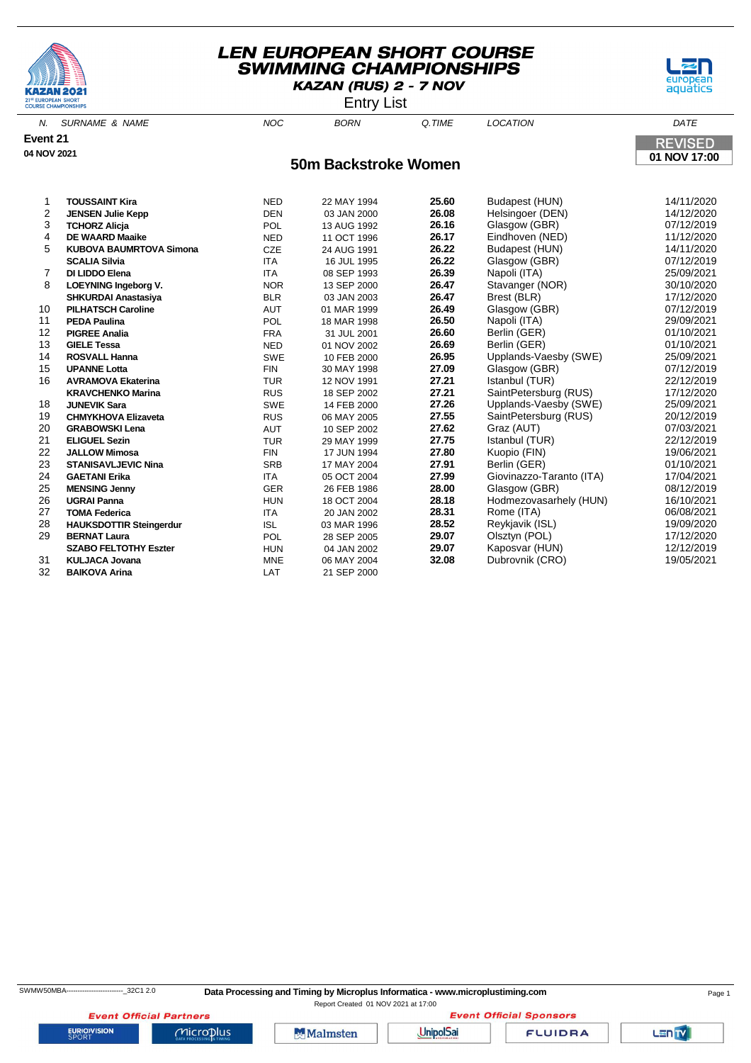# LEN EUROPEAN SHORT COURSE SWIMMING CHAMPIONSHIPS

**KAZAN (RUS) 2 - 7 NOV**

Entry List

**Event 21**

**04 NOV 2021**

REVISED **01 NOV 17:00**

## 50m Backstroke Women

| N. | SURNAME & NAME | NOC | BORN | Q.TIME | LOCATION | DATE |
|---|---|---|---|---|---|---|
| 1 | **TOUSSAINT Kira** | NED | 22 MAY 1994 | **25.60** | Budapest (HUN) | 14/11/2020 |
| 2 | **JENSEN Julie Kepp** | DEN | 03 JAN 2000 | **26.08** | Helsingoer (DEN) | 14/12/2020 |
| 3 | **TCHORZ Alicja** | POL | 13 AUG 1992 | **26.16** | Glasgow (GBR) | 07/12/2019 |
| 4 | **DE WAARD Maaike** | NED | 11 OCT 1996 | **26.17** | Eindhoven (NED) | 11/12/2020 |
| 5 | **KUBOVA BAUMRTOVA Simona** | CZE | 24 AUG 1991 | **26.22** | Budapest (HUN) | 14/11/2020 |
| | **SCALIA Silvia** | ITA | 16 JUL 1995 | **26.22** | Glasgow (GBR) | 07/12/2019 |
| 7 | **DI LIDDO Elena** | ITA | 08 SEP 1993 | **26.39** | Napoli (ITA) | 25/09/2021 |
| 8 | **LOEYNING Ingeborg V.** | NOR | 13 SEP 2000 | **26.47** | Stavanger (NOR) | 30/10/2020 |
| | **SHKURDAI Anastasiya** | BLR | 03 JAN 2003 | **26.47** | Brest (BLR) | 17/12/2020 |
| 10 | **PILHATSCH Caroline** | AUT | 01 MAR 1999 | **26.49** | Glasgow (GBR) | 07/12/2019 |
| 11 | **PEDA Paulina** | POL | 18 MAR 1998 | **26.50** | Napoli (ITA) | 29/09/2021 |
| 12 | **PIGREE Analia** | FRA | 31 JUL 2001 | **26.60** | Berlin (GER) | 01/10/2021 |
| 13 | **GIELE Tessa** | NED | 01 NOV 2002 | **26.69** | Berlin (GER) | 01/10/2021 |
| 14 | **ROSVALL Hanna** | SWE | 10 FEB 2000 | **26.95** | Upplands-Vaesby (SWE) | 25/09/2021 |
| 15 | **UPANNE Lotta** | FIN | 30 MAY 1998 | **27.09** | Glasgow (GBR) | 07/12/2019 |
| 16 | **AVRAMOVA Ekaterina** | TUR | 12 NOV 1991 | **27.21** | Istanbul (TUR) | 22/12/2019 |
| | **KRAVCHENKO Marina** | RUS | 18 SEP 2002 | **27.21** | SaintPetersburg (RUS) | 17/12/2020 |
| 18 | **JUNEVIK Sara** | SWE | 14 FEB 2000 | **27.26** | Upplands-Vaesby (SWE) | 25/09/2021 |
| 19 | **CHMYKHOVA Elizaveta** | RUS | 06 MAY 2005 | **27.55** | SaintPetersburg (RUS) | 20/12/2019 |
| 20 | **GRABOWSKI Lena** | AUT | 10 SEP 2002 | **27.62** | Graz (AUT) | 07/03/2021 |
| 21 | **ELIGUEL Sezin** | TUR | 29 MAY 1999 | **27.75** | Istanbul (TUR) | 22/12/2019 |
| 22 | **JALLOW Mimosa** | FIN | 17 JUN 1994 | **27.80** | Kuopio (FIN) | 19/06/2021 |
| 23 | **STANISAVLJEVIC Nina** | SRB | 17 MAY 2004 | **27.91** | Berlin (GER) | 01/10/2021 |
| 24 | **GAETANI Erika** | ITA | 05 OCT 2004 | **27.99** | Giovinazzo-Taranto (ITA) | 17/04/2021 |
| 25 | **MENSING Jenny** | GER | 26 FEB 1986 | **28.00** | Glasgow (GBR) | 08/12/2019 |
| 26 | **UGRAI Panna** | HUN | 18 OCT 2004 | **28.18** | Hodmezovasarhely (HUN) | 16/10/2021 |
| 27 | **TOMA Federica** | ITA | 20 JAN 2002 | **28.31** | Rome (ITA) | 06/08/2021 |
| 28 | **HAUKSDOTTIR Steingerdur** | ISL | 03 MAR 1996 | **28.52** | Reykjavik (ISL) | 19/09/2020 |
| 29 | **BERNAT Laura** | POL | 28 SEP 2005 | **29.07** | Olsztyn (POL) | 17/12/2020 |
| | **SZABO FELTOTHY Eszter** | HUN | 04 JAN 2002 | **29.07** | Kaposvar (HUN) | 12/12/2019 |
| 31 | **KULJACA Jovana** | MNE | 06 MAY 2004 | **32.08** | Dubrovnik (CRO) | 19/05/2021 |
| 32 | **BAIKOVA Arina** | LAT | 21 SEP 2000 | | | |

SWMW50MBA-------------------------_32C1 2.0 **Data Processing and Timing by Microplus Informatica - www.microplustiming.com**

Report Created 01 NOV 2021 at 17:00

*Event Official Partners* *Event Official Sponsors*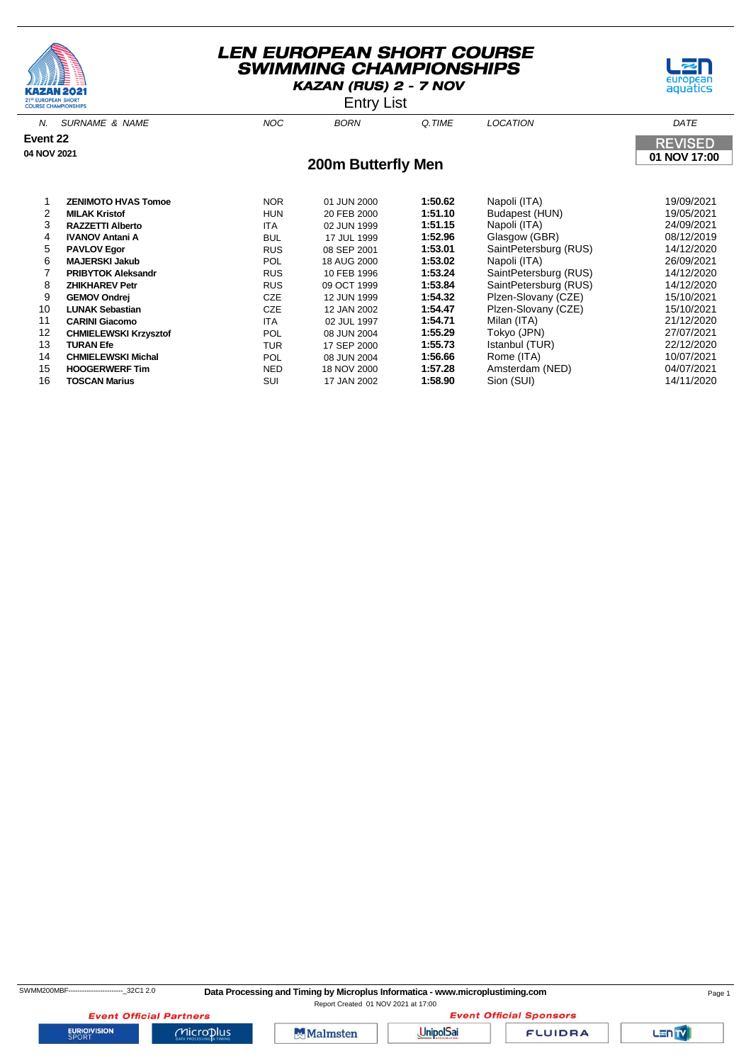# LEN EUROPEAN SHORT COURSE SWIMMING CHAMPIONSHIPS

**KAZAN (RUS) 2 - 7 NOV**

Entry List

**Event 22**

**04 NOV 2021**

REVISED
**01 NOV 17:00**

## 200m Butterfly Men

| N. | SURNAME & NAME | NOC | BORN | Q.TIME | LOCATION | DATE |
|---|---|---|---|---|---|---|
| 1 | **ZENIMOTO HVAS Tomoe** | NOR | 01 JUN 2000 | **1:50.62** | Napoli (ITA) | 19/09/2021 |
| 2 | **MILAK Kristof** | HUN | 20 FEB 2000 | **1:51.10** | Budapest (HUN) | 19/05/2021 |
| 3 | **RAZZETTI Alberto** | ITA | 02 JUN 1999 | **1:51.15** | Napoli (ITA) | 24/09/2021 |
| 4 | **IVANOV Antani A** | BUL | 17 JUL 1999 | **1:52.96** | Glasgow (GBR) | 08/12/2019 |
| 5 | **PAVLOV Egor** | RUS | 08 SEP 2001 | **1:53.01** | SaintPetersburg (RUS) | 14/12/2020 |
| 6 | **MAJERSKI Jakub** | POL | 18 AUG 2000 | **1:53.02** | Napoli (ITA) | 26/09/2021 |
| 7 | **PRIBYTOK Aleksandr** | RUS | 10 FEB 1996 | **1:53.24** | SaintPetersburg (RUS) | 14/12/2020 |
| 8 | **ZHIKHAREV Petr** | RUS | 09 OCT 1999 | **1:53.84** | SaintPetersburg (RUS) | 14/12/2020 |
| 9 | **GEMOV Ondrej** | CZE | 12 JUN 1999 | **1:54.32** | Plzen-Slovany (CZE) | 15/10/2021 |
| 10 | **LUNAK Sebastian** | CZE | 12 JAN 2002 | **1:54.47** | Plzen-Slovany (CZE) | 15/10/2021 |
| 11 | **CARINI Giacomo** | ITA | 02 JUL 1997 | **1:54.71** | Milan (ITA) | 21/12/2020 |
| 12 | **CHMIELEWSKI Krzysztof** | POL | 08 JUN 2004 | **1:55.29** | Tokyo (JPN) | 27/07/2021 |
| 13 | **TURAN Efe** | TUR | 17 SEP 2000 | **1:55.73** | Istanbul (TUR) | 22/12/2020 |
| 14 | **CHMIELEWSKI Michal** | POL | 08 JUN 2004 | **1:56.66** | Rome (ITA) | 10/07/2021 |
| 15 | **HOOGERWERF Tim** | NED | 18 NOV 2000 | **1:57.28** | Amsterdam (NED) | 04/07/2021 |
| 16 | **TOSCAN Marius** | SUI | 17 JAN 2002 | **1:58.90** | Sion (SUI) | 14/11/2020 |

SWMM200MBF------------------------_32C1 2.0 **Data Processing and Timing by Microplus Informatica - www.microplustiming.com**

Report Created 01 NOV 2021 at 17:00

*Event Official Partners* — *Event Official Sponsors*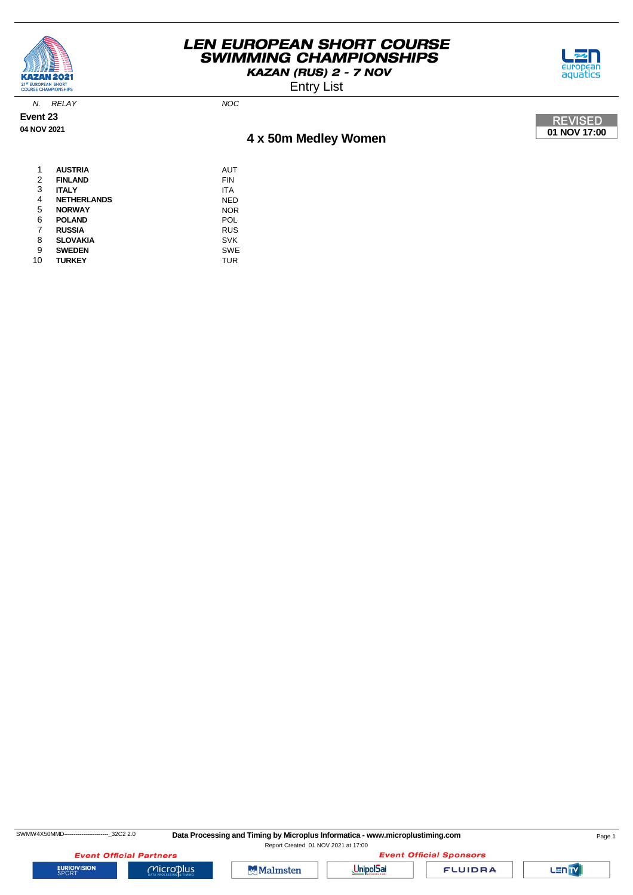# LEN EUROPEAN SHORT COURSE SWIMMING CHAMPIONSHIPS

**KAZAN (RUS) 2 - 7 NOV**

Entry List

**Event 23**

**04 NOV 2021**

**REVISED**
**01 NOV 17:00**

## 4 x 50m Medley Women

| N. | RELAY | NOC |
|---|---|---|
| 1 | **AUSTRIA** | AUT |
| 2 | **FINLAND** | FIN |
| 3 | **ITALY** | ITA |
| 4 | **NETHERLANDS** | NED |
| 5 | **NORWAY** | NOR |
| 6 | **POLAND** | POL |
| 7 | **RUSSIA** | RUS |
| 8 | **SLOVAKIA** | SVK |
| 9 | **SWEDEN** | SWE |
| 10 | **TURKEY** | TUR |

SWMW4X50MMD------------------------_32C2 2.0

**Data Processing and Timing by Microplus Informatica - www.microplustiming.com**

Report Created 01 NOV 2021 at 17:00

Event Official Partners | Event Official Sponsors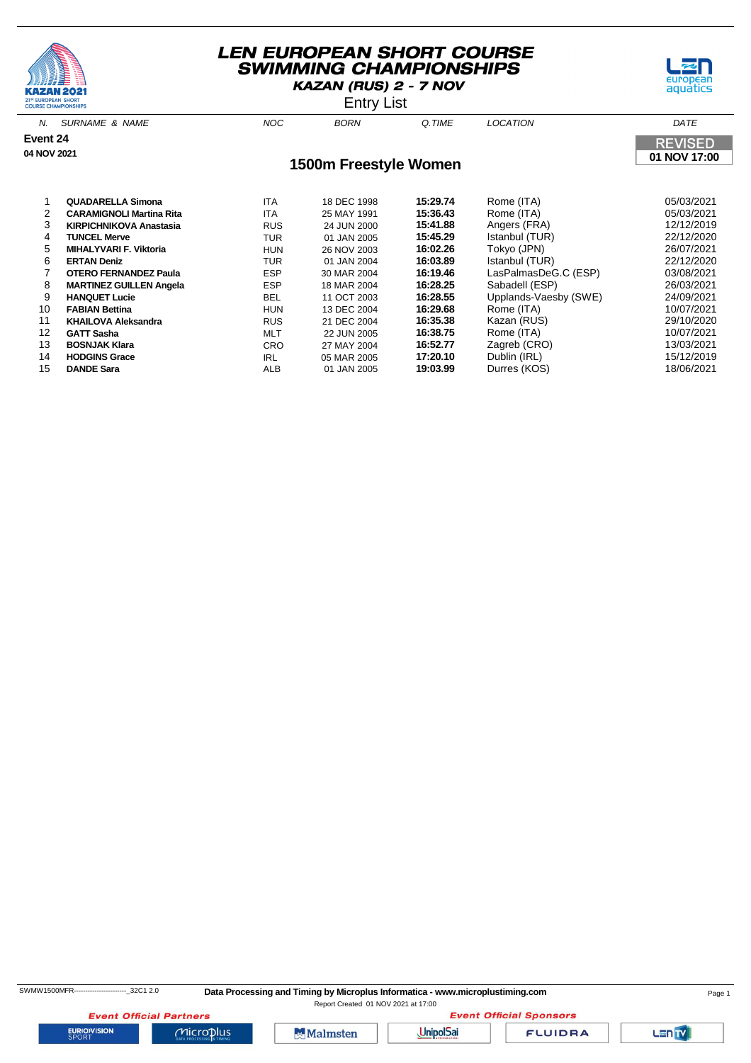# LEN EUROPEAN SHORT COURSE SWIMMING CHAMPIONSHIPS

**KAZAN (RUS) 2 - 7 NOV**

Entry List

**Event 24**

**04 NOV 2021**

REVISED
**01 NOV 17:00**

## 1500m Freestyle Women

| N. | SURNAME & NAME | NOC | BORN | Q.TIME | LOCATION | DATE |
|---|---|---|---|---|---|---|
| 1 | **QUADARELLA Simona** | ITA | 18 DEC 1998 | **15:29.74** | Rome (ITA) | 05/03/2021 |
| 2 | **CARAMIGNOLI Martina Rita** | ITA | 25 MAY 1991 | **15:36.43** | Rome (ITA) | 05/03/2021 |
| 3 | **KIRPICHNIKOVA Anastasia** | RUS | 24 JUN 2000 | **15:41.88** | Angers (FRA) | 12/12/2019 |
| 4 | **TUNCEL Merve** | TUR | 01 JAN 2005 | **15:45.29** | Istanbul (TUR) | 22/12/2020 |
| 5 | **MIHALYVARI F. Viktoria** | HUN | 26 NOV 2003 | **16:02.26** | Tokyo (JPN) | 26/07/2021 |
| 6 | **ERTAN Deniz** | TUR | 01 JAN 2004 | **16:03.89** | Istanbul (TUR) | 22/12/2020 |
| 7 | **OTERO FERNANDEZ Paula** | ESP | 30 MAR 2004 | **16:19.46** | LasPalmasDeG.C (ESP) | 03/08/2021 |
| 8 | **MARTINEZ GUILLEN Angela** | ESP | 18 MAR 2004 | **16:28.25** | Sabadell (ESP) | 26/03/2021 |
| 9 | **HANQUET Lucie** | BEL | 11 OCT 2003 | **16:28.55** | Upplands-Vaesby (SWE) | 24/09/2021 |
| 10 | **FABIAN Bettina** | HUN | 13 DEC 2004 | **16:29.68** | Rome (ITA) | 10/07/2021 |
| 11 | **KHAILOVA Aleksandra** | RUS | 21 DEC 2004 | **16:35.38** | Kazan (RUS) | 29/10/2020 |
| 12 | **GATT Sasha** | MLT | 22 JUN 2005 | **16:38.75** | Rome (ITA) | 10/07/2021 |
| 13 | **BOSNJAK Klara** | CRO | 27 MAY 2004 | **16:52.77** | Zagreb (CRO) | 13/03/2021 |
| 14 | **HODGINS Grace** | IRL | 05 MAR 2005 | **17:20.10** | Dublin (IRL) | 15/12/2019 |
| 15 | **DANDE Sara** | ALB | 01 JAN 2005 | **19:03.99** | Durres (KOS) | 18/06/2021 |

SWMW1500MFR------------------------_32C1 2.0 **Data Processing and Timing by Microplus Informatica - www.microplustiming.com**

Report Created 01 NOV 2021 at 17:00

*Event Official Partners* *Event Official Sponsors*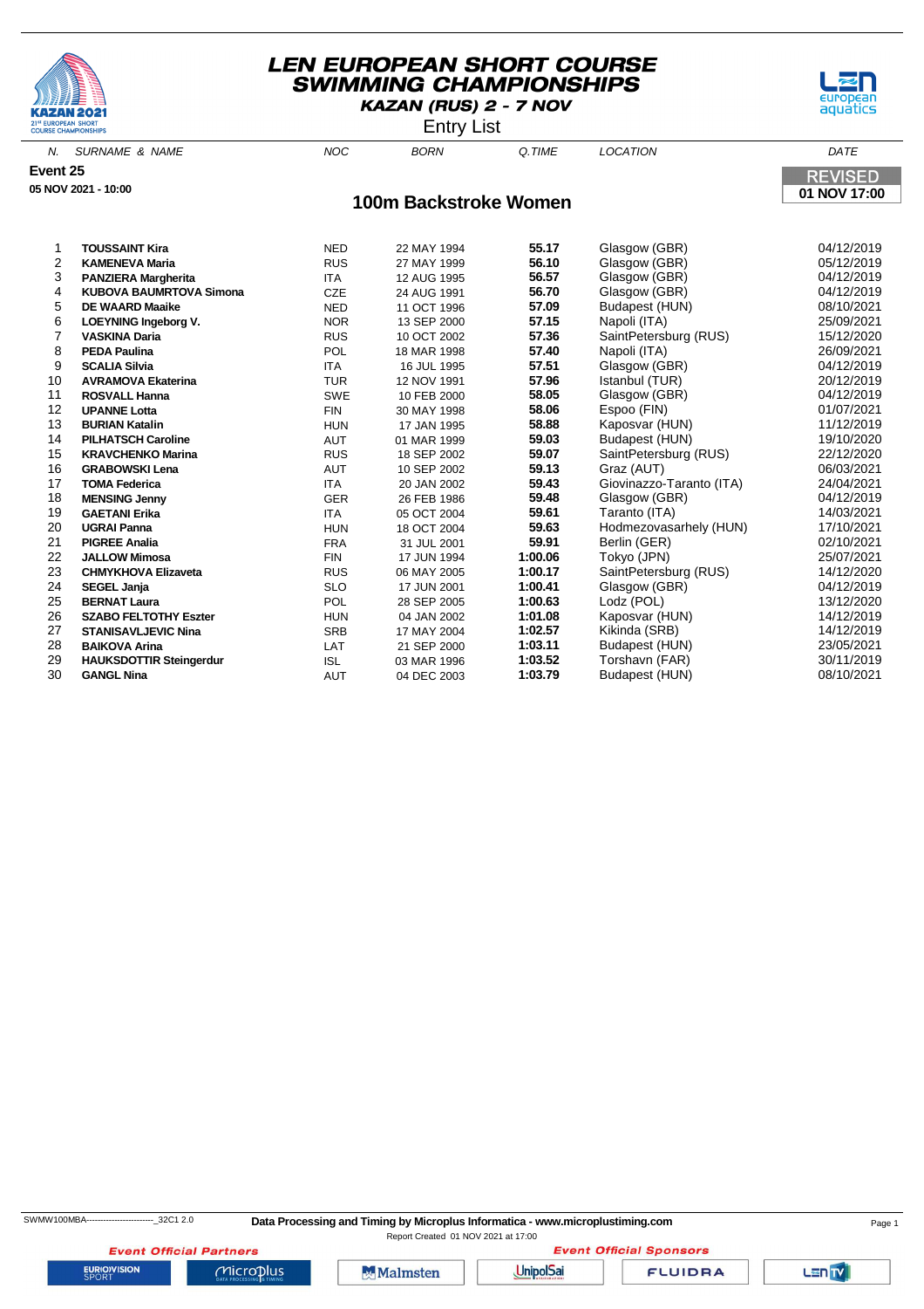# LEN EUROPEAN SHORT COURSE SWIMMING CHAMPIONSHIPS

**KAZAN (RUS) 2 - 7 NOV**

Entry List

**Event 25**

**05 NOV 2021 - 10:00**

REVISED **01 NOV 17:00**

## 100m Backstroke Women

| N. | SURNAME & NAME | NOC | BORN | Q.TIME | LOCATION | DATE |
|---|---|---|---|---|---|---|
| 1 | **TOUSSAINT Kira** | NED | 22 MAY 1994 | **55.17** | Glasgow (GBR) | 04/12/2019 |
| 2 | **KAMENEVA Maria** | RUS | 27 MAY 1999 | **56.10** | Glasgow (GBR) | 05/12/2019 |
| 3 | **PANZIERA Margherita** | ITA | 12 AUG 1995 | **56.57** | Glasgow (GBR) | 04/12/2019 |
| 4 | **KUBOVA BAUMRTOVA Simona** | CZE | 24 AUG 1991 | **56.70** | Glasgow (GBR) | 04/12/2019 |
| 5 | **DE WAARD Maaike** | NED | 11 OCT 1996 | **57.09** | Budapest (HUN) | 08/10/2021 |
| 6 | **LOEYNING Ingeborg V.** | NOR | 13 SEP 2000 | **57.15** | Napoli (ITA) | 25/09/2021 |
| 7 | **VASKINA Daria** | RUS | 10 OCT 2002 | **57.36** | SaintPetersburg (RUS) | 15/12/2020 |
| 8 | **PEDA Paulina** | POL | 18 MAR 1998 | **57.40** | Napoli (ITA) | 26/09/2021 |
| 9 | **SCALIA Silvia** | ITA | 16 JUL 1995 | **57.51** | Glasgow (GBR) | 04/12/2019 |
| 10 | **AVRAMOVA Ekaterina** | TUR | 12 NOV 1991 | **57.96** | Istanbul (TUR) | 20/12/2019 |
| 11 | **ROSVALL Hanna** | SWE | 10 FEB 2000 | **58.05** | Glasgow (GBR) | 04/12/2019 |
| 12 | **UPANNE Lotta** | FIN | 30 MAY 1998 | **58.06** | Espoo (FIN) | 01/07/2021 |
| 13 | **BURIAN Katalin** | HUN | 17 JAN 1995 | **58.88** | Kaposvar (HUN) | 11/12/2019 |
| 14 | **PILHATSCH Caroline** | AUT | 01 MAR 1999 | **59.03** | Budapest (HUN) | 19/10/2020 |
| 15 | **KRAVCHENKO Marina** | RUS | 18 SEP 2002 | **59.07** | SaintPetersburg (RUS) | 22/12/2020 |
| 16 | **GRABOWSKI Lena** | AUT | 10 SEP 2002 | **59.13** | Graz (AUT) | 06/03/2021 |
| 17 | **TOMA Federica** | ITA | 20 JAN 2002 | **59.43** | Giovinazzo-Taranto (ITA) | 24/04/2021 |
| 18 | **MENSING Jenny** | GER | 26 FEB 1986 | **59.48** | Glasgow (GBR) | 04/12/2019 |
| 19 | **GAETANI Erika** | ITA | 05 OCT 2004 | **59.61** | Taranto (ITA) | 14/03/2021 |
| 20 | **UGRAI Panna** | HUN | 18 OCT 2004 | **59.63** | Hodmezovasarhely (HUN) | 17/10/2021 |
| 21 | **PIGREE Analia** | FRA | 31 JUL 2001 | **59.91** | Berlin (GER) | 02/10/2021 |
| 22 | **JALLOW Mimosa** | FIN | 17 JUN 1994 | **1:00.06** | Tokyo (JPN) | 25/07/2021 |
| 23 | **CHMYKHOVA Elizaveta** | RUS | 06 MAY 2005 | **1:00.17** | SaintPetersburg (RUS) | 14/12/2020 |
| 24 | **SEGEL Janja** | SLO | 17 JUN 2001 | **1:00.41** | Glasgow (GBR) | 04/12/2019 |
| 25 | **BERNAT Laura** | POL | 28 SEP 2005 | **1:00.63** | Lodz (POL) | 13/12/2020 |
| 26 | **SZABO FELTOTHY Eszter** | HUN | 04 JAN 2002 | **1:01.08** | Kaposvar (HUN) | 14/12/2019 |
| 27 | **STANISAVLJEVIC Nina** | SRB | 17 MAY 2004 | **1:02.57** | Kikinda (SRB) | 14/12/2019 |
| 28 | **BAIKOVA Arina** | LAT | 21 SEP 2000 | **1:03.11** | Budapest (HUN) | 23/05/2021 |
| 29 | **HAUKSDOTTIR Steingerdur** | ISL | 03 MAR 1996 | **1:03.52** | Torshavn (FAR) | 30/11/2019 |
| 30 | **GANGL Nina** | AUT | 04 DEC 2003 | **1:03.79** | Budapest (HUN) | 08/10/2021 |

SWMW100MBA------------------------_32C1 2.0 **Data Processing and Timing by Microplus Informatica - www.microplustiming.com**

Report Created 01 NOV 2021 at 17:00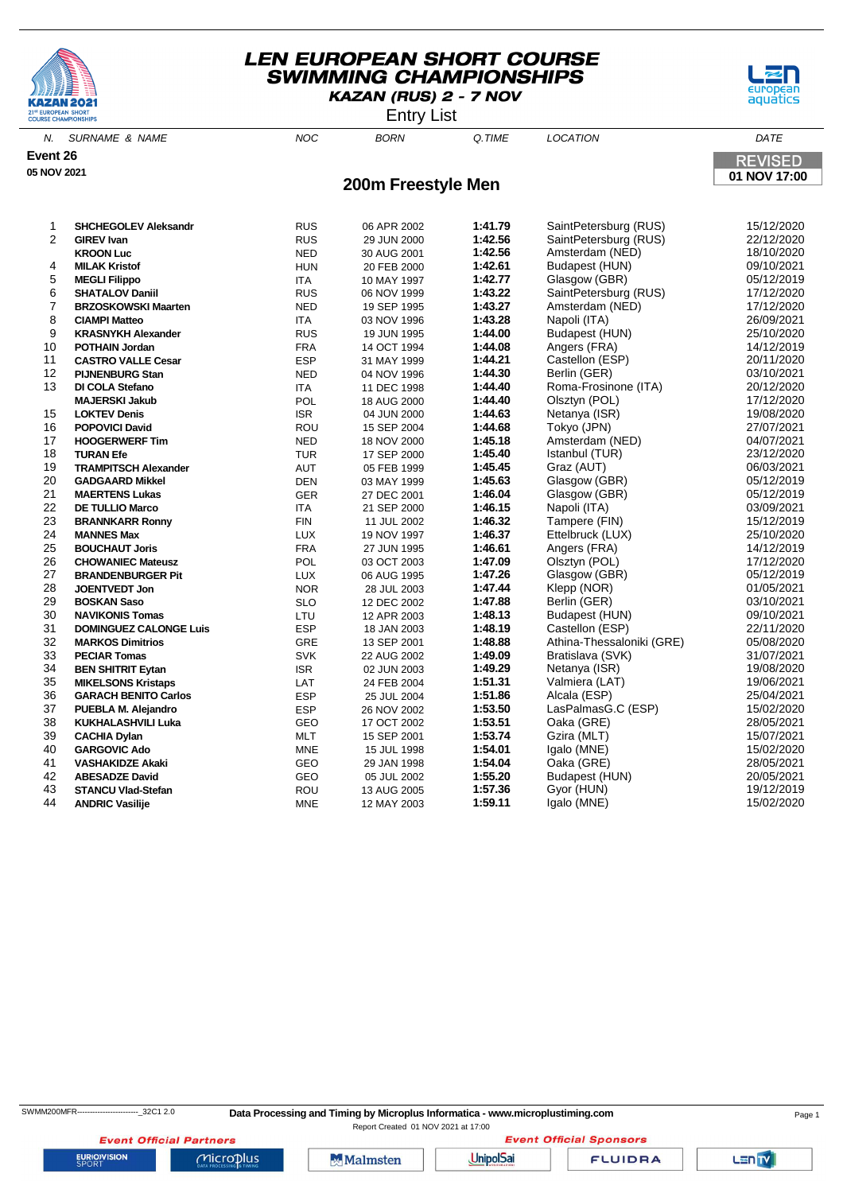# LEN EUROPEAN SHORT COURSE SWIMMING CHAMPIONSHIPS

**KAZAN (RUS) 2 - 7 NOV**

Entry List

**Event 26**

**05 NOV 2021**

REVISED
**01 NOV 17:00**

## 200m Freestyle Men

| N. | SURNAME & NAME | NOC | BORN | Q.TIME | LOCATION | DATE |
|---|---|---|---|---|---|---|
| 1 | **SHCHEGOLEV Aleksandr** | RUS | 06 APR 2002 | **1:41.79** | SaintPetersburg (RUS) | 15/12/2020 |
| 2 | **GIREV Ivan** | RUS | 29 JUN 2000 | **1:42.56** | SaintPetersburg (RUS) | 22/12/2020 |
| | **KROON Luc** | NED | 30 AUG 2001 | **1:42.56** | Amsterdam (NED) | 18/10/2020 |
| 4 | **MILAK Kristof** | HUN | 20 FEB 2000 | **1:42.61** | Budapest (HUN) | 09/10/2021 |
| 5 | **MEGLI Filippo** | ITA | 10 MAY 1997 | **1:42.77** | Glasgow (GBR) | 05/12/2019 |
| 6 | **SHATALOV Daniil** | RUS | 06 NOV 1999 | **1:43.22** | SaintPetersburg (RUS) | 17/12/2020 |
| 7 | **BRZOSKOWSKI Maarten** | NED | 19 SEP 1995 | **1:43.27** | Amsterdam (NED) | 17/12/2020 |
| 8 | **CIAMPI Matteo** | ITA | 03 NOV 1996 | **1:43.28** | Napoli (ITA) | 26/09/2021 |
| 9 | **KRASNYKH Alexander** | RUS | 19 JUN 1995 | **1:44.00** | Budapest (HUN) | 25/10/2020 |
| 10 | **POTHAIN Jordan** | FRA | 14 OCT 1994 | **1:44.08** | Angers (FRA) | 14/12/2019 |
| 11 | **CASTRO VALLE Cesar** | ESP | 31 MAY 1999 | **1:44.21** | Castellon (ESP) | 20/11/2020 |
| 12 | **PIJNENBURG Stan** | NED | 04 NOV 1996 | **1:44.30** | Berlin (GER) | 03/10/2021 |
| 13 | **DI COLA Stefano** | ITA | 11 DEC 1998 | **1:44.40** | Roma-Frosinone (ITA) | 20/12/2020 |
| | **MAJERSKI Jakub** | POL | 18 AUG 2000 | **1:44.40** | Olsztyn (POL) | 17/12/2020 |
| 15 | **LOKTEV Denis** | ISR | 04 JUN 2000 | **1:44.63** | Netanya (ISR) | 19/08/2020 |
| 16 | **POPOVICI David** | ROU | 15 SEP 2004 | **1:44.68** | Tokyo (JPN) | 27/07/2021 |
| 17 | **HOOGERWERF Tim** | NED | 18 NOV 2000 | **1:45.18** | Amsterdam (NED) | 04/07/2021 |
| 18 | **TURAN Efe** | TUR | 17 SEP 2000 | **1:45.40** | Istanbul (TUR) | 23/12/2020 |
| 19 | **TRAMPITSCH Alexander** | AUT | 05 FEB 1999 | **1:45.45** | Graz (AUT) | 06/03/2021 |
| 20 | **GADGAARD Mikkel** | DEN | 03 MAY 1999 | **1:45.63** | Glasgow (GBR) | 05/12/2019 |
| 21 | **MAERTENS Lukas** | GER | 27 DEC 2001 | **1:46.04** | Glasgow (GBR) | 05/12/2019 |
| 22 | **DE TULLIO Marco** | ITA | 21 SEP 2000 | **1:46.15** | Napoli (ITA) | 03/09/2021 |
| 23 | **BRANNKARR Ronny** | FIN | 11 JUL 2002 | **1:46.32** | Tampere (FIN) | 15/12/2019 |
| 24 | **MANNES Max** | LUX | 19 NOV 1997 | **1:46.37** | Ettelbruck (LUX) | 25/10/2020 |
| 25 | **BOUCHAUT Joris** | FRA | 27 JUN 1995 | **1:46.61** | Angers (FRA) | 14/12/2019 |
| 26 | **CHOWANIEC Mateusz** | POL | 03 OCT 2003 | **1:47.09** | Olsztyn (POL) | 17/12/2020 |
| 27 | **BRANDENBURGER Pit** | LUX | 06 AUG 1995 | **1:47.26** | Glasgow (GBR) | 05/12/2019 |
| 28 | **JOENTVEDT Jon** | NOR | 28 JUL 2003 | **1:47.44** | Klepp (NOR) | 01/05/2021 |
| 29 | **BOSKAN Saso** | SLO | 12 DEC 2002 | **1:47.88** | Berlin (GER) | 03/10/2021 |
| 30 | **NAVIKONIS Tomas** | LTU | 12 APR 2003 | **1:48.13** | Budapest (HUN) | 09/10/2021 |
| 31 | **DOMINGUEZ CALONGE Luis** | ESP | 18 JAN 2003 | **1:48.19** | Castellon (ESP) | 22/11/2020 |
| 32 | **MARKOS Dimitrios** | GRE | 13 SEP 2001 | **1:48.88** | Athina-Thessaloniki (GRE) | 05/08/2020 |
| 33 | **PECIAR Tomas** | SVK | 22 AUG 2002 | **1:49.09** | Bratislava (SVK) | 31/07/2021 |
| 34 | **BEN SHITRIT Eytan** | ISR | 02 JUN 2003 | **1:49.29** | Netanya (ISR) | 19/08/2020 |
| 35 | **MIKELSONS Kristaps** | LAT | 24 FEB 2004 | **1:51.31** | Valmiera (LAT) | 19/06/2021 |
| 36 | **GARACH BENITO Carlos** | ESP | 25 JUL 2004 | **1:51.86** | Alcala (ESP) | 25/04/2021 |
| 37 | **PUEBLA M. Alejandro** | ESP | 26 NOV 2002 | **1:53.50** | LasPalmasG.C (ESP) | 15/02/2020 |
| 38 | **KUKHALASHVILI Luka** | GEO | 17 OCT 2002 | **1:53.51** | Oaka (GRE) | 28/05/2021 |
| 39 | **CACHIA Dylan** | MLT | 15 SEP 2001 | **1:53.74** | Gzira (MLT) | 15/07/2021 |
| 40 | **GARGOVIC Ado** | MNE | 15 JUL 1998 | **1:54.01** | Igalo (MNE) | 15/02/2020 |
| 41 | **VASHAKIDZE Akaki** | GEO | 29 JAN 1998 | **1:54.04** | Oaka (GRE) | 28/05/2021 |
| 42 | **ABESADZE David** | GEO | 05 JUL 2002 | **1:55.20** | Budapest (HUN) | 20/05/2021 |
| 43 | **STANCU Vlad-Stefan** | ROU | 13 AUG 2005 | **1:57.36** | Gyor (HUN) | 19/12/2019 |
| 44 | **ANDRIC Vasilije** | MNE | 12 MAY 2003 | **1:59.11** | Igalo (MNE) | 15/02/2020 |

SWMM200MFR------------------------_32C1 2.0

**Data Processing and Timing by Microplus Informatica - www.microplustiming.com**

Report Created 01 NOV 2021 at 17:00

*Event Official Partners* — *Event Official Sponsors*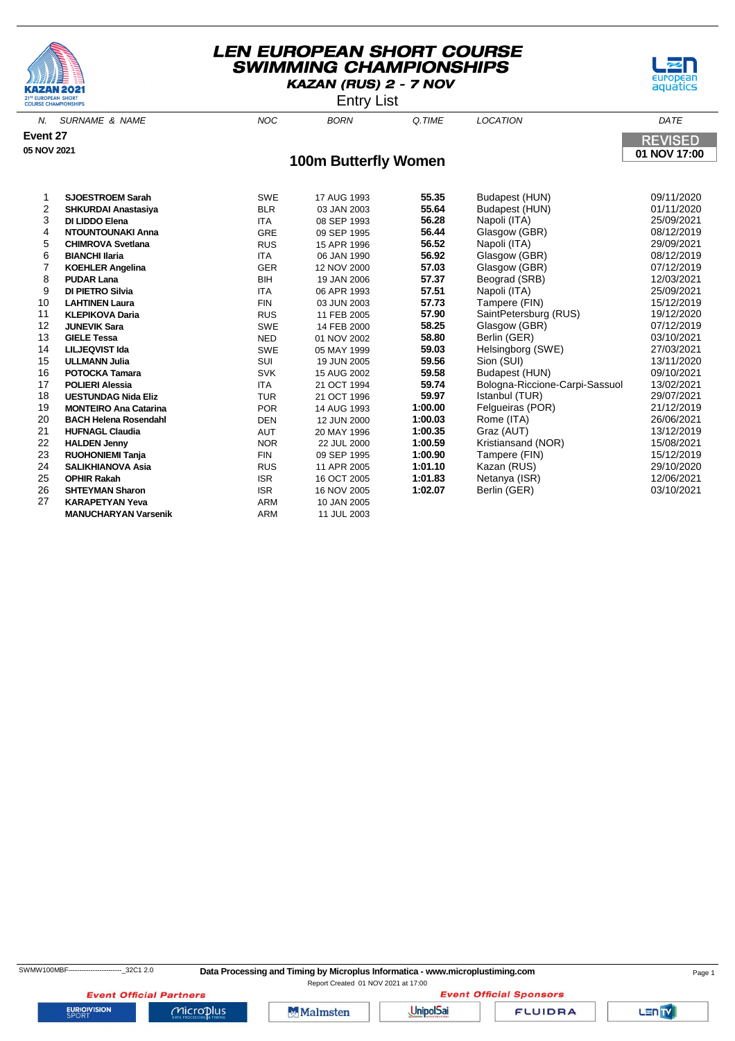# LEN EUROPEAN SHORT COURSE SWIMMING CHAMPIONSHIPS

**KAZAN (RUS) 2 - 7 NOV**

Entry List

**Event 27**

**05 NOV 2021**

REVISED
**01 NOV 17:00**

## 100m Butterfly Women

| N. | SURNAME & NAME | NOC | BORN | Q.TIME | LOCATION | DATE |
|---|---|---|---|---|---|---|
| 1 | **SJOESTROEM Sarah** | SWE | 17 AUG 1993 | **55.35** | Budapest (HUN) | 09/11/2020 |
| 2 | **SHKURDAI Anastasiya** | BLR | 03 JAN 2003 | **55.64** | Budapest (HUN) | 01/11/2020 |
| 3 | **DI LIDDO Elena** | ITA | 08 SEP 1993 | **56.28** | Napoli (ITA) | 25/09/2021 |
| 4 | **NTOUNTOUNAKI Anna** | GRE | 09 SEP 1995 | **56.44** | Glasgow (GBR) | 08/12/2019 |
| 5 | **CHIMROVA Svetlana** | RUS | 15 APR 1996 | **56.52** | Napoli (ITA) | 29/09/2021 |
| 6 | **BIANCHI Ilaria** | ITA | 06 JAN 1990 | **56.92** | Glasgow (GBR) | 08/12/2019 |
| 7 | **KOEHLER Angelina** | GER | 12 NOV 2000 | **57.03** | Glasgow (GBR) | 07/12/2019 |
| 8 | **PUDAR Lana** | BIH | 19 JAN 2006 | **57.37** | Beograd (SRB) | 12/03/2021 |
| 9 | **DI PIETRO Silvia** | ITA | 06 APR 1993 | **57.51** | Napoli (ITA) | 25/09/2021 |
| 10 | **LAHTINEN Laura** | FIN | 03 JUN 2003 | **57.73** | Tampere (FIN) | 15/12/2019 |
| 11 | **KLEPIKOVA Daria** | RUS | 11 FEB 2005 | **57.90** | SaintPetersburg (RUS) | 19/12/2020 |
| 12 | **JUNEVIK Sara** | SWE | 14 FEB 2000 | **58.25** | Glasgow (GBR) | 07/12/2019 |
| 13 | **GIELE Tessa** | NED | 01 NOV 2002 | **58.80** | Berlin (GER) | 03/10/2021 |
| 14 | **LILJEQVIST Ida** | SWE | 05 MAY 1999 | **59.03** | Helsingborg (SWE) | 27/03/2021 |
| 15 | **ULLMANN Julia** | SUI | 19 JUN 2005 | **59.56** | Sion (SUI) | 13/11/2020 |
| 16 | **POTOCKA Tamara** | SVK | 15 AUG 2002 | **59.58** | Budapest (HUN) | 09/10/2021 |
| 17 | **POLIERI Alessia** | ITA | 21 OCT 1994 | **59.74** | Bologna-Riccione-Carpi-Sassuol | 13/02/2021 |
| 18 | **UESTUNDAG Nida Eliz** | TUR | 21 OCT 1996 | **59.97** | Istanbul (TUR) | 29/07/2021 |
| 19 | **MONTEIRO Ana Catarina** | POR | 14 AUG 1993 | **1:00.00** | Felgueiras (POR) | 21/12/2019 |
| 20 | **BACH Helena Rosendahl** | DEN | 12 JUN 2000 | **1:00.03** | Rome (ITA) | 26/06/2021 |
| 21 | **HUFNAGL Claudia** | AUT | 20 MAY 1996 | **1:00.35** | Graz (AUT) | 13/12/2019 |
| 22 | **HALDEN Jenny** | NOR | 22 JUL 2000 | **1:00.59** | Kristiansand (NOR) | 15/08/2021 |
| 23 | **RUOHONIEMI Tanja** | FIN | 09 SEP 1995 | **1:00.90** | Tampere (FIN) | 15/12/2019 |
| 24 | **SALIKHIANOVA Asia** | RUS | 11 APR 2005 | **1:01.10** | Kazan (RUS) | 29/10/2020 |
| 25 | **OPHIR Rakah** | ISR | 16 OCT 2005 | **1:01.83** | Netanya (ISR) | 12/06/2021 |
| 26 | **SHTEYMAN Sharon** | ISR | 16 NOV 2005 | **1:02.07** | Berlin (GER) | 03/10/2021 |
| 27 | **KARAPETYAN Yeva** | ARM | 10 JAN 2005 | | | |
| | **MANUCHARYAN Varsenik** | ARM | 11 JUL 2003 | | | |

SWMW100MBF-------------------------_32C1 2.0 **Data Processing and Timing by Microplus Informatica - www.microplustiming.com**

Report Created 01 NOV 2021 at 17:00

Event Official Partners — Event Official Sponsors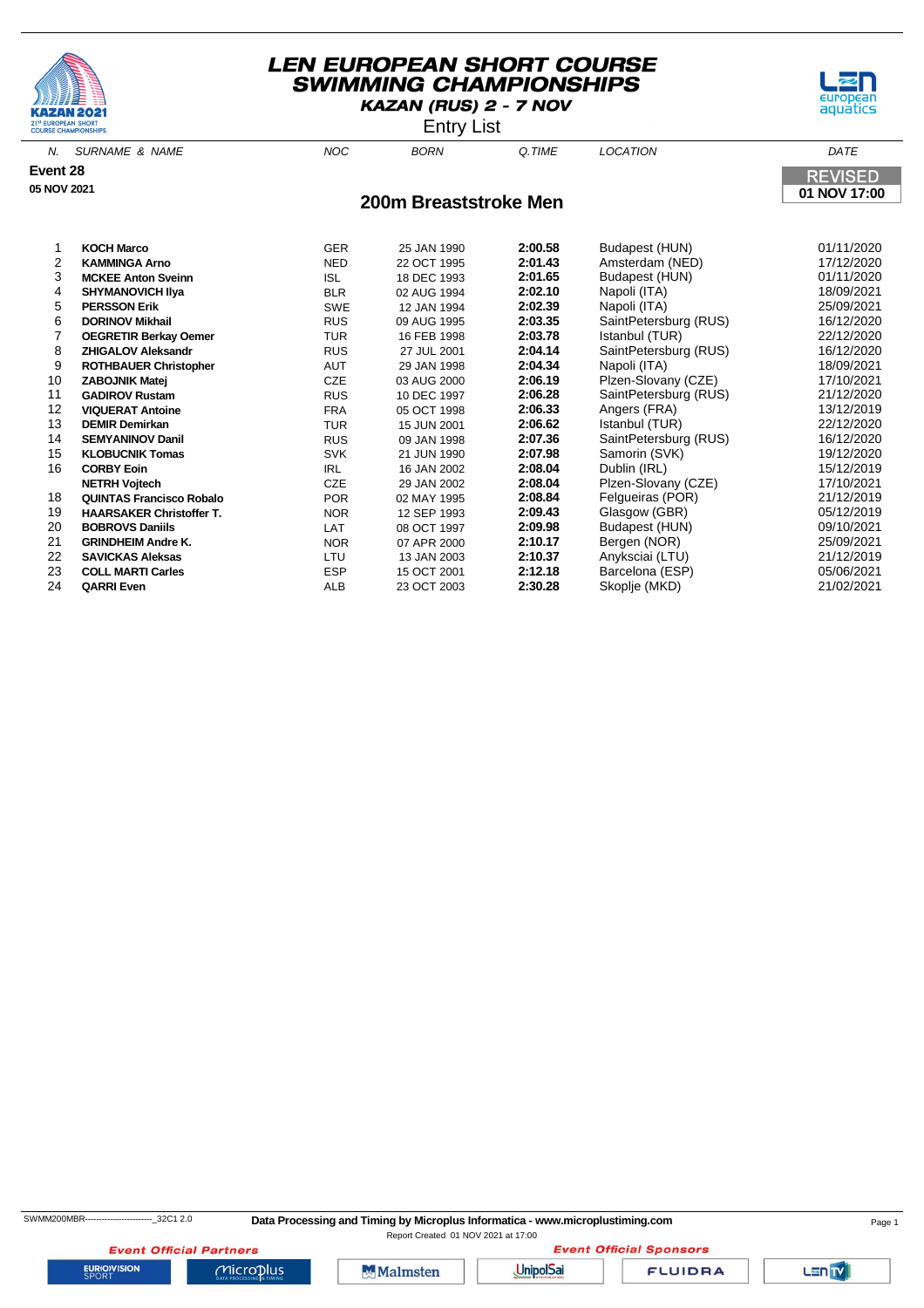# LEN EUROPEAN SHORT COURSE SWIMMING CHAMPIONSHIPS

**KAZAN (RUS) 2 - 7 NOV**

Entry List

**Event 28**

**05 NOV 2021**

REVISED
**01 NOV 17:00**

## 200m Breaststroke Men

| N. | SURNAME & NAME | NOC | BORN | Q.TIME | LOCATION | DATE |
|---|---|---|---|---|---|---|
| 1 | **KOCH Marco** | GER | 25 JAN 1990 | **2:00.58** | Budapest (HUN) | 01/11/2020 |
| 2 | **KAMMINGA Arno** | NED | 22 OCT 1995 | **2:01.43** | Amsterdam (NED) | 17/12/2020 |
| 3 | **MCKEE Anton Sveinn** | ISL | 18 DEC 1993 | **2:01.65** | Budapest (HUN) | 01/11/2020 |
| 4 | **SHYMANOVICH Ilya** | BLR | 02 AUG 1994 | **2:02.10** | Napoli (ITA) | 18/09/2021 |
| 5 | **PERSSON Erik** | SWE | 12 JAN 1994 | **2:02.39** | Napoli (ITA) | 25/09/2021 |
| 6 | **DORINOV Mikhail** | RUS | 09 AUG 1995 | **2:03.35** | SaintPetersburg (RUS) | 16/12/2020 |
| 7 | **OEGRETIR Berkay Oemer** | TUR | 16 FEB 1998 | **2:03.78** | Istanbul (TUR) | 22/12/2020 |
| 8 | **ZHIGALOV Aleksandr** | RUS | 27 JUL 2001 | **2:04.14** | SaintPetersburg (RUS) | 16/12/2020 |
| 9 | **ROTHBAUER Christopher** | AUT | 29 JAN 1998 | **2:04.34** | Napoli (ITA) | 18/09/2021 |
| 10 | **ZABOJNIK Matej** | CZE | 03 AUG 2000 | **2:06.19** | Plzen-Slovany (CZE) | 17/10/2021 |
| 11 | **GADIROV Rustam** | RUS | 10 DEC 1997 | **2:06.28** | SaintPetersburg (RUS) | 21/12/2020 |
| 12 | **VIQUERAT Antoine** | FRA | 05 OCT 1998 | **2:06.33** | Angers (FRA) | 13/12/2019 |
| 13 | **DEMIR Demirkan** | TUR | 15 JUN 2001 | **2:06.62** | Istanbul (TUR) | 22/12/2020 |
| 14 | **SEMYANINOV Danil** | RUS | 09 JAN 1998 | **2:07.36** | SaintPetersburg (RUS) | 16/12/2020 |
| 15 | **KLOBUCNIK Tomas** | SVK | 21 JUN 1990 | **2:07.98** | Samorin (SVK) | 19/12/2020 |
| 16 | **CORBY Eoin** | IRL | 16 JAN 2002 | **2:08.04** | Dublin (IRL) | 15/12/2019 |
| | **NETRH Vojtech** | CZE | 29 JAN 2002 | **2:08.04** | Plzen-Slovany (CZE) | 17/10/2021 |
| 18 | **QUINTAS Francisco Robalo** | POR | 02 MAY 1995 | **2:08.84** | Felgueiras (POR) | 21/12/2019 |
| 19 | **HAARSAKER Christoffer T.** | NOR | 12 SEP 1993 | **2:09.43** | Glasgow (GBR) | 05/12/2019 |
| 20 | **BOBROVS Daniils** | LAT | 08 OCT 1997 | **2:09.98** | Budapest (HUN) | 09/10/2021 |
| 21 | **GRINDHEIM Andre K.** | NOR | 07 APR 2000 | **2:10.17** | Bergen (NOR) | 25/09/2021 |
| 22 | **SAVICKAS Aleksas** | LTU | 13 JAN 2003 | **2:10.37** | Anyksciai (LTU) | 21/12/2019 |
| 23 | **COLL MARTI Carles** | ESP | 15 OCT 2001 | **2:12.18** | Barcelona (ESP) | 05/06/2021 |
| 24 | **QARRI Even** | ALB | 23 OCT 2003 | **2:30.28** | Skoplje (MKD) | 21/02/2021 |

SWMM200MBR------------------------_32C1 2.0

**Data Processing and Timing by Microplus Informatica - www.microplustiming.com**

Report Created 01 NOV 2021 at 17:00

*Event Official Partners* — *Event Official Sponsors*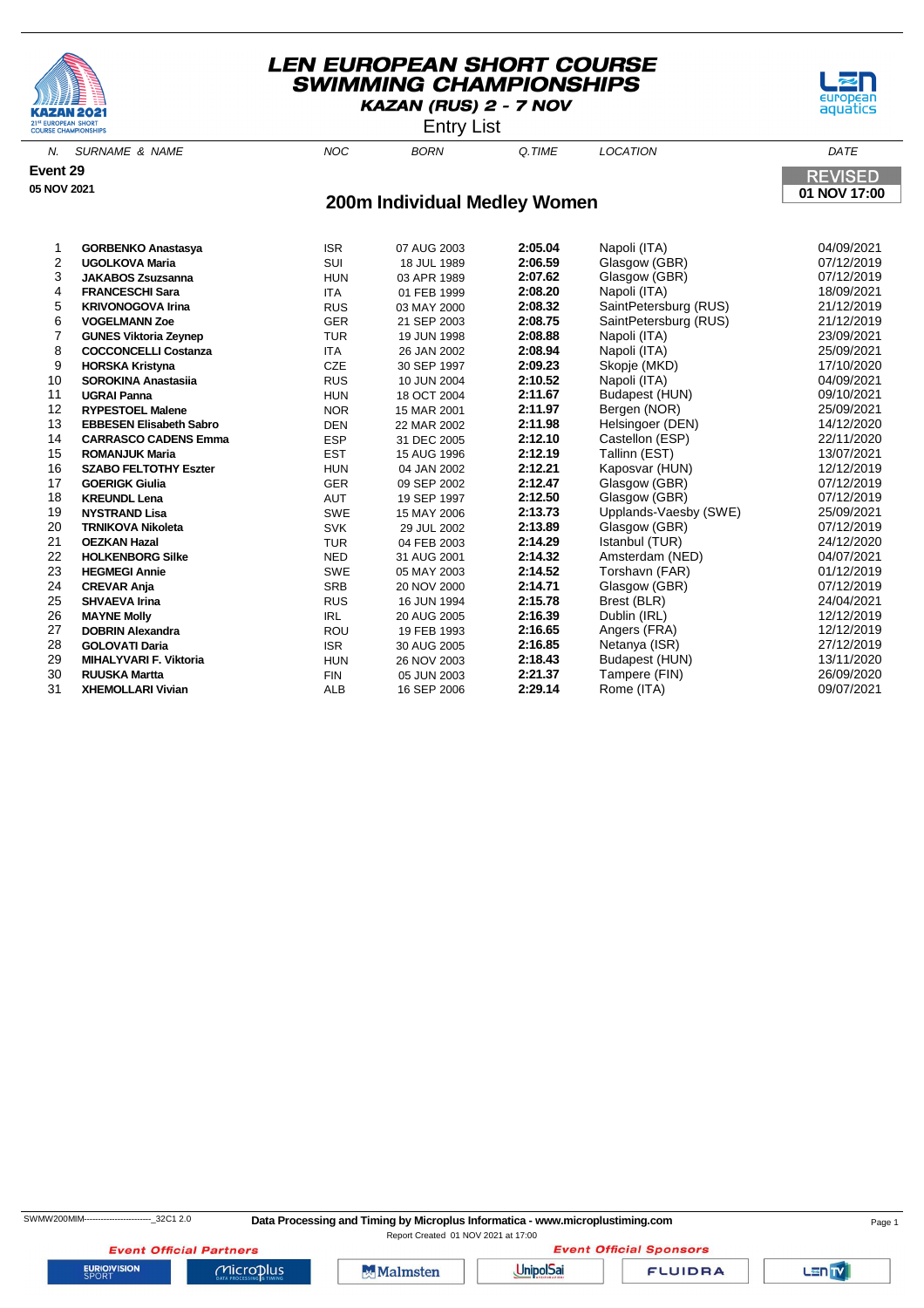# LEN EUROPEAN SHORT COURSE SWIMMING CHAMPIONSHIPS

**KAZAN (RUS) 2 - 7 NOV**

Entry List

**Event 29**

**05 NOV 2021**

REVISED **01 NOV 17:00**

## 200m Individual Medley Women

| N. | SURNAME & NAME | NOC | BORN | Q.TIME | LOCATION | DATE |
|---|---|---|---|---|---|---|
| 1 | **GORBENKO Anastasya** | ISR | 07 AUG 2003 | **2:05.04** | Napoli (ITA) | 04/09/2021 |
| 2 | **UGOLKOVA Maria** | SUI | 18 JUL 1989 | **2:06.59** | Glasgow (GBR) | 07/12/2019 |
| 3 | **JAKABOS Zsuzsanna** | HUN | 03 APR 1989 | **2:07.62** | Glasgow (GBR) | 07/12/2019 |
| 4 | **FRANCESCHI Sara** | ITA | 01 FEB 1999 | **2:08.20** | Napoli (ITA) | 18/09/2021 |
| 5 | **KRIVONOGOVA Irina** | RUS | 03 MAY 2000 | **2:08.32** | SaintPetersburg (RUS) | 21/12/2019 |
| 6 | **VOGELMANN Zoe** | GER | 21 SEP 2003 | **2:08.75** | SaintPetersburg (RUS) | 21/12/2019 |
| 7 | **GUNES Viktoria Zeynep** | TUR | 19 JUN 1998 | **2:08.88** | Napoli (ITA) | 23/09/2021 |
| 8 | **COCCONCELLI Costanza** | ITA | 26 JAN 2002 | **2:08.94** | Napoli (ITA) | 25/09/2021 |
| 9 | **HORSKA Kristyna** | CZE | 30 SEP 1997 | **2:09.23** | Skopje (MKD) | 17/10/2020 |
| 10 | **SOROKINA Anastasiia** | RUS | 10 JUN 2004 | **2:10.52** | Napoli (ITA) | 04/09/2021 |
| 11 | **UGRAI Panna** | HUN | 18 OCT 2004 | **2:11.67** | Budapest (HUN) | 09/10/2021 |
| 12 | **RYPESTOEL Malene** | NOR | 15 MAR 2001 | **2:11.97** | Bergen (NOR) | 25/09/2021 |
| 13 | **EBBESEN Elisabeth Sabro** | DEN | 22 MAR 2002 | **2:11.98** | Helsingoer (DEN) | 14/12/2020 |
| 14 | **CARRASCO CADENS Emma** | ESP | 31 DEC 2005 | **2:12.10** | Castellon (ESP) | 22/11/2020 |
| 15 | **ROMANJUK Maria** | EST | 15 AUG 1996 | **2:12.19** | Tallinn (EST) | 13/07/2021 |
| 16 | **SZABO FELTOTHY Eszter** | HUN | 04 JAN 2002 | **2:12.21** | Kaposvar (HUN) | 12/12/2019 |
| 17 | **GOERIGK Giulia** | GER | 09 SEP 2002 | **2:12.47** | Glasgow (GBR) | 07/12/2019 |
| 18 | **KREUNDL Lena** | AUT | 19 SEP 1997 | **2:12.50** | Glasgow (GBR) | 07/12/2019 |
| 19 | **NYSTRAND Lisa** | SWE | 15 MAY 2006 | **2:13.73** | Upplands-Vaesby (SWE) | 25/09/2021 |
| 20 | **TRNIKOVA Nikoleta** | SVK | 29 JUL 2002 | **2:13.89** | Glasgow (GBR) | 07/12/2019 |
| 21 | **OEZKAN Hazal** | TUR | 04 FEB 2003 | **2:14.29** | Istanbul (TUR) | 24/12/2020 |
| 22 | **HOLKENBORG Silke** | NED | 31 AUG 2001 | **2:14.32** | Amsterdam (NED) | 04/07/2021 |
| 23 | **HEGMEGI Annie** | SWE | 05 MAY 2003 | **2:14.52** | Torshavn (FAR) | 01/12/2019 |
| 24 | **CREVAR Anja** | SRB | 20 NOV 2000 | **2:14.71** | Glasgow (GBR) | 07/12/2019 |
| 25 | **SHVAEVA Irina** | RUS | 16 JUN 1994 | **2:15.78** | Brest (BLR) | 24/04/2021 |
| 26 | **MAYNE Molly** | IRL | 20 AUG 2005 | **2:16.39** | Dublin (IRL) | 12/12/2019 |
| 27 | **DOBRIN Alexandra** | ROU | 19 FEB 1993 | **2:16.65** | Angers (FRA) | 12/12/2019 |
| 28 | **GOLOVATI Daria** | ISR | 30 AUG 2005 | **2:16.85** | Netanya (ISR) | 27/12/2019 |
| 29 | **MIHALYVARI F. Viktoria** | HUN | 26 NOV 2003 | **2:18.43** | Budapest (HUN) | 13/11/2020 |
| 30 | **RUUSKA Martta** | FIN | 05 JUN 2003 | **2:21.37** | Tampere (FIN) | 26/09/2020 |
| 31 | **XHEMOLLARI Vivian** | ALB | 16 SEP 2006 | **2:29.14** | Rome (ITA) | 09/07/2021 |

SWMW200MIM------------------------_32C1 2.0 **Data Processing and Timing by Microplus Informatica - www.microplustiming.com**

Report Created 01 NOV 2021 at 17:00

*Event Official Partners* *Event Official Sponsors*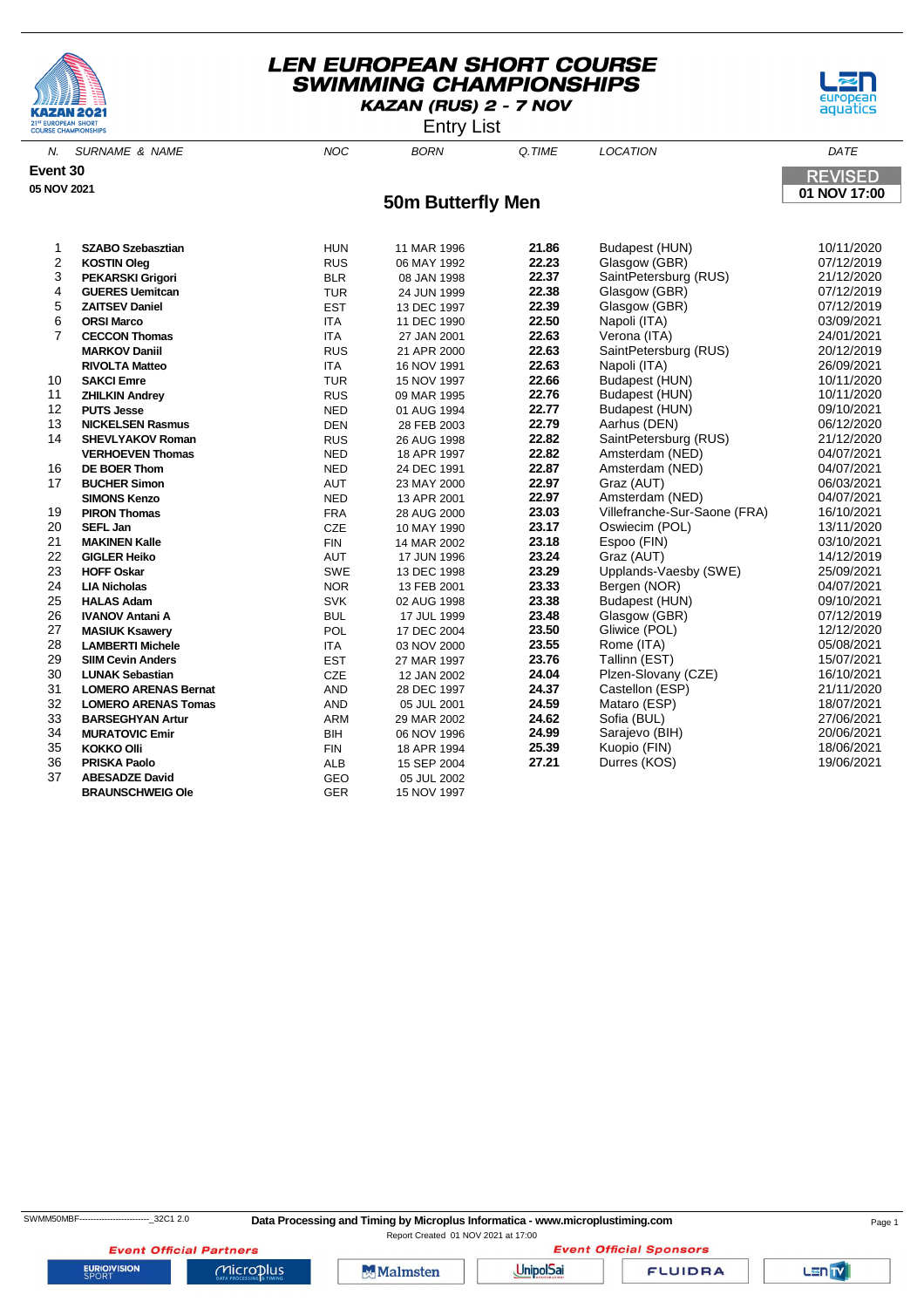# LEN EUROPEAN SHORT COURSE SWIMMING CHAMPIONSHIPS

**KAZAN (RUS) 2 - 7 NOV**

Entry List

**Event 30**

**05 NOV 2021**

REVISED **01 NOV 17:00**

## 50m Butterfly Men

| N. | SURNAME & NAME | NOC | BORN | Q.TIME | LOCATION | DATE |
|---|---|---|---|---|---|---|
| 1 | **SZABO Szebasztian** | HUN | 11 MAR 1996 | **21.86** | Budapest (HUN) | 10/11/2020 |
| 2 | **KOSTIN Oleg** | RUS | 06 MAY 1992 | **22.23** | Glasgow (GBR) | 07/12/2019 |
| 3 | **PEKARSKI Grigori** | BLR | 08 JAN 1998 | **22.37** | SaintPetersburg (RUS) | 21/12/2020 |
| 4 | **GUERES Uemitcan** | TUR | 24 JUN 1999 | **22.38** | Glasgow (GBR) | 07/12/2019 |
| 5 | **ZAITSEV Daniel** | EST | 13 DEC 1997 | **22.39** | Glasgow (GBR) | 07/12/2019 |
| 6 | **ORSI Marco** | ITA | 11 DEC 1990 | **22.50** | Napoli (ITA) | 03/09/2021 |
| 7 | **CECCON Thomas** | ITA | 27 JAN 2001 | **22.63** | Verona (ITA) | 24/01/2021 |
| | **MARKOV Daniil** | RUS | 21 APR 2000 | **22.63** | SaintPetersburg (RUS) | 20/12/2019 |
| | **RIVOLTA Matteo** | ITA | 16 NOV 1991 | **22.63** | Napoli (ITA) | 26/09/2021 |
| 10 | **SAKCI Emre** | TUR | 15 NOV 1997 | **22.66** | Budapest (HUN) | 10/11/2020 |
| 11 | **ZHILKIN Andrey** | RUS | 09 MAR 1995 | **22.76** | Budapest (HUN) | 10/11/2020 |
| 12 | **PUTS Jesse** | NED | 01 AUG 1994 | **22.77** | Budapest (HUN) | 09/10/2021 |
| 13 | **NICKELSEN Rasmus** | DEN | 28 FEB 2003 | **22.79** | Aarhus (DEN) | 06/12/2020 |
| 14 | **SHEVLYAKOV Roman** | RUS | 26 AUG 1998 | **22.82** | SaintPetersburg (RUS) | 21/12/2020 |
| | **VERHOEVEN Thomas** | NED | 18 APR 1997 | **22.82** | Amsterdam (NED) | 04/07/2021 |
| 16 | **DE BOER Thom** | NED | 24 DEC 1991 | **22.87** | Amsterdam (NED) | 04/07/2021 |
| 17 | **BUCHER Simon** | AUT | 23 MAY 2000 | **22.97** | Graz (AUT) | 06/03/2021 |
| | **SIMONS Kenzo** | NED | 13 APR 2001 | **22.97** | Amsterdam (NED) | 04/07/2021 |
| 19 | **PIRON Thomas** | FRA | 28 AUG 2000 | **23.03** | Villefranche-Sur-Saone (FRA) | 16/10/2021 |
| 20 | **SEFL Jan** | CZE | 10 MAY 1990 | **23.17** | Oswiecim (POL) | 13/11/2020 |
| 21 | **MAKINEN Kalle** | FIN | 14 MAR 2002 | **23.18** | Espoo (FIN) | 03/10/2021 |
| 22 | **GIGLER Heiko** | AUT | 17 JUN 1996 | **23.24** | Graz (AUT) | 14/12/2019 |
| 23 | **HOFF Oskar** | SWE | 13 DEC 1998 | **23.29** | Upplands-Vaesby (SWE) | 25/09/2021 |
| 24 | **LIA Nicholas** | NOR | 13 FEB 2001 | **23.33** | Bergen (NOR) | 04/07/2021 |
| 25 | **HALAS Adam** | SVK | 02 AUG 1998 | **23.38** | Budapest (HUN) | 09/10/2021 |
| 26 | **IVANOV Antani A** | BUL | 17 JUL 1999 | **23.48** | Glasgow (GBR) | 07/12/2019 |
| 27 | **MASIUK Ksawery** | POL | 17 DEC 2004 | **23.50** | Gliwice (POL) | 12/12/2020 |
| 28 | **LAMBERTI Michele** | ITA | 03 NOV 2000 | **23.55** | Rome (ITA) | 05/08/2021 |
| 29 | **SIIM Cevin Anders** | EST | 27 MAR 1997 | **23.76** | Tallinn (EST) | 15/07/2021 |
| 30 | **LUNAK Sebastian** | CZE | 12 JAN 2002 | **24.04** | Plzen-Slovany (CZE) | 16/10/2021 |
| 31 | **LOMERO ARENAS Bernat** | AND | 28 DEC 1997 | **24.37** | Castellon (ESP) | 21/11/2020 |
| 32 | **LOMERO ARENAS Tomas** | AND | 05 JUL 2001 | **24.59** | Mataro (ESP) | 18/07/2021 |
| 33 | **BARSEGHYAN Artur** | ARM | 29 MAR 2002 | **24.62** | Sofia (BUL) | 27/06/2021 |
| 34 | **MURATOVIC Emir** | BIH | 06 NOV 1996 | **24.99** | Sarajevo (BIH) | 20/06/2021 |
| 35 | **KOKKO Olli** | FIN | 18 APR 1994 | **25.39** | Kuopio (FIN) | 18/06/2021 |
| 36 | **PRISKA Paolo** | ALB | 15 SEP 2004 | **27.21** | Durres (KOS) | 19/06/2021 |
| 37 | **ABESADZE David** | GEO | 05 JUL 2002 | | | |
| | **BRAUNSCHWEIG Ole** | GER | 15 NOV 1997 | | | |

SWMM50MBF--------------------------_32C1 2.0 **Data Processing and Timing by Microplus Informatica - www.microplustiming.com**

Report Created 01 NOV 2021 at 17:00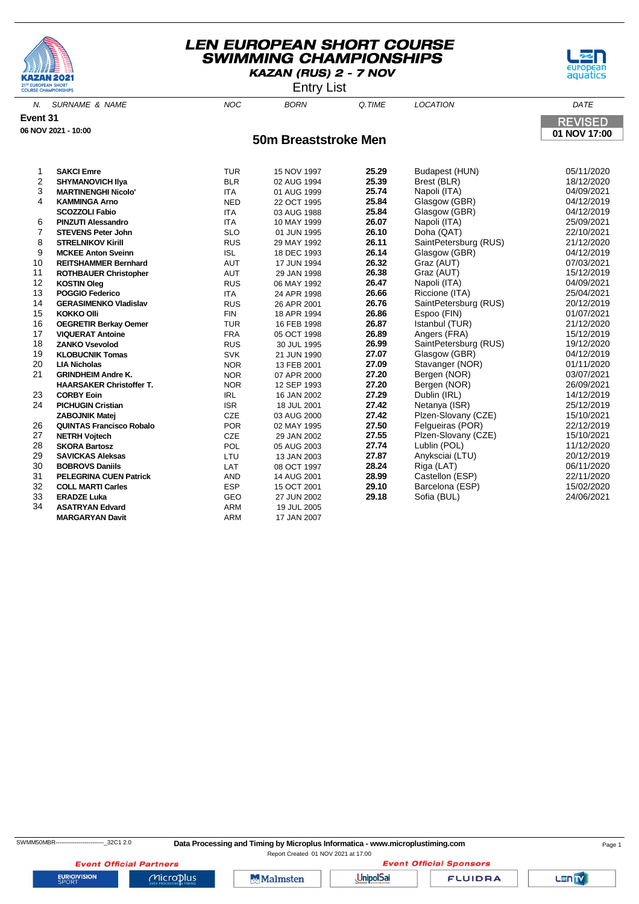# LEN EUROPEAN SHORT COURSE SWIMMING CHAMPIONSHIPS

**KAZAN (RUS) 2 - 7 NOV**

Entry List

**Event 31**

**06 NOV 2021 - 10:00**

**REVISED**
**01 NOV 17:00**

## 50m Breaststroke Men

| N. | SURNAME & NAME | NOC | BORN | Q.TIME | LOCATION | DATE |
|---|---|---|---|---|---|---|
| 1 | **SAKCI Emre** | TUR | 15 NOV 1997 | **25.29** | Budapest (HUN) | 05/11/2020 |
| 2 | **SHYMANOVICH Ilya** | BLR | 02 AUG 1994 | **25.39** | Brest (BLR) | 18/12/2020 |
| 3 | **MARTINENGHI Nicolo'** | ITA | 01 AUG 1999 | **25.74** | Napoli (ITA) | 04/09/2021 |
| 4 | **KAMMINGA Arno** | NED | 22 OCT 1995 | **25.84** | Glasgow (GBR) | 04/12/2019 |
| | **SCOZZOLI Fabio** | ITA | 03 AUG 1988 | **25.84** | Glasgow (GBR) | 04/12/2019 |
| 6 | **PINZUTI Alessandro** | ITA | 10 MAY 1999 | **26.07** | Napoli (ITA) | 25/09/2021 |
| 7 | **STEVENS Peter John** | SLO | 01 JUN 1995 | **26.10** | Doha (QAT) | 22/10/2021 |
| 8 | **STRELNIKOV Kirill** | RUS | 29 MAY 1992 | **26.11** | SaintPetersburg (RUS) | 21/12/2020 |
| 9 | **MCKEE Anton Sveinn** | ISL | 18 DEC 1993 | **26.14** | Glasgow (GBR) | 04/12/2019 |
| 10 | **REITSHAMMER Bernhard** | AUT | 17 JUN 1994 | **26.32** | Graz (AUT) | 07/03/2021 |
| 11 | **ROTHBAUER Christopher** | AUT | 29 JAN 1998 | **26.38** | Graz (AUT) | 15/12/2019 |
| 12 | **KOSTIN Oleg** | RUS | 06 MAY 1992 | **26.47** | Napoli (ITA) | 04/09/2021 |
| 13 | **POGGIO Federico** | ITA | 24 APR 1998 | **26.66** | Riccione (ITA) | 25/04/2021 |
| 14 | **GERASIMENKO Vladislav** | RUS | 26 APR 2001 | **26.76** | SaintPetersburg (RUS) | 20/12/2019 |
| 15 | **KOKKO Olli** | FIN | 18 APR 1994 | **26.86** | Espoo (FIN) | 01/07/2021 |
| 16 | **OEGRETIR Berkay Oemer** | TUR | 16 FEB 1998 | **26.87** | Istanbul (TUR) | 21/12/2020 |
| 17 | **VIQUERAT Antoine** | FRA | 05 OCT 1998 | **26.89** | Angers (FRA) | 15/12/2019 |
| 18 | **ZANKO Vsevolod** | RUS | 30 JUL 1995 | **26.99** | SaintPetersburg (RUS) | 19/12/2020 |
| 19 | **KLOBUCNIK Tomas** | SVK | 21 JUN 1990 | **27.07** | Glasgow (GBR) | 04/12/2019 |
| 20 | **LIA Nicholas** | NOR | 13 FEB 2001 | **27.09** | Stavanger (NOR) | 01/11/2020 |
| 21 | **GRINDHEIM Andre K.** | NOR | 07 APR 2000 | **27.20** | Bergen (NOR) | 03/07/2021 |
| | **HAARSAKER Christoffer T.** | NOR | 12 SEP 1993 | **27.20** | Bergen (NOR) | 26/09/2021 |
| 23 | **CORBY Eoin** | IRL | 16 JAN 2002 | **27.29** | Dublin (IRL) | 14/12/2019 |
| 24 | **PICHUGIN Cristian** | ISR | 18 JUL 2001 | **27.42** | Netanya (ISR) | 25/12/2019 |
| | **ZABOJNIK Matej** | CZE | 03 AUG 2000 | **27.42** | Plzen-Slovany (CZE) | 15/10/2021 |
| 26 | **QUINTAS Francisco Robalo** | POR | 02 MAY 1995 | **27.50** | Felgueiras (POR) | 22/12/2019 |
| 27 | **NETRH Vojtech** | CZE | 29 JAN 2002 | **27.55** | Plzen-Slovany (CZE) | 15/10/2021 |
| 28 | **SKORA Bartosz** | POL | 05 AUG 2003 | **27.74** | Lublin (POL) | 11/12/2020 |
| 29 | **SAVICKAS Aleksas** | LTU | 13 JAN 2003 | **27.87** | Anyksciai (LTU) | 20/12/2019 |
| 30 | **BOBROVS Daniils** | LAT | 08 OCT 1997 | **28.24** | Riga (LAT) | 06/11/2020 |
| 31 | **PELEGRINA CUEN Patrick** | AND | 14 AUG 2001 | **28.99** | Castellon (ESP) | 22/11/2020 |
| 32 | **COLL MARTI Carles** | ESP | 15 OCT 2001 | **29.10** | Barcelona (ESP) | 15/02/2020 |
| 33 | **ERADZE Luka** | GEO | 27 JUN 2002 | **29.18** | Sofia (BUL) | 24/06/2021 |
| 34 | **ASATRYAN Edvard** | ARM | 19 JUL 2005 | | | |
| | **MARGARYAN Davit** | ARM | 17 JAN 2007 | | | |

SWMM50MBR--------------------------_32C1 2.0

**Data Processing and Timing by Microplus Informatica - www.microplustiming.com**

Report Created 01 NOV 2021 at 17:00

**Event Official Partners** — **Event Official Sponsors**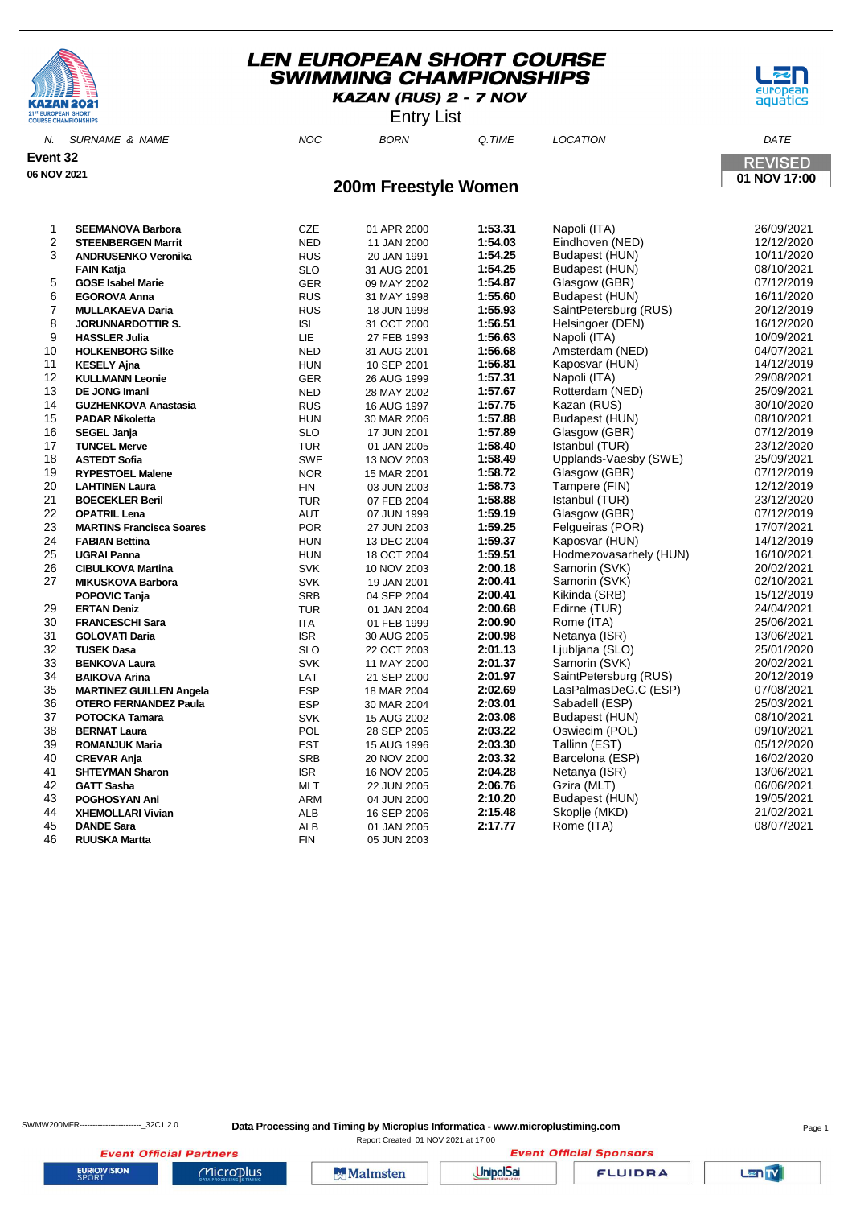# LEN EUROPEAN SHORT COURSE SWIMMING CHAMPIONSHIPS

**KAZAN (RUS) 2 - 7 NOV**

Entry List

**Event 32**

**06 NOV 2021**

REVISED **01 NOV 17:00**

## 200m Freestyle Women

| N. | SURNAME & NAME | NOC | BORN | Q.TIME | LOCATION | DATE |
|---|---|---|---|---|---|---|
| 1 | **SEEMANOVA Barbora** | CZE | 01 APR 2000 | **1:53.31** | Napoli (ITA) | 26/09/2021 |
| 2 | **STEENBERGEN Marrit** | NED | 11 JAN 2000 | **1:54.03** | Eindhoven (NED) | 12/12/2020 |
| 3 | **ANDRUSENKO Veronika** | RUS | 20 JAN 1991 | **1:54.25** | Budapest (HUN) | 10/11/2020 |
| | **FAIN Katja** | SLO | 31 AUG 2001 | **1:54.25** | Budapest (HUN) | 08/10/2021 |
| 5 | **GOSE Isabel Marie** | GER | 09 MAY 2002 | **1:54.87** | Glasgow (GBR) | 07/12/2019 |
| 6 | **EGOROVA Anna** | RUS | 31 MAY 1998 | **1:55.60** | Budapest (HUN) | 16/11/2020 |
| 7 | **MULLAKAEVA Daria** | RUS | 18 JUN 1998 | **1:55.93** | SaintPetersburg (RUS) | 20/12/2019 |
| 8 | **JORUNNARDOTTIR S.** | ISL | 31 OCT 2000 | **1:56.51** | Helsingoer (DEN) | 16/12/2020 |
| 9 | **HASSLER Julia** | LIE | 27 FEB 1993 | **1:56.63** | Napoli (ITA) | 10/09/2021 |
| 10 | **HOLKENBORG Silke** | NED | 31 AUG 2001 | **1:56.68** | Amsterdam (NED) | 04/07/2021 |
| 11 | **KESELY Ajna** | HUN | 10 SEP 2001 | **1:56.81** | Kaposvar (HUN) | 14/12/2019 |
| 12 | **KULLMANN Leonie** | GER | 26 AUG 1999 | **1:57.31** | Napoli (ITA) | 29/08/2021 |
| 13 | **DE JONG Imani** | NED | 28 MAY 2002 | **1:57.67** | Rotterdam (NED) | 25/09/2021 |
| 14 | **GUZHENKOVA Anastasia** | RUS | 16 AUG 1997 | **1:57.75** | Kazan (RUS) | 30/10/2020 |
| 15 | **PADAR Nikoletta** | HUN | 30 MAR 2006 | **1:57.88** | Budapest (HUN) | 08/10/2021 |
| 16 | **SEGEL Janja** | SLO | 17 JUN 2001 | **1:57.89** | Glasgow (GBR) | 07/12/2019 |
| 17 | **TUNCEL Merve** | TUR | 01 JAN 2005 | **1:58.40** | Istanbul (TUR) | 23/12/2020 |
| 18 | **ASTEDT Sofia** | SWE | 13 NOV 2003 | **1:58.49** | Upplands-Vaesby (SWE) | 25/09/2021 |
| 19 | **RYPESTOEL Malene** | NOR | 15 MAR 2001 | **1:58.72** | Glasgow (GBR) | 07/12/2019 |
| 20 | **LAHTINEN Laura** | FIN | 03 JUN 2003 | **1:58.73** | Tampere (FIN) | 12/12/2019 |
| 21 | **BOECEKLER Beril** | TUR | 07 FEB 2004 | **1:58.88** | Istanbul (TUR) | 23/12/2020 |
| 22 | **OPATRIL Lena** | AUT | 07 JUN 1999 | **1:59.19** | Glasgow (GBR) | 07/12/2019 |
| 23 | **MARTINS Francisca Soares** | POR | 27 JUN 2003 | **1:59.25** | Felgueiras (POR) | 17/07/2021 |
| 24 | **FABIAN Bettina** | HUN | 13 DEC 2004 | **1:59.37** | Kaposvar (HUN) | 14/12/2019 |
| 25 | **UGRAI Panna** | HUN | 18 OCT 2004 | **1:59.51** | Hodmezovasarhely (HUN) | 16/10/2021 |
| 26 | **CIBULKOVA Martina** | SVK | 10 NOV 2003 | **2:00.18** | Samorin (SVK) | 20/02/2021 |
| 27 | **MIKUSKOVA Barbora** | SVK | 19 JAN 2001 | **2:00.41** | Samorin (SVK) | 02/10/2021 |
| | **POPOVIC Tanja** | SRB | 04 SEP 2004 | **2:00.41** | Kikinda (SRB) | 15/12/2019 |
| 29 | **ERTAN Deniz** | TUR | 01 JAN 2004 | **2:00.68** | Edirne (TUR) | 24/04/2021 |
| 30 | **FRANCESCHI Sara** | ITA | 01 FEB 1999 | **2:00.90** | Rome (ITA) | 25/06/2021 |
| 31 | **GOLOVATI Daria** | ISR | 30 AUG 2005 | **2:00.98** | Netanya (ISR) | 13/06/2021 |
| 32 | **TUSEK Dasa** | SLO | 22 OCT 2003 | **2:01.13** | Ljubljana (SLO) | 25/01/2020 |
| 33 | **BENKOVA Laura** | SVK | 11 MAY 2000 | **2:01.37** | Samorin (SVK) | 20/02/2021 |
| 34 | **BAIKOVA Arina** | LAT | 21 SEP 2000 | **2:01.97** | SaintPetersburg (RUS) | 20/12/2019 |
| 35 | **MARTINEZ GUILLEN Angela** | ESP | 18 MAR 2004 | **2:02.69** | LasPalmasDeG.C (ESP) | 07/08/2021 |
| 36 | **OTERO FERNANDEZ Paula** | ESP | 30 MAR 2004 | **2:03.01** | Sabadell (ESP) | 25/03/2021 |
| 37 | **POTOCKA Tamara** | SVK | 15 AUG 2002 | **2:03.08** | Budapest (HUN) | 08/10/2021 |
| 38 | **BERNAT Laura** | POL | 28 SEP 2005 | **2:03.22** | Oswiecim (POL) | 09/10/2021 |
| 39 | **ROMANJUK Maria** | EST | 15 AUG 1996 | **2:03.30** | Tallinn (EST) | 05/12/2020 |
| 40 | **CREVAR Anja** | SRB | 20 NOV 2000 | **2:03.32** | Barcelona (ESP) | 16/02/2020 |
| 41 | **SHTEYMAN Sharon** | ISR | 16 NOV 2005 | **2:04.28** | Netanya (ISR) | 13/06/2021 |
| 42 | **GATT Sasha** | MLT | 22 JUN 2005 | **2:06.76** | Gzira (MLT) | 06/06/2021 |
| 43 | **POGHOSYAN Ani** | ARM | 04 JUN 2000 | **2:10.20** | Budapest (HUN) | 19/05/2021 |
| 44 | **XHEMOLLARI Vivian** | ALB | 16 SEP 2006 | **2:15.48** | Skoplje (MKD) | 21/02/2021 |
| 45 | **DANDE Sara** | ALB | 01 JAN 2005 | **2:17.77** | Rome (ITA) | 08/07/2021 |
| 46 | **RUUSKA Martta** | FIN | 05 JUN 2003 | | | |

SWMW200MFR------------------------_32C1 2.0 **Data Processing and Timing by Microplus Informatica - www.microplustiming.com**

Report Created 01 NOV 2021 at 17:00

**Event Official Partners** — **Event Official Sponsors**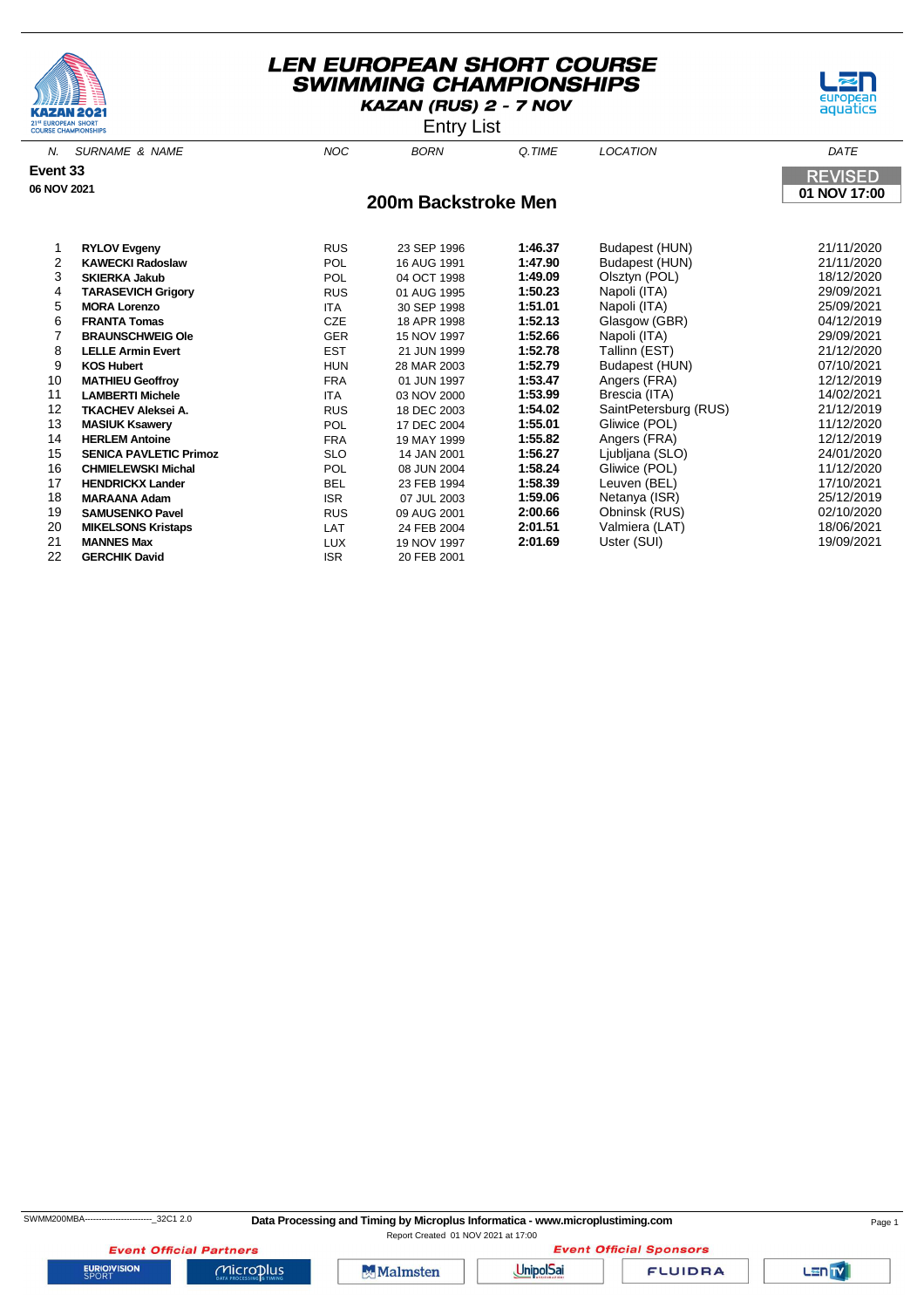# LEN EUROPEAN SHORT COURSE SWIMMING CHAMPIONSHIPS

**KAZAN (RUS) 2 - 7 NOV**

Entry List

**Event 33**

**06 NOV 2021**

REVISED **01 NOV 17:00**

## 200m Backstroke Men

| N. | SURNAME & NAME | NOC | BORN | Q.TIME | LOCATION | DATE |
|---|---|---|---|---|---|---|
| 1 | **RYLOV Evgeny** | RUS | 23 SEP 1996 | **1:46.37** | Budapest (HUN) | 21/11/2020 |
| 2 | **KAWECKI Radoslaw** | POL | 16 AUG 1991 | **1:47.90** | Budapest (HUN) | 21/11/2020 |
| 3 | **SKIERKA Jakub** | POL | 04 OCT 1998 | **1:49.09** | Olsztyn (POL) | 18/12/2020 |
| 4 | **TARASEVICH Grigory** | RUS | 01 AUG 1995 | **1:50.23** | Napoli (ITA) | 29/09/2021 |
| 5 | **MORA Lorenzo** | ITA | 30 SEP 1998 | **1:51.01** | Napoli (ITA) | 25/09/2021 |
| 6 | **FRANTA Tomas** | CZE | 18 APR 1998 | **1:52.13** | Glasgow (GBR) | 04/12/2019 |
| 7 | **BRAUNSCHWEIG Ole** | GER | 15 NOV 1997 | **1:52.66** | Napoli (ITA) | 29/09/2021 |
| 8 | **LELLE Armin Evert** | EST | 21 JUN 1999 | **1:52.78** | Tallinn (EST) | 21/12/2020 |
| 9 | **KOS Hubert** | HUN | 28 MAR 2003 | **1:52.79** | Budapest (HUN) | 07/10/2021 |
| 10 | **MATHIEU Geoffroy** | FRA | 01 JUN 1997 | **1:53.47** | Angers (FRA) | 12/12/2019 |
| 11 | **LAMBERTI Michele** | ITA | 03 NOV 2000 | **1:53.99** | Brescia (ITA) | 14/02/2021 |
| 12 | **TKACHEV Aleksei A.** | RUS | 18 DEC 2003 | **1:54.02** | SaintPetersburg (RUS) | 21/12/2019 |
| 13 | **MASIUK Ksawery** | POL | 17 DEC 2004 | **1:55.01** | Gliwice (POL) | 11/12/2020 |
| 14 | **HERLEM Antoine** | FRA | 19 MAY 1999 | **1:55.82** | Angers (FRA) | 12/12/2019 |
| 15 | **SENICA PAVLETIC Primoz** | SLO | 14 JAN 2001 | **1:56.27** | Ljubljana (SLO) | 24/01/2020 |
| 16 | **CHMIELEWSKI Michal** | POL | 08 JUN 2004 | **1:58.24** | Gliwice (POL) | 11/12/2020 |
| 17 | **HENDRICKX Lander** | BEL | 23 FEB 1994 | **1:58.39** | Leuven (BEL) | 17/10/2021 |
| 18 | **MARAANA Adam** | ISR | 07 JUL 2003 | **1:59.06** | Netanya (ISR) | 25/12/2019 |
| 19 | **SAMUSENKO Pavel** | RUS | 09 AUG 2001 | **2:00.66** | Obninsk (RUS) | 02/10/2020 |
| 20 | **MIKELSONS Kristaps** | LAT | 24 FEB 2004 | **2:01.51** | Valmiera (LAT) | 18/06/2021 |
| 21 | **MANNES Max** | LUX | 19 NOV 1997 | **2:01.69** | Uster (SUI) | 19/09/2021 |
| 22 | **GERCHIK David** | ISR | 20 FEB 2001 | | | |

SWMM200MBA------------------------_32C1 2.0

**Data Processing and Timing by Microplus Informatica - www.microplustiming.com**

Report Created 01 NOV 2021 at 17:00

*Event Official Partners* — EUROVISION SPORT, Microplus

*Event Official Sponsors* — Malmsten, UnipolSai, FLUIDRA, LEN TV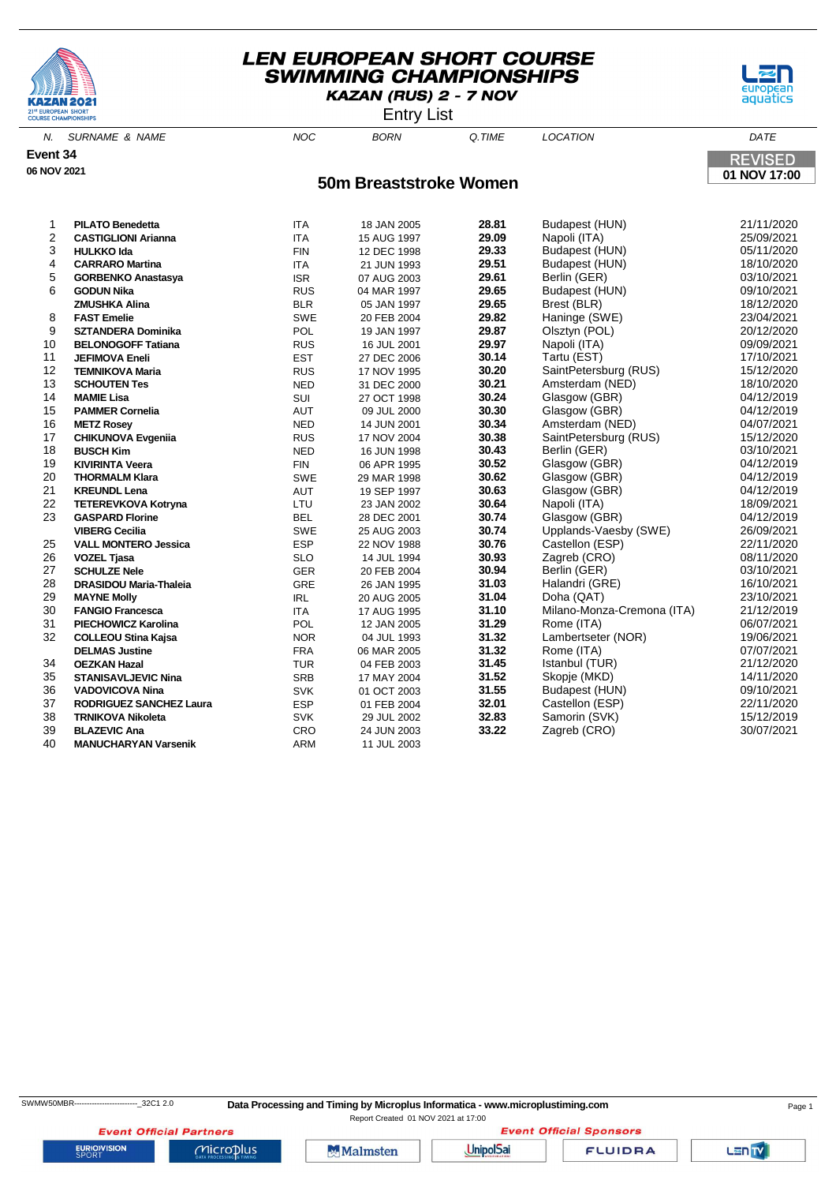# LEN EUROPEAN SHORT COURSE SWIMMING CHAMPIONSHIPS

**KAZAN (RUS) 2 - 7 NOV**

Entry List

**Event 34**

**06 NOV 2021**

REVISED **01 NOV 17:00**

## 50m Breaststroke Women

| N. | SURNAME & NAME | NOC | BORN | Q.TIME | LOCATION | DATE |
|---|---|---|---|---|---|---|
| 1 | **PILATO Benedetta** | ITA | 18 JAN 2005 | **28.81** | Budapest (HUN) | 21/11/2020 |
| 2 | **CASTIGLIONI Arianna** | ITA | 15 AUG 1997 | **29.09** | Napoli (ITA) | 25/09/2021 |
| 3 | **HULKKO Ida** | FIN | 12 DEC 1998 | **29.33** | Budapest (HUN) | 05/11/2020 |
| 4 | **CARRARO Martina** | ITA | 21 JUN 1993 | **29.51** | Budapest (HUN) | 18/10/2020 |
| 5 | **GORBENKO Anastasya** | ISR | 07 AUG 2003 | **29.61** | Berlin (GER) | 03/10/2021 |
| 6 | **GODUN Nika** | RUS | 04 MAR 1997 | **29.65** | Budapest (HUN) | 09/10/2021 |
| | **ZMUSHKA Alina** | BLR | 05 JAN 1997 | **29.65** | Brest (BLR) | 18/12/2020 |
| 8 | **FAST Emelie** | SWE | 20 FEB 2004 | **29.82** | Haninge (SWE) | 23/04/2021 |
| 9 | **SZTANDERA Dominika** | POL | 19 JAN 1997 | **29.87** | Olsztyn (POL) | 20/12/2020 |
| 10 | **BELONOGOFF Tatiana** | RUS | 16 JUL 2001 | **29.97** | Napoli (ITA) | 09/09/2021 |
| 11 | **JEFIMOVA Eneli** | EST | 27 DEC 2006 | **30.14** | Tartu (EST) | 17/10/2021 |
| 12 | **TEMNIKOVA Maria** | RUS | 17 NOV 1995 | **30.20** | SaintPetersburg (RUS) | 15/12/2020 |
| 13 | **SCHOUTEN Tes** | NED | 31 DEC 2000 | **30.21** | Amsterdam (NED) | 18/10/2020 |
| 14 | **MAMIE Lisa** | SUI | 27 OCT 1998 | **30.24** | Glasgow (GBR) | 04/12/2019 |
| 15 | **PAMMER Cornelia** | AUT | 09 JUL 2000 | **30.30** | Glasgow (GBR) | 04/12/2019 |
| 16 | **METZ Rosey** | NED | 14 JUN 2001 | **30.34** | Amsterdam (NED) | 04/07/2021 |
| 17 | **CHIKUNOVA Evgeniia** | RUS | 17 NOV 2004 | **30.38** | SaintPetersburg (RUS) | 15/12/2020 |
| 18 | **BUSCH Kim** | NED | 16 JUN 1998 | **30.43** | Berlin (GER) | 03/10/2021 |
| 19 | **KIVIRINTA Veera** | FIN | 06 APR 1995 | **30.52** | Glasgow (GBR) | 04/12/2019 |
| 20 | **THORMALM Klara** | SWE | 29 MAR 1998 | **30.62** | Glasgow (GBR) | 04/12/2019 |
| 21 | **KREUNDL Lena** | AUT | 19 SEP 1997 | **30.63** | Glasgow (GBR) | 04/12/2019 |
| 22 | **TETEREVKOVA Kotryna** | LTU | 23 JAN 2002 | **30.64** | Napoli (ITA) | 18/09/2021 |
| 23 | **GASPARD Florine** | BEL | 28 DEC 2001 | **30.74** | Glasgow (GBR) | 04/12/2019 |
| | **VIBERG Cecilia** | SWE | 25 AUG 2003 | **30.74** | Upplands-Vaesby (SWE) | 26/09/2021 |
| 25 | **VALL MONTERO Jessica** | ESP | 22 NOV 1988 | **30.76** | Castellon (ESP) | 22/11/2020 |
| 26 | **VOZEL Tjasa** | SLO | 14 JUL 1994 | **30.93** | Zagreb (CRO) | 08/11/2020 |
| 27 | **SCHULZE Nele** | GER | 20 FEB 2004 | **30.94** | Berlin (GER) | 03/10/2021 |
| 28 | **DRASIDOU Maria-Thaleia** | GRE | 26 JAN 1995 | **31.03** | Halandri (GRE) | 16/10/2021 |
| 29 | **MAYNE Molly** | IRL | 20 AUG 2005 | **31.04** | Doha (QAT) | 23/10/2021 |
| 30 | **FANGIO Francesca** | ITA | 17 AUG 1995 | **31.10** | Milano-Monza-Cremona (ITA) | 21/12/2019 |
| 31 | **PIECHOWICZ Karolina** | POL | 12 JAN 2005 | **31.29** | Rome (ITA) | 06/07/2021 |
| 32 | **COLLEOU Stina Kajsa** | NOR | 04 JUL 1993 | **31.32** | Lambertseter (NOR) | 19/06/2021 |
| | **DELMAS Justine** | FRA | 06 MAR 2005 | **31.32** | Rome (ITA) | 07/07/2021 |
| 34 | **OEZKAN Hazal** | TUR | 04 FEB 2003 | **31.45** | Istanbul (TUR) | 21/12/2020 |
| 35 | **STANISAVLJEVIC Nina** | SRB | 17 MAY 2004 | **31.52** | Skopje (MKD) | 14/11/2020 |
| 36 | **VADOVICOVA Nina** | SVK | 01 OCT 2003 | **31.55** | Budapest (HUN) | 09/10/2021 |
| 37 | **RODRIGUEZ SANCHEZ Laura** | ESP | 01 FEB 2004 | **32.01** | Castellon (ESP) | 22/11/2020 |
| 38 | **TRNIKOVA Nikoleta** | SVK | 29 JUL 2002 | **32.83** | Samorin (SVK) | 15/12/2019 |
| 39 | **BLAZEVIC Ana** | CRO | 24 JUN 2003 | **33.22** | Zagreb (CRO) | 30/07/2021 |
| 40 | **MANUCHARYAN Varsenik** | ARM | 11 JUL 2003 | | | |

SWMW50MBR------------------------_32C1 2.0 **Data Processing and Timing by Microplus Informatica - www.microplustiming.com**

Report Created 01 NOV 2021 at 17:00

*Event Official Partners* — EUROVISION SPORT, Microplus

*Event Official Sponsors* — Malmsten, UnipolSai, FLUIDRA, LEN TV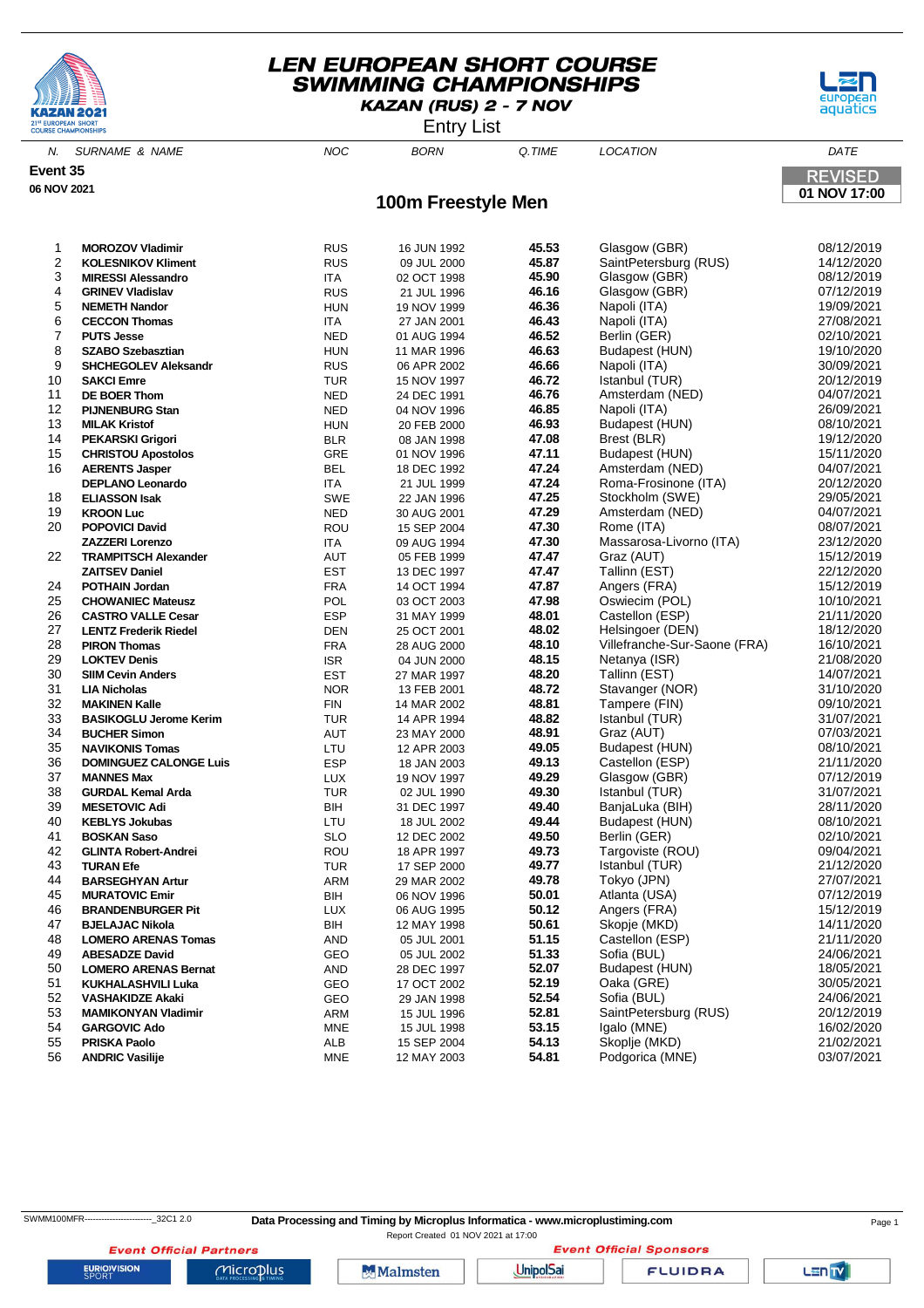# LEN EUROPEAN SHORT COURSE SWIMMING CHAMPIONSHIPS

**KAZAN (RUS) 2 - 7 NOV**

Entry List

**Event 35**

**06 NOV 2021**

**REVISED**
**01 NOV 17:00**

## 100m Freestyle Men

| N. | SURNAME & NAME | NOC | BORN | Q.TIME | LOCATION | DATE |
|---|---|---|---|---|---|---|
| 1 | **MOROZOV Vladimir** | RUS | 16 JUN 1992 | **45.53** | Glasgow (GBR) | 08/12/2019 |
| 2 | **KOLESNIKOV Kliment** | RUS | 09 JUL 2000 | **45.87** | SaintPetersburg (RUS) | 14/12/2020 |
| 3 | **MIRESSI Alessandro** | ITA | 02 OCT 1998 | **45.90** | Glasgow (GBR) | 08/12/2019 |
| 4 | **GRINEV Vladislav** | RUS | 21 JUL 1996 | **46.16** | Glasgow (GBR) | 07/12/2019 |
| 5 | **NEMETH Nandor** | HUN | 19 NOV 1999 | **46.36** | Napoli (ITA) | 19/09/2021 |
| 6 | **CECCON Thomas** | ITA | 27 JAN 2001 | **46.43** | Napoli (ITA) | 27/08/2021 |
| 7 | **PUTS Jesse** | NED | 01 AUG 1994 | **46.52** | Berlin (GER) | 02/10/2021 |
| 8 | **SZABO Szebasztian** | HUN | 11 MAR 1996 | **46.63** | Budapest (HUN) | 19/10/2020 |
| 9 | **SHCHEGOLEV Aleksandr** | RUS | 06 APR 2002 | **46.66** | Napoli (ITA) | 30/09/2021 |
| 10 | **SAKCI Emre** | TUR | 15 NOV 1997 | **46.72** | Istanbul (TUR) | 20/12/2019 |
| 11 | **DE BOER Thom** | NED | 24 DEC 1991 | **46.76** | Amsterdam (NED) | 04/07/2021 |
| 12 | **PIJNENBURG Stan** | NED | 04 NOV 1996 | **46.85** | Napoli (ITA) | 26/09/2021 |
| 13 | **MILAK Kristof** | HUN | 20 FEB 2000 | **46.93** | Budapest (HUN) | 08/10/2021 |
| 14 | **PEKARSKI Grigori** | BLR | 08 JAN 1998 | **47.08** | Brest (BLR) | 19/12/2020 |
| 15 | **CHRISTOU Apostolos** | GRE | 01 NOV 1996 | **47.11** | Budapest (HUN) | 15/11/2020 |
| 16 | **AERENTS Jasper** | BEL | 18 DEC 1992 | **47.24** | Amsterdam (NED) | 04/07/2021 |
| | **DEPLANO Leonardo** | ITA | 21 JUL 1999 | **47.24** | Roma-Frosinone (ITA) | 20/12/2020 |
| 18 | **ELIASSON Isak** | SWE | 22 JAN 1996 | **47.25** | Stockholm (SWE) | 29/05/2021 |
| 19 | **KROON Luc** | NED | 30 AUG 2001 | **47.29** | Amsterdam (NED) | 04/07/2021 |
| 20 | **POPOVICI David** | ROU | 15 SEP 2004 | **47.30** | Rome (ITA) | 08/07/2021 |
| | **ZAZZERI Lorenzo** | ITA | 09 AUG 1994 | **47.30** | Massarosa-Livorno (ITA) | 23/12/2020 |
| 22 | **TRAMPITSCH Alexander** | AUT | 05 FEB 1999 | **47.47** | Graz (AUT) | 15/12/2019 |
| | **ZAITSEV Daniel** | EST | 13 DEC 1997 | **47.47** | Tallinn (EST) | 22/12/2020 |
| 24 | **POTHAIN Jordan** | FRA | 14 OCT 1994 | **47.87** | Angers (FRA) | 15/12/2019 |
| 25 | **CHOWANIEC Mateusz** | POL | 03 OCT 2003 | **47.98** | Oswiecim (POL) | 10/10/2021 |
| 26 | **CASTRO VALLE Cesar** | ESP | 31 MAY 1999 | **48.01** | Castellon (ESP) | 21/11/2020 |
| 27 | **LENTZ Frederik Riedel** | DEN | 25 OCT 2001 | **48.02** | Helsingoer (DEN) | 18/12/2020 |
| 28 | **PIRON Thomas** | FRA | 28 AUG 2000 | **48.10** | Villefranche-Sur-Saone (FRA) | 16/10/2021 |
| 29 | **LOKTEV Denis** | ISR | 04 JUN 2000 | **48.15** | Netanya (ISR) | 21/08/2020 |
| 30 | **SIIM Cevin Anders** | EST | 27 MAR 1997 | **48.20** | Tallinn (EST) | 14/07/2021 |
| 31 | **LIA Nicholas** | NOR | 13 FEB 2001 | **48.72** | Stavanger (NOR) | 31/10/2020 |
| 32 | **MAKINEN Kalle** | FIN | 14 MAR 2002 | **48.81** | Tampere (FIN) | 09/10/2021 |
| 33 | **BASIKOGLU Jerome Kerim** | TUR | 14 APR 1994 | **48.82** | Istanbul (TUR) | 31/07/2021 |
| 34 | **BUCHER Simon** | AUT | 23 MAY 2000 | **48.91** | Graz (AUT) | 07/03/2021 |
| 35 | **NAVIKONIS Tomas** | LTU | 12 APR 2003 | **49.05** | Budapest (HUN) | 08/10/2021 |
| 36 | **DOMINGUEZ CALONGE Luis** | ESP | 18 JAN 2003 | **49.13** | Castellon (ESP) | 21/11/2020 |
| 37 | **MANNES Max** | LUX | 19 NOV 1997 | **49.29** | Glasgow (GBR) | 07/12/2019 |
| 38 | **GURDAL Kemal Arda** | TUR | 02 JUL 1990 | **49.30** | Istanbul (TUR) | 31/07/2021 |
| 39 | **MESETOVIC Adi** | BIH | 31 DEC 1997 | **49.40** | BanjaLuka (BIH) | 28/11/2020 |
| 40 | **KEBLYS Jokubas** | LTU | 18 JUL 2002 | **49.44** | Budapest (HUN) | 08/10/2021 |
| 41 | **BOSKAN Saso** | SLO | 12 DEC 2002 | **49.50** | Berlin (GER) | 02/10/2021 |
| 42 | **GLINTA Robert-Andrei** | ROU | 18 APR 1997 | **49.73** | Targoviste (ROU) | 09/04/2021 |
| 43 | **TURAN Efe** | TUR | 17 SEP 2000 | **49.77** | Istanbul (TUR) | 21/12/2020 |
| 44 | **BARSEGHYAN Artur** | ARM | 29 MAR 2002 | **49.78** | Tokyo (JPN) | 27/07/2021 |
| 45 | **MURATOVIC Emir** | BIH | 06 NOV 1996 | **50.01** | Atlanta (USA) | 07/12/2019 |
| 46 | **BRANDENBURGER Pit** | LUX | 06 AUG 1995 | **50.12** | Angers (FRA) | 15/12/2019 |
| 47 | **BJELAJAC Nikola** | BIH | 12 MAY 1998 | **50.61** | Skopje (MKD) | 14/11/2020 |
| 48 | **LOMERO ARENAS Tomas** | AND | 05 JUL 2001 | **51.15** | Castellon (ESP) | 21/11/2020 |
| 49 | **ABESADZE David** | GEO | 05 JUL 2002 | **51.33** | Sofia (BUL) | 24/06/2021 |
| 50 | **LOMERO ARENAS Bernat** | AND | 28 DEC 1997 | **52.07** | Budapest (HUN) | 18/05/2021 |
| 51 | **KUKHALASHVILI Luka** | GEO | 17 OCT 2002 | **52.19** | Oaka (GRE) | 30/05/2021 |
| 52 | **VASHAKIDZE Akaki** | GEO | 29 JAN 1998 | **52.54** | Sofia (BUL) | 24/06/2021 |
| 53 | **MAMIKONYAN Vladimir** | ARM | 15 JUL 1996 | **52.81** | SaintPetersburg (RUS) | 20/12/2019 |
| 54 | **GARGOVIC Ado** | MNE | 15 JUL 1998 | **53.15** | Igalo (MNE) | 16/02/2020 |
| 55 | **PRISKA Paolo** | ALB | 15 SEP 2004 | **54.13** | Skoplje (MKD) | 21/02/2021 |
| 56 | **ANDRIC Vasilije** | MNE | 12 MAY 2003 | **54.81** | Podgorica (MNE) | 03/07/2021 |

SWMM100MFR------------------------_32C1 2.0 **Data Processing and Timing by Microplus Informatica - www.microplustiming.com**

Report Created 01 NOV 2021 at 17:00

*Event Official Partners* *Event Official Sponsors*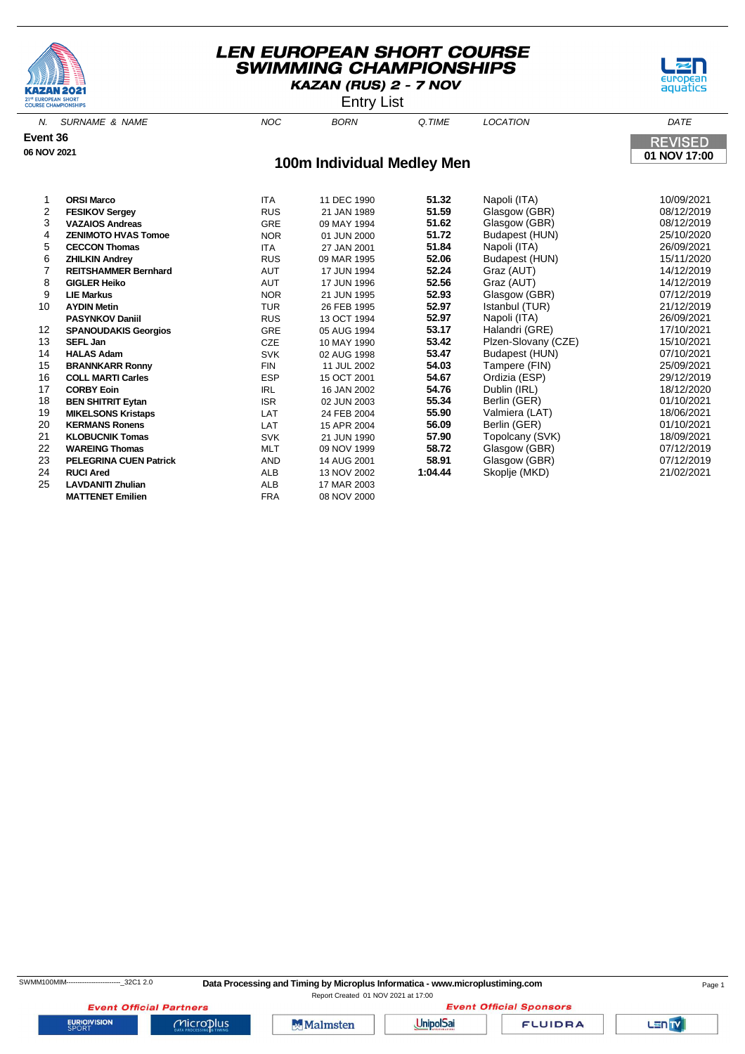# LEN EUROPEAN SHORT COURSE SWIMMING CHAMPIONSHIPS

**KAZAN (RUS) 2 - 7 NOV**

Entry List

**Event 36**

**06 NOV 2021**

## 100m Individual Medley Men

REVISED
**01 NOV 17:00**

| N. | SURNAME & NAME | NOC | BORN | Q.TIME | LOCATION | DATE |
|---|---|---|---|---|---|---|
| 1 | **ORSI Marco** | ITA | 11 DEC 1990 | **51.32** | Napoli (ITA) | 10/09/2021 |
| 2 | **FESIKOV Sergey** | RUS | 21 JAN 1989 | **51.59** | Glasgow (GBR) | 08/12/2019 |
| 3 | **VAZAIOS Andreas** | GRE | 09 MAY 1994 | **51.62** | Glasgow (GBR) | 08/12/2019 |
| 4 | **ZENIMOTO HVAS Tomoe** | NOR | 01 JUN 2000 | **51.72** | Budapest (HUN) | 25/10/2020 |
| 5 | **CECCON Thomas** | ITA | 27 JAN 2001 | **51.84** | Napoli (ITA) | 26/09/2021 |
| 6 | **ZHILKIN Andrey** | RUS | 09 MAR 1995 | **52.06** | Budapest (HUN) | 15/11/2020 |
| 7 | **REITSHAMMER Bernhard** | AUT | 17 JUN 1994 | **52.24** | Graz (AUT) | 14/12/2019 |
| 8 | **GIGLER Heiko** | AUT | 17 JUN 1996 | **52.56** | Graz (AUT) | 14/12/2019 |
| 9 | **LIE Markus** | NOR | 21 JUN 1995 | **52.93** | Glasgow (GBR) | 07/12/2019 |
| 10 | **AYDIN Metin** | TUR | 26 FEB 1995 | **52.97** | Istanbul (TUR) | 21/12/2019 |
| | **PASYNKOV Daniil** | RUS | 13 OCT 1994 | **52.97** | Napoli (ITA) | 26/09/2021 |
| 12 | **SPANOUDAKIS Georgios** | GRE | 05 AUG 1994 | **53.17** | Halandri (GRE) | 17/10/2021 |
| 13 | **SEFL Jan** | CZE | 10 MAY 1990 | **53.42** | Plzen-Slovany (CZE) | 15/10/2021 |
| 14 | **HALAS Adam** | SVK | 02 AUG 1998 | **53.47** | Budapest (HUN) | 07/10/2021 |
| 15 | **BRANNKARR Ronny** | FIN | 11 JUL 2002 | **54.03** | Tampere (FIN) | 25/09/2021 |
| 16 | **COLL MARTI Carles** | ESP | 15 OCT 2001 | **54.67** | Ordizia (ESP) | 29/12/2019 |
| 17 | **CORBY Eoin** | IRL | 16 JAN 2002 | **54.76** | Dublin (IRL) | 18/12/2020 |
| 18 | **BEN SHITRIT Eytan** | ISR | 02 JUN 2003 | **55.34** | Berlin (GER) | 01/10/2021 |
| 19 | **MIKELSONS Kristaps** | LAT | 24 FEB 2004 | **55.90** | Valmiera (LAT) | 18/06/2021 |
| 20 | **KERMANS Ronens** | LAT | 15 APR 2004 | **56.09** | Berlin (GER) | 01/10/2021 |
| 21 | **KLOBUCNIK Tomas** | SVK | 21 JUN 1990 | **57.90** | Topolcany (SVK) | 18/09/2021 |
| 22 | **WAREING Thomas** | MLT | 09 NOV 1999 | **58.72** | Glasgow (GBR) | 07/12/2019 |
| 23 | **PELEGRINA CUEN Patrick** | AND | 14 AUG 2001 | **58.91** | Glasgow (GBR) | 07/12/2019 |
| 24 | **RUCI Ared** | ALB | 13 NOV 2002 | **1:04.44** | Skoplje (MKD) | 21/02/2021 |
| 25 | **LAVDANITI Zhulian** | ALB | 17 MAR 2003 | | | |
| | **MATTENET Emilien** | FRA | 08 NOV 2000 | | | |

SWMM100MIM------------------------_32C1 2.0 **Data Processing and Timing by Microplus Informatica - www.microplustiming.com**

Report Created 01 NOV 2021 at 17:00

*Event Official Partners* *Event Official Sponsors*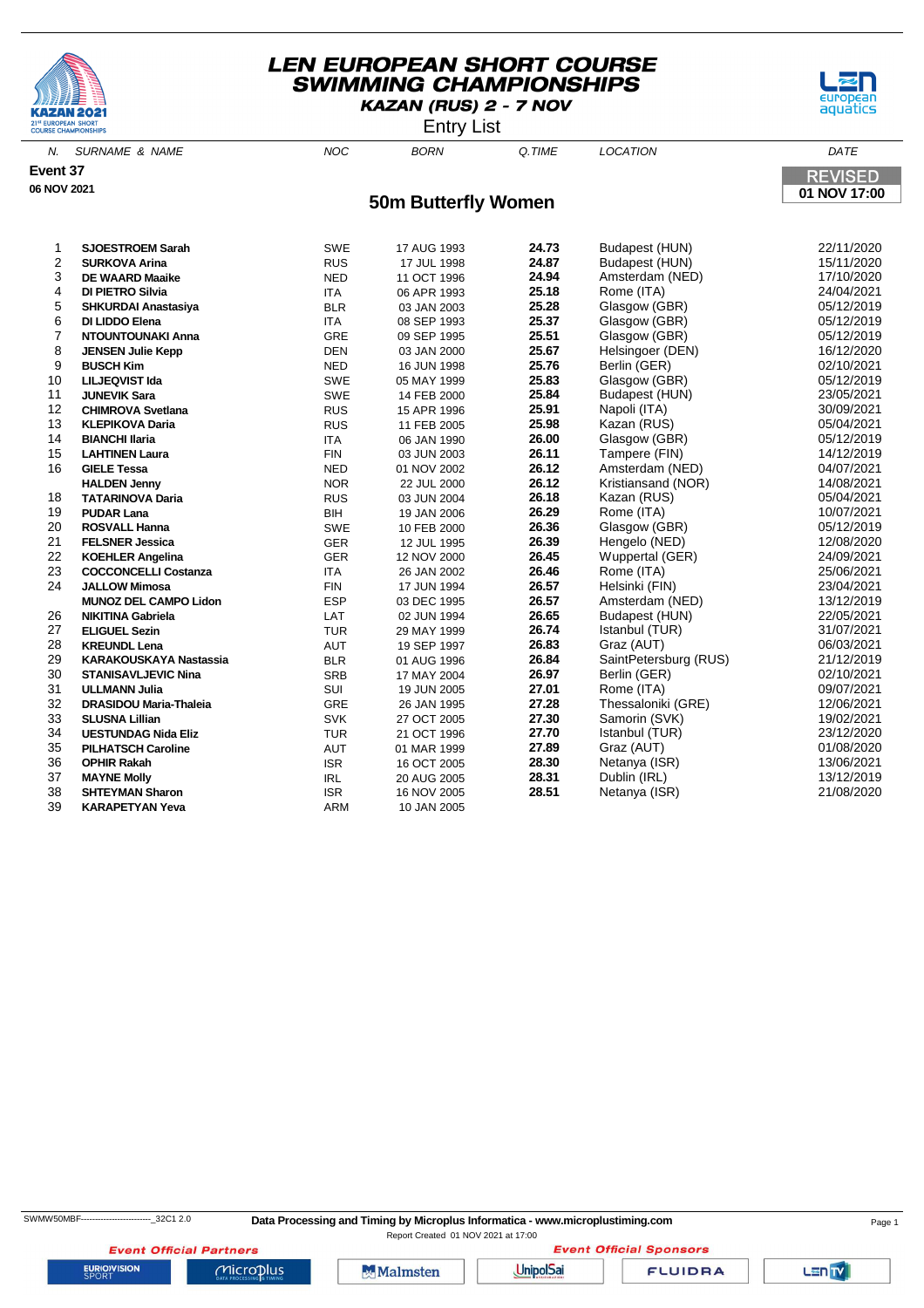# LEN EUROPEAN SHORT COURSE SWIMMING CHAMPIONSHIPS

**KAZAN (RUS) 2 - 7 NOV**

Entry List

**Event 37**

**06 NOV 2021**

REVISED
**01 NOV 17:00**

## 50m Butterfly Women

| N. | SURNAME & NAME | NOC | BORN | Q.TIME | LOCATION | DATE |
|---|---|---|---|---|---|---|
| 1 | **SJOESTROEM Sarah** | SWE | 17 AUG 1993 | **24.73** | Budapest (HUN) | 22/11/2020 |
| 2 | **SURKOVA Arina** | RUS | 17 JUL 1998 | **24.87** | Budapest (HUN) | 15/11/2020 |
| 3 | **DE WAARD Maaike** | NED | 11 OCT 1996 | **24.94** | Amsterdam (NED) | 17/10/2020 |
| 4 | **DI PIETRO Silvia** | ITA | 06 APR 1993 | **25.18** | Rome (ITA) | 24/04/2021 |
| 5 | **SHKURDAI Anastasiya** | BLR | 03 JAN 2003 | **25.28** | Glasgow (GBR) | 05/12/2019 |
| 6 | **DI LIDDO Elena** | ITA | 08 SEP 1993 | **25.37** | Glasgow (GBR) | 05/12/2019 |
| 7 | **NTOUNTOUNAKI Anna** | GRE | 09 SEP 1995 | **25.51** | Glasgow (GBR) | 05/12/2019 |
| 8 | **JENSEN Julie Kepp** | DEN | 03 JAN 2000 | **25.67** | Helsingoer (DEN) | 16/12/2020 |
| 9 | **BUSCH Kim** | NED | 16 JUN 1998 | **25.76** | Berlin (GER) | 02/10/2021 |
| 10 | **LILJEQVIST Ida** | SWE | 05 MAY 1999 | **25.83** | Glasgow (GBR) | 05/12/2019 |
| 11 | **SUNEVIK Sara** | SWE | 14 FEB 2000 | **25.84** | Budapest (HUN) | 23/05/2021 |
| 12 | **CHIMROVA Svetlana** | RUS | 15 APR 1996 | **25.91** | Napoli (ITA) | 30/09/2021 |
| 13 | **KLEPIKOVA Daria** | RUS | 11 FEB 2005 | **25.98** | Kazan (RUS) | 05/04/2021 |
| 14 | **BIANCHI Ilaria** | ITA | 06 JAN 1990 | **26.00** | Glasgow (GBR) | 05/12/2019 |
| 15 | **LAHTINEN Laura** | FIN | 03 JUN 2003 | **26.11** | Tampere (FIN) | 14/12/2019 |
| 16 | **GIELE Tessa** | NED | 01 NOV 2002 | **26.12** | Amsterdam (NED) | 04/07/2021 |
| | **HALDEN Jenny** | NOR | 22 JUL 2000 | **26.12** | Kristiansand (NOR) | 14/08/2021 |
| 18 | **TATARINOVA Daria** | RUS | 03 JUN 2004 | **26.18** | Kazan (RUS) | 05/04/2021 |
| 19 | **PUDAR Lana** | BIH | 19 JAN 2006 | **26.29** | Rome (ITA) | 10/07/2021 |
| 20 | **ROSVALL Hanna** | SWE | 10 FEB 2000 | **26.36** | Glasgow (GBR) | 05/12/2019 |
| 21 | **FELSNER Jessica** | GER | 12 JUL 1995 | **26.39** | Hengelo (NED) | 12/08/2020 |
| 22 | **KOEHLER Angelina** | GER | 12 NOV 2000 | **26.45** | Wuppertal (GER) | 24/09/2021 |
| 23 | **COCCONCELLI Costanza** | ITA | 26 JAN 2002 | **26.46** | Rome (ITA) | 25/06/2021 |
| 24 | **JALLOW Mimosa** | FIN | 17 JUN 1994 | **26.57** | Helsinki (FIN) | 23/04/2021 |
| | **MUNOZ DEL CAMPO Lidon** | ESP | 03 DEC 1995 | **26.57** | Amsterdam (NED) | 13/12/2019 |
| 26 | **NIKITINA Gabriela** | LAT | 02 JUN 1994 | **26.65** | Budapest (HUN) | 22/05/2021 |
| 27 | **ELIGUEL Sezin** | TUR | 29 MAY 1999 | **26.74** | Istanbul (TUR) | 31/07/2021 |
| 28 | **KREUNDL Lena** | AUT | 19 SEP 1997 | **26.83** | Graz (AUT) | 06/03/2021 |
| 29 | **KARAKOUSKAYA Nastassia** | BLR | 01 AUG 1996 | **26.84** | SaintPetersburg (RUS) | 21/12/2019 |
| 30 | **STANISAVLJEVIC Nina** | SRB | 17 MAY 2004 | **26.97** | Berlin (GER) | 02/10/2021 |
| 31 | **ULLMANN Julia** | SUI | 19 JUN 2005 | **27.01** | Rome (ITA) | 09/07/2021 |
| 32 | **DRASIDOU Maria-Thaleia** | GRE | 26 JAN 1995 | **27.28** | Thessaloniki (GRE) | 12/06/2021 |
| 33 | **SLUSNA Lillian** | SVK | 27 OCT 2005 | **27.30** | Samorin (SVK) | 19/02/2021 |
| 34 | **UESTUNDAG Nida Eliz** | TUR | 21 OCT 1996 | **27.70** | Istanbul (TUR) | 23/12/2020 |
| 35 | **PILHATSCH Caroline** | AUT | 01 MAR 1999 | **27.89** | Graz (AUT) | 01/08/2020 |
| 36 | **OPHIR Rakah** | ISR | 16 OCT 2005 | **28.30** | Netanya (ISR) | 13/06/2021 |
| 37 | **MAYNE Molly** | IRL | 20 AUG 2005 | **28.31** | Dublin (IRL) | 13/12/2019 |
| 38 | **SHTEYMAN Sharon** | ISR | 16 NOV 2005 | **28.51** | Netanya (ISR) | 21/08/2020 |
| 39 | **KARAPETYAN Yeva** | ARM | 10 JAN 2005 | | | |

SWMW50MBF--------------------------_32C1 2.0

**Data Processing and Timing by Microplus Informatica - www.microplustiming.com**

Report Created 01 NOV 2021 at 17:00

*Event Official Partners* — *Event Official Sponsors*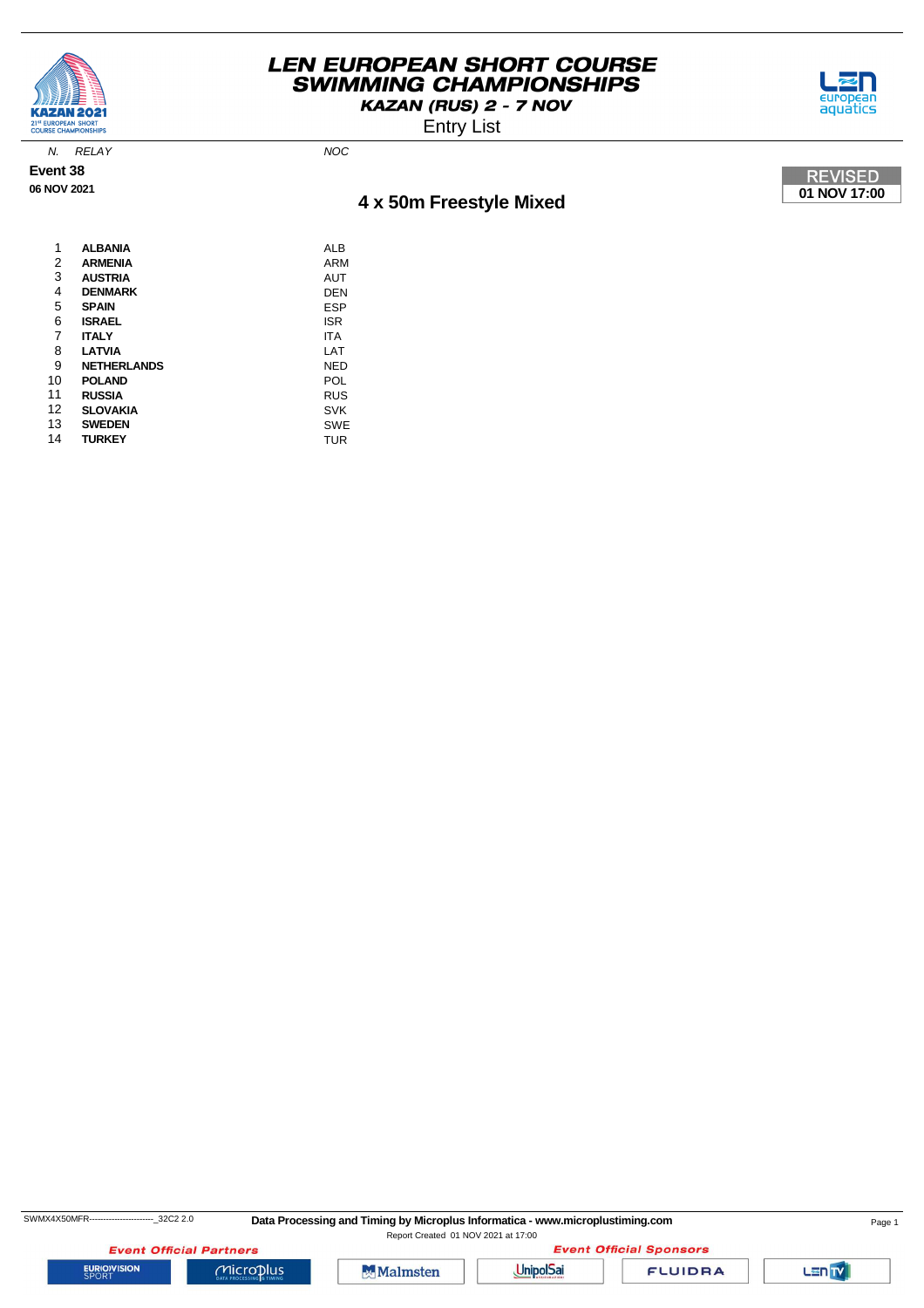# LEN EUROPEAN SHORT COURSE SWIMMING CHAMPIONSHIPS

**KAZAN (RUS) 2 - 7 NOV**

Entry List

**Event 38**

**06 NOV 2021**

**REVISED**
**01 NOV 17:00**

## 4 x 50m Freestyle Mixed

| N. | RELAY | NOC |
|---|---|---|
| 1 | **ALBANIA** | ALB |
| 2 | **ARMENIA** | ARM |
| 3 | **AUSTRIA** | AUT |
| 4 | **DENMARK** | DEN |
| 5 | **SPAIN** | ESP |
| 6 | **ISRAEL** | ISR |
| 7 | **ITALY** | ITA |
| 8 | **LATVIA** | LAT |
| 9 | **NETHERLANDS** | NED |
| 10 | **POLAND** | POL |
| 11 | **RUSSIA** | RUS |
| 12 | **SLOVAKIA** | SVK |
| 13 | **SWEDEN** | SWE |
| 14 | **TURKEY** | TUR |

SWMX4X50MFR------------------------_32C2 2.0 **Data Processing and Timing by Microplus Informatica - www.microplustiming.com**

Report Created 01 NOV 2021 at 17:00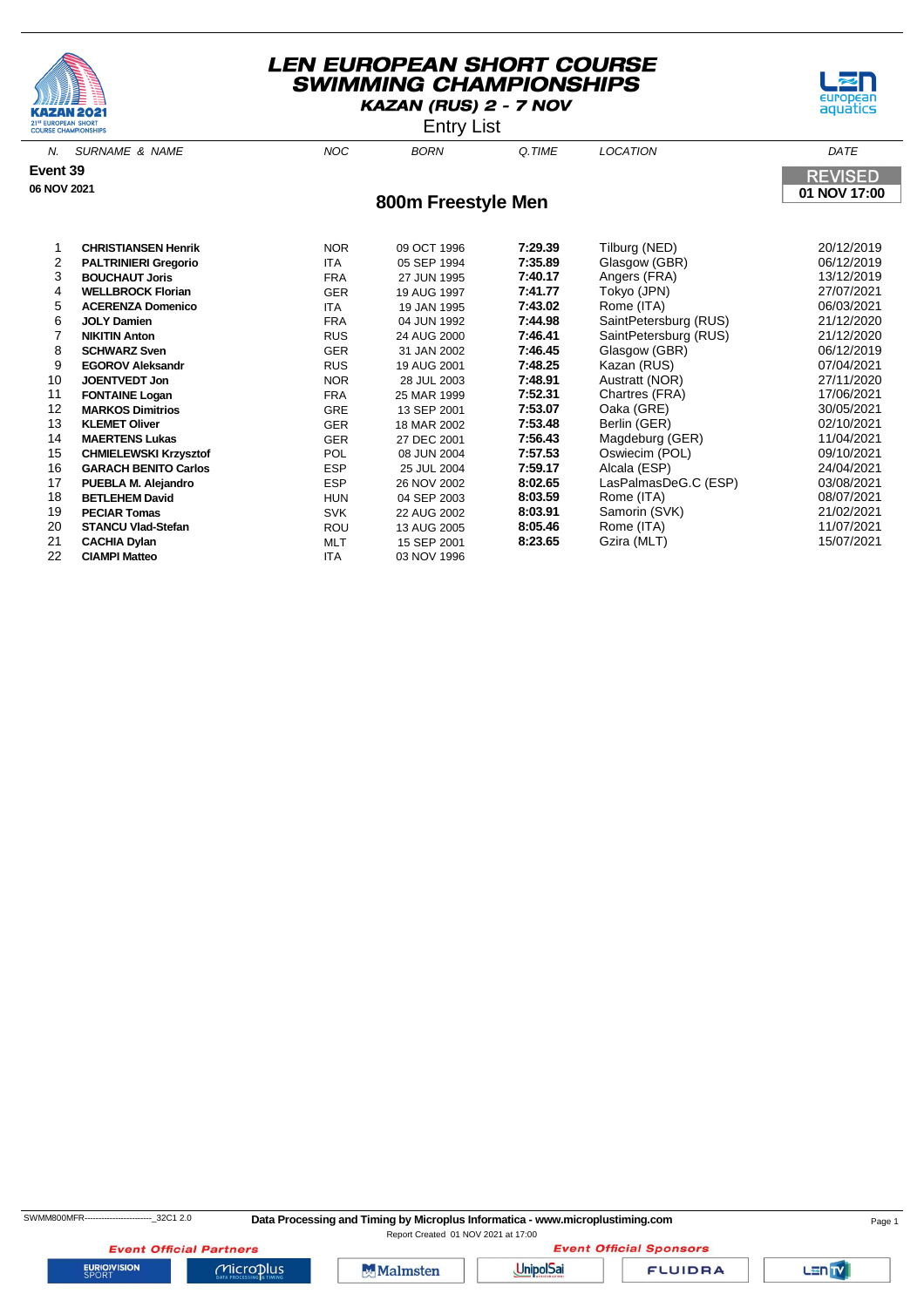# LEN EUROPEAN SHORT COURSE SWIMMING CHAMPIONSHIPS

**KAZAN (RUS) 2 - 7 NOV**

Entry List

**Event 39**

**06 NOV 2021**

REVISED
**01 NOV 17:00**

## 800m Freestyle Men

| N. | SURNAME & NAME | NOC | BORN | Q.TIME | LOCATION | DATE |
|---|---|---|---|---|---|---|
| 1 | **CHRISTIANSEN Henrik** | NOR | 09 OCT 1996 | **7:29.39** | Tilburg (NED) | 20/12/2019 |
| 2 | **PALTRINIERI Gregorio** | ITA | 05 SEP 1994 | **7:35.89** | Glasgow (GBR) | 06/12/2019 |
| 3 | **BOUCHAUT Joris** | FRA | 27 JUN 1995 | **7:40.17** | Angers (FRA) | 13/12/2019 |
| 4 | **WELLBROCK Florian** | GER | 19 AUG 1997 | **7:41.77** | Tokyo (JPN) | 27/07/2021 |
| 5 | **ACERENZA Domenico** | ITA | 19 JAN 1995 | **7:43.02** | Rome (ITA) | 06/03/2021 |
| 6 | **JOLY Damien** | FRA | 04 JUN 1992 | **7:44.98** | SaintPetersburg (RUS) | 21/12/2020 |
| 7 | **NIKITIN Anton** | RUS | 24 AUG 2000 | **7:46.41** | SaintPetersburg (RUS) | 21/12/2020 |
| 8 | **SCHWARZ Sven** | GER | 31 JAN 2002 | **7:46.45** | Glasgow (GBR) | 06/12/2019 |
| 9 | **EGOROV Aleksandr** | RUS | 19 AUG 2001 | **7:48.25** | Kazan (RUS) | 07/04/2021 |
| 10 | **JOENTVEDT Jon** | NOR | 28 JUL 2003 | **7:48.91** | Austratt (NOR) | 27/11/2020 |
| 11 | **FONTAINE Logan** | FRA | 25 MAR 1999 | **7:52.31** | Chartres (FRA) | 17/06/2021 |
| 12 | **MARKOS Dimitrios** | GRE | 13 SEP 2001 | **7:53.07** | Oaka (GRE) | 30/05/2021 |
| 13 | **KLEMET Oliver** | GER | 18 MAR 2002 | **7:53.48** | Berlin (GER) | 02/10/2021 |
| 14 | **MAERTENS Lukas** | GER | 27 DEC 2001 | **7:56.43** | Magdeburg (GER) | 11/04/2021 |
| 15 | **CHMIELEWSKI Krzysztof** | POL | 08 JUN 2004 | **7:57.53** | Oswiecim (POL) | 09/10/2021 |
| 16 | **GARACH BENITO Carlos** | ESP | 25 JUL 2004 | **7:59.17** | Alcala (ESP) | 24/04/2021 |
| 17 | **PUEBLA M. Alejandro** | ESP | 26 NOV 2002 | **8:02.65** | LasPalmasDeG.C (ESP) | 03/08/2021 |
| 18 | **BETLEHEM David** | HUN | 04 SEP 2003 | **8:03.59** | Rome (ITA) | 08/07/2021 |
| 19 | **PECIAR Tomas** | SVK | 22 AUG 2002 | **8:03.91** | Samorin (SVK) | 21/02/2021 |
| 20 | **STANCU Vlad-Stefan** | ROU | 13 AUG 2005 | **8:05.46** | Rome (ITA) | 11/07/2021 |
| 21 | **CACHIA Dylan** | MLT | 15 SEP 2001 | **8:23.65** | Gzira (MLT) | 15/07/2021 |
| 22 | **CIAMPI Matteo** | ITA | 03 NOV 1996 | | | |

SWMM800MFR------------------------_32C1 2.0

**Data Processing and Timing by Microplus Informatica - www.microplustiming.com**

Report Created 01 NOV 2021 at 17:00

*Event Official Partners* — EUROVISION SPORT, Microplus

*Event Official Sponsors* — Malmsten, UnipolSai, FLUIDRA, LEN TV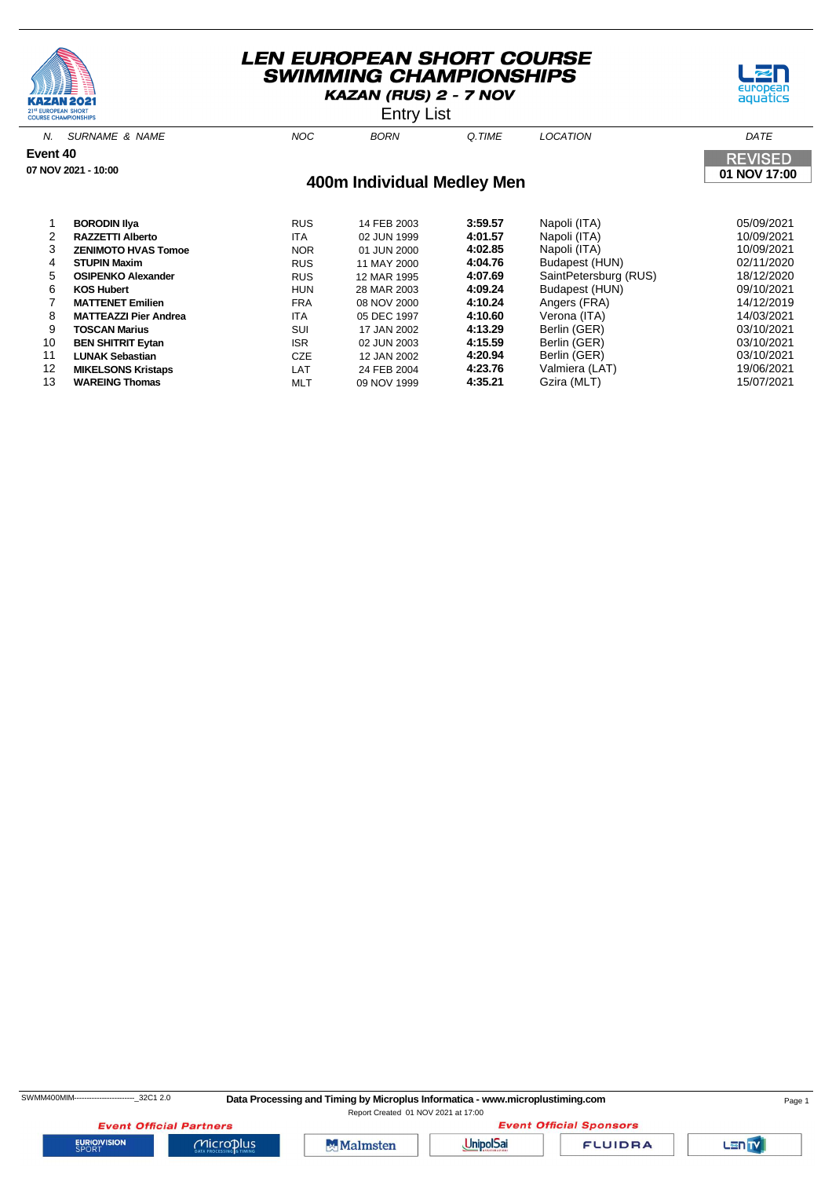# LEN EUROPEAN SHORT COURSE SWIMMING CHAMPIONSHIPS

**KAZAN (RUS) 2 - 7 NOV**

Entry List

**Event 40**

**07 NOV 2021 - 10:00**

**REVISED**
**01 NOV 17:00**

## 400m Individual Medley Men

| N. | SURNAME & NAME | NOC | BORN | Q.TIME | LOCATION | DATE |
|---|---|---|---|---|---|---|
| 1 | **BORODIN Ilya** | RUS | 14 FEB 2003 | **3:59.57** | Napoli (ITA) | 05/09/2021 |
| 2 | **RAZZETTI Alberto** | ITA | 02 JUN 1999 | **4:01.57** | Napoli (ITA) | 10/09/2021 |
| 3 | **ZENIMOTO HVAS Tomoe** | NOR | 01 JUN 2000 | **4:02.85** | Napoli (ITA) | 10/09/2021 |
| 4 | **STUPIN Maxim** | RUS | 11 MAY 2000 | **4:04.76** | Budapest (HUN) | 02/11/2020 |
| 5 | **OSIPENKO Alexander** | RUS | 12 MAR 1995 | **4:07.69** | SaintPetersburg (RUS) | 18/12/2020 |
| 6 | **KOS Hubert** | HUN | 28 MAR 2003 | **4:09.24** | Budapest (HUN) | 09/10/2021 |
| 7 | **MATTENET Emilien** | FRA | 08 NOV 2000 | **4:10.24** | Angers (FRA) | 14/12/2019 |
| 8 | **MATTEAZZI Pier Andrea** | ITA | 05 DEC 1997 | **4:10.60** | Verona (ITA) | 14/03/2021 |
| 9 | **TOSCAN Marius** | SUI | 17 JAN 2002 | **4:13.29** | Berlin (GER) | 03/10/2021 |
| 10 | **BEN SHITRIT Eytan** | ISR | 02 JUN 2003 | **4:15.59** | Berlin (GER) | 03/10/2021 |
| 11 | **LUNAK Sebastian** | CZE | 12 JAN 2002 | **4:20.94** | Berlin (GER) | 03/10/2021 |
| 12 | **MIKELSONS Kristaps** | LAT | 24 FEB 2004 | **4:23.76** | Valmiera (LAT) | 19/06/2021 |
| 13 | **WAREING Thomas** | MLT | 09 NOV 1999 | **4:35.21** | Gzira (MLT) | 15/07/2021 |

SWMM400MIM------------------------_32C1 2.0

**Data Processing and Timing by Microplus Informatica - www.microplustiming.com**

Report Created 01 NOV 2021 at 17:00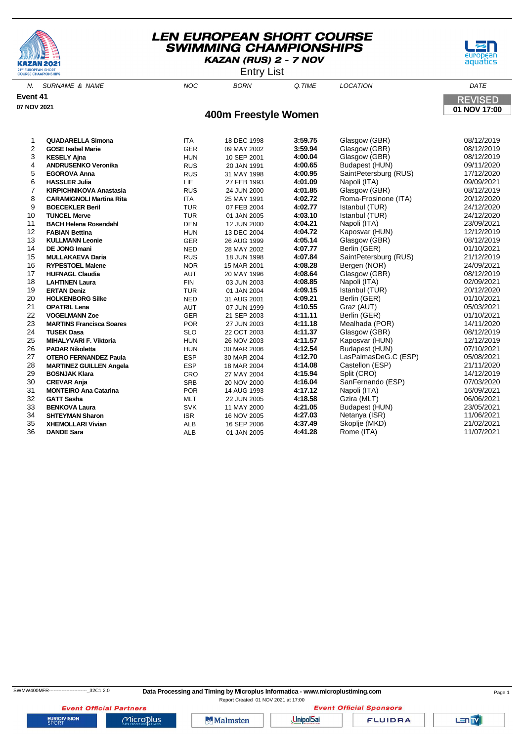# LEN EUROPEAN SHORT COURSE SWIMMING CHAMPIONSHIPS

**KAZAN (RUS) 2 - 7 NOV**

Entry List

**Event 41**

**07 NOV 2021**

**REVISED 01 NOV 17:00**

## 400m Freestyle Women

| N. | SURNAME & NAME | NOC | BORN | Q.TIME | LOCATION | DATE |
|---|---|---|---|---|---|---|
| 1 | **QUADARELLA Simona** | ITA | 18 DEC 1998 | **3:59.75** | Glasgow (GBR) | 08/12/2019 |
| 2 | **GOSE Isabel Marie** | GER | 09 MAY 2002 | **3:59.94** | Glasgow (GBR) | 08/12/2019 |
| 3 | **KESELY Ajna** | HUN | 10 SEP 2001 | **4:00.04** | Glasgow (GBR) | 08/12/2019 |
| 4 | **ANDRUSENKO Veronika** | RUS | 20 JAN 1991 | **4:00.65** | Budapest (HUN) | 09/11/2020 |
| 5 | **EGOROVA Anna** | RUS | 31 MAY 1998 | **4:00.95** | SaintPetersburg (RUS) | 17/12/2020 |
| 6 | **HASSLER Julia** | LIE | 27 FEB 1993 | **4:01.09** | Napoli (ITA) | 09/09/2021 |
| 7 | **KIRPICHNIKOVA Anastasia** | RUS | 24 JUN 2000 | **4:01.85** | Glasgow (GBR) | 08/12/2019 |
| 8 | **CARAMIGNOLI Martina Rita** | ITA | 25 MAY 1991 | **4:02.72** | Roma-Frosinone (ITA) | 20/12/2020 |
| 9 | **BOECEKLER Beril** | TUR | 07 FEB 2004 | **4:02.77** | Istanbul (TUR) | 24/12/2020 |
| 10 | **TUNCEL Merve** | TUR | 01 JAN 2005 | **4:03.10** | Istanbul (TUR) | 24/12/2020 |
| 11 | **BACH Helena Rosendahl** | DEN | 12 JUN 2000 | **4:04.21** | Napoli (ITA) | 23/09/2021 |
| 12 | **FABIAN Bettina** | HUN | 13 DEC 2004 | **4:04.72** | Kaposvar (HUN) | 12/12/2019 |
| 13 | **KULLMANN Leonie** | GER | 26 AUG 1999 | **4:05.14** | Glasgow (GBR) | 08/12/2019 |
| 14 | **DE JONG Imani** | NED | 28 MAY 2002 | **4:07.77** | Berlin (GER) | 01/10/2021 |
| 15 | **MULLAKAEVA Daria** | RUS | 18 JUN 1998 | **4:07.84** | SaintPetersburg (RUS) | 21/12/2019 |
| 16 | **RYPESTOEL Malene** | NOR | 15 MAR 2001 | **4:08.28** | Bergen (NOR) | 24/09/2021 |
| 17 | **HUFNAGL Claudia** | AUT | 20 MAY 1996 | **4:08.64** | Glasgow (GBR) | 08/12/2019 |
| 18 | **LAHTINEN Laura** | FIN | 03 JUN 2003 | **4:08.85** | Napoli (ITA) | 02/09/2021 |
| 19 | **ERTAN Deniz** | TUR | 01 JAN 2004 | **4:09.15** | Istanbul (TUR) | 20/12/2020 |
| 20 | **HOLKENBORG Silke** | NED | 31 AUG 2001 | **4:09.21** | Berlin (GER) | 01/10/2021 |
| 21 | **OPATRIL Lena** | AUT | 07 JUN 1999 | **4:10.55** | Graz (AUT) | 05/03/2021 |
| 22 | **VOGELMANN Zoe** | GER | 21 SEP 2003 | **4:11.11** | Berlin (GER) | 01/10/2021 |
| 23 | **MARTINS Francisca Soares** | POR | 27 JUN 2003 | **4:11.18** | Mealhada (POR) | 14/11/2020 |
| 24 | **TUSEK Dasa** | SLO | 22 OCT 2003 | **4:11.37** | Glasgow (GBR) | 08/12/2019 |
| 25 | **MIHALYVARI F. Viktoria** | HUN | 26 NOV 2003 | **4:11.57** | Kaposvar (HUN) | 12/12/2019 |
| 26 | **PADAR Nikoletta** | HUN | 30 MAR 2006 | **4:12.54** | Budapest (HUN) | 07/10/2021 |
| 27 | **OTERO FERNANDEZ Paula** | ESP | 30 MAR 2004 | **4:12.70** | LasPalmasDeG.C (ESP) | 05/08/2021 |
| 28 | **MARTINEZ GUILLEN Angela** | ESP | 18 MAR 2004 | **4:14.08** | Castellon (ESP) | 21/11/2020 |
| 29 | **BOSNJAK Klara** | CRO | 27 MAY 2004 | **4:15.94** | Split (CRO) | 14/12/2019 |
| 30 | **CREVAR Anja** | SRB | 20 NOV 2000 | **4:16.04** | SanFernando (ESP) | 07/03/2020 |
| 31 | **MONTEIRO Ana Catarina** | POR | 14 AUG 1993 | **4:17.12** | Napoli (ITA) | 16/09/2021 |
| 32 | **GATT Sasha** | MLT | 22 JUN 2005 | **4:18.58** | Gzira (MLT) | 06/06/2021 |
| 33 | **BENKOVA Laura** | SVK | 11 MAY 2000 | **4:21.05** | Budapest (HUN) | 23/05/2021 |
| 34 | **SHTEYMAN Sharon** | ISR | 16 NOV 2005 | **4:27.03** | Netanya (ISR) | 11/06/2021 |
| 35 | **XHEMOLLARI Vivian** | ALB | 16 SEP 2006 | **4:37.49** | Skoplje (MKD) | 21/02/2021 |
| 36 | **DANDE Sara** | ALB | 01 JAN 2005 | **4:41.28** | Rome (ITA) | 11/07/2021 |

SWMW400MFR------------------------_32C1 2.0 **Data Processing and Timing by Microplus Informatica - www.microplustiming.com**

Report Created 01 NOV 2021 at 17:00

*Event Official Partners* — *Event Official Sponsors*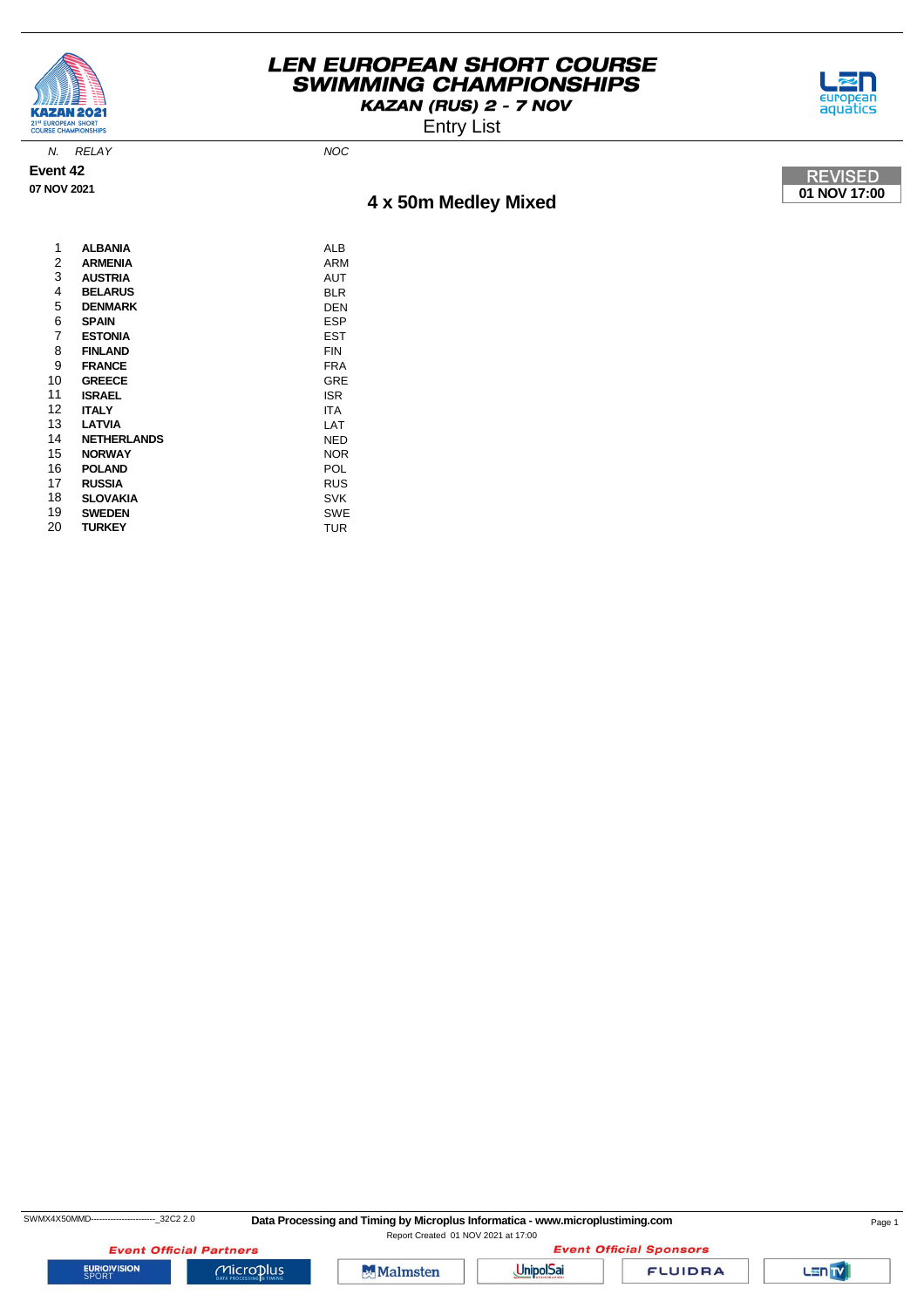# LEN EUROPEAN SHORT COURSE SWIMMING CHAMPIONSHIPS

**KAZAN (RUS) 2 - 7 NOV**

Entry List

**Event 42**

**07 NOV 2021**

## 4 x 50m Medley Mixed

REVISED
**01 NOV 17:00**

| N. | RELAY | NOC |
|---|---|---|
| 1 | **ALBANIA** | ALB |
| 2 | **ARMENIA** | ARM |
| 3 | **AUSTRIA** | AUT |
| 4 | **BELARUS** | BLR |
| 5 | **DENMARK** | DEN |
| 6 | **SPAIN** | ESP |
| 7 | **ESTONIA** | EST |
| 8 | **FINLAND** | FIN |
| 9 | **FRANCE** | FRA |
| 10 | **GREECE** | GRE |
| 11 | **ISRAEL** | ISR |
| 12 | **ITALY** | ITA |
| 13 | **LATVIA** | LAT |
| 14 | **NETHERLANDS** | NED |
| 15 | **NORWAY** | NOR |
| 16 | **POLAND** | POL |
| 17 | **RUSSIA** | RUS |
| 18 | **SLOVAKIA** | SVK |
| 19 | **SWEDEN** | SWE |
| 20 | **TURKEY** | TUR |

SWMX4X50MMD----------------------_32C2 2.0

**Data Processing and Timing by Microplus Informatica - www.microplustiming.com**

Report Created 01 NOV 2021 at 17:00